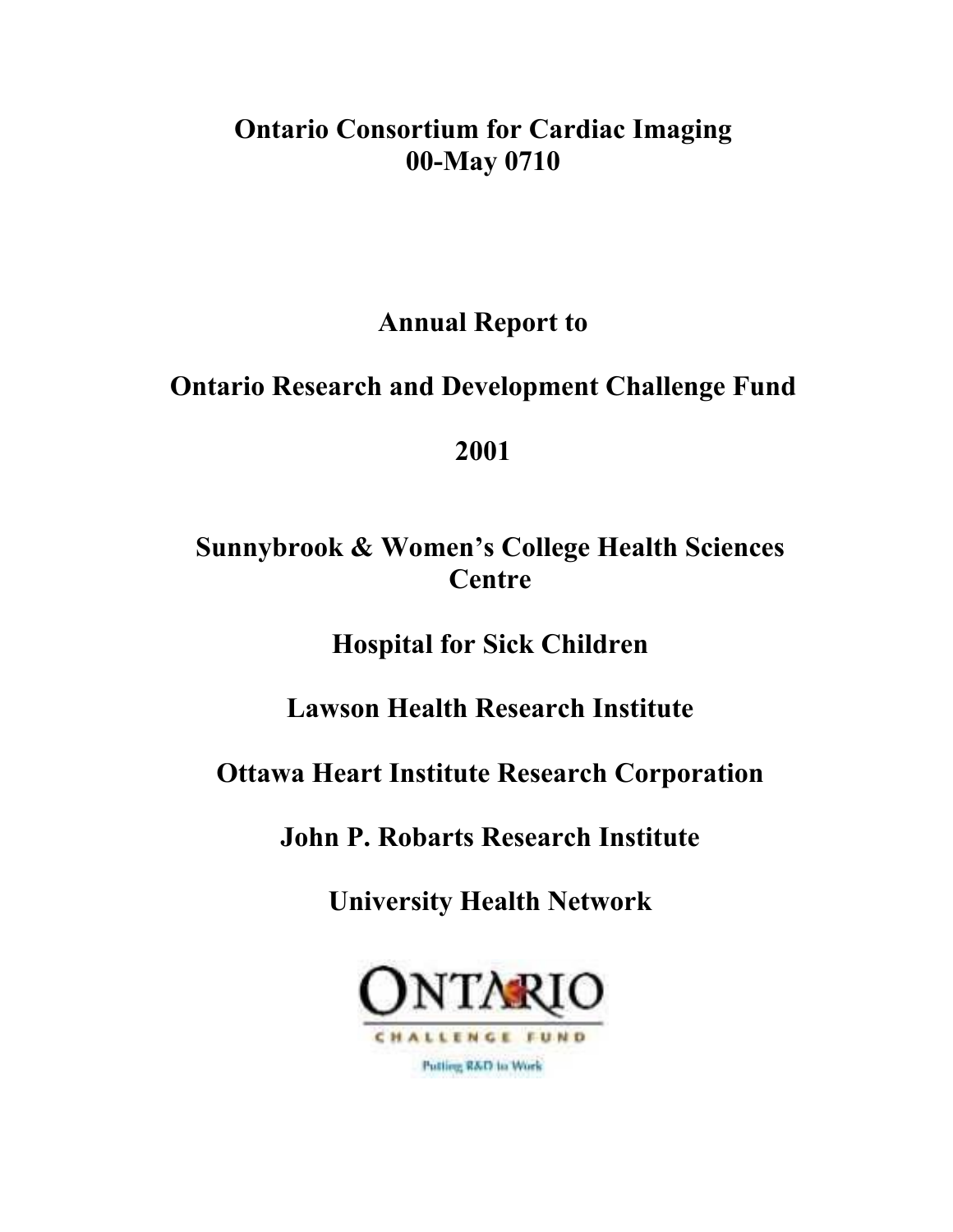# Ontario Consortium for Cardiac Imaging
## 00-May 0710

## Annual Report to

## Ontario Research and Development Challenge Fund

## 2001

**Sunnybrook & Women's College Health Sciences Centre**

**Hospital for Sick Children**

**Lawson Health Research Institute**

**Ottawa Heart Institute Research Corporation**

**John P. Robarts Research Institute**

**University Health Network**

ONTARIO
CHALLENGE FUND
Putting R&D to Work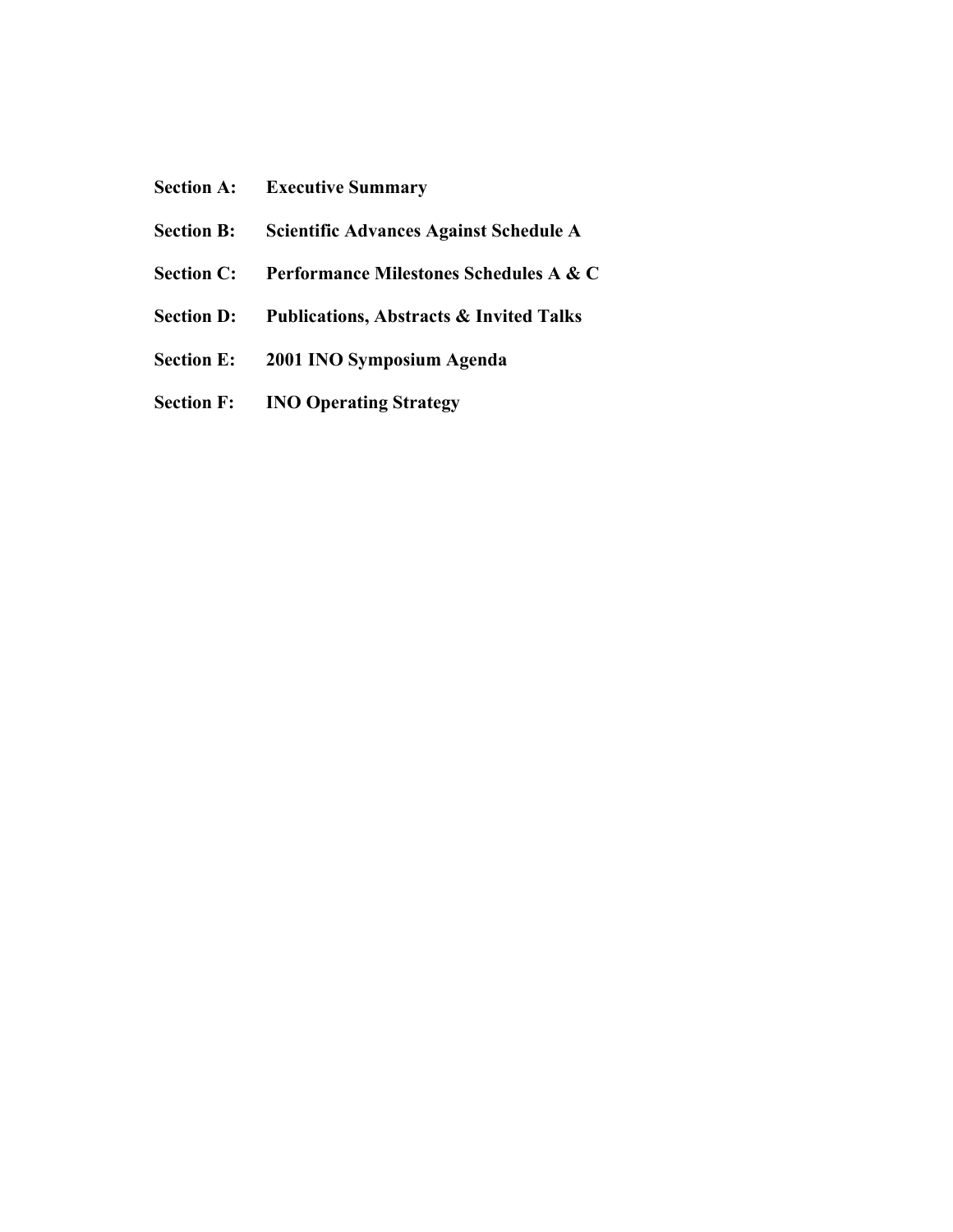**Section A:** **Executive Summary**

**Section B:** **Scientific Advances Against Schedule A**

**Section C:** **Performance Milestones Schedules A & C**

**Section D:** **Publications, Abstracts & Invited Talks**

**Section E:** **2001 INO Symposium Agenda**

**Section F:** **INO Operating Strategy**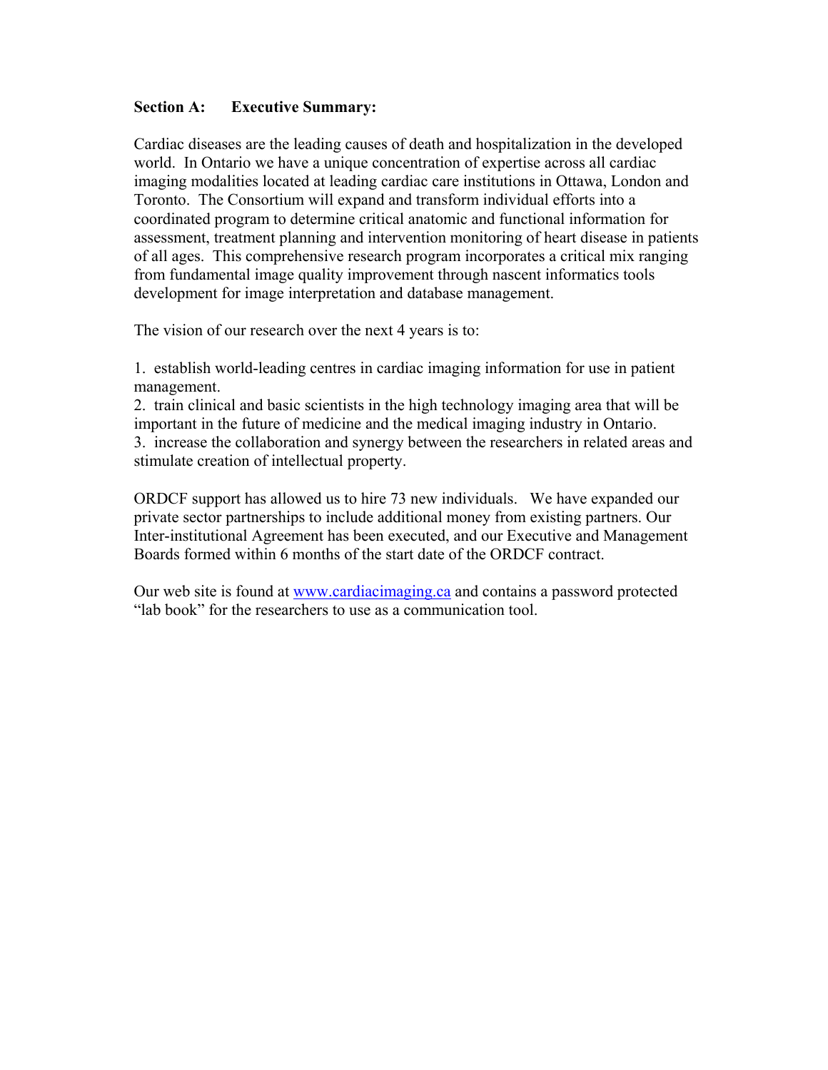## Section A: Executive Summary:

Cardiac diseases are the leading causes of death and hospitalization in the developed world. In Ontario we have a unique concentration of expertise across all cardiac imaging modalities located at leading cardiac care institutions in Ottawa, London and Toronto. The Consortium will expand and transform individual efforts into a coordinated program to determine critical anatomic and functional information for assessment, treatment planning and intervention monitoring of heart disease in patients of all ages. This comprehensive research program incorporates a critical mix ranging from fundamental image quality improvement through nascent informatics tools development for image interpretation and database management.

The vision of our research over the next 4 years is to:

1. establish world-leading centres in cardiac imaging information for use in patient management.
2. train clinical and basic scientists in the high technology imaging area that will be important in the future of medicine and the medical imaging industry in Ontario.
3. increase the collaboration and synergy between the researchers in related areas and stimulate creation of intellectual property.

ORDCF support has allowed us to hire 73 new individuals. We have expanded our private sector partnerships to include additional money from existing partners. Our Inter-institutional Agreement has been executed, and our Executive and Management Boards formed within 6 months of the start date of the ORDCF contract.

Our web site is found at [www.cardiacimaging.ca](http://www.cardiacimaging.ca) and contains a password protected "lab book" for the researchers to use as a communication tool.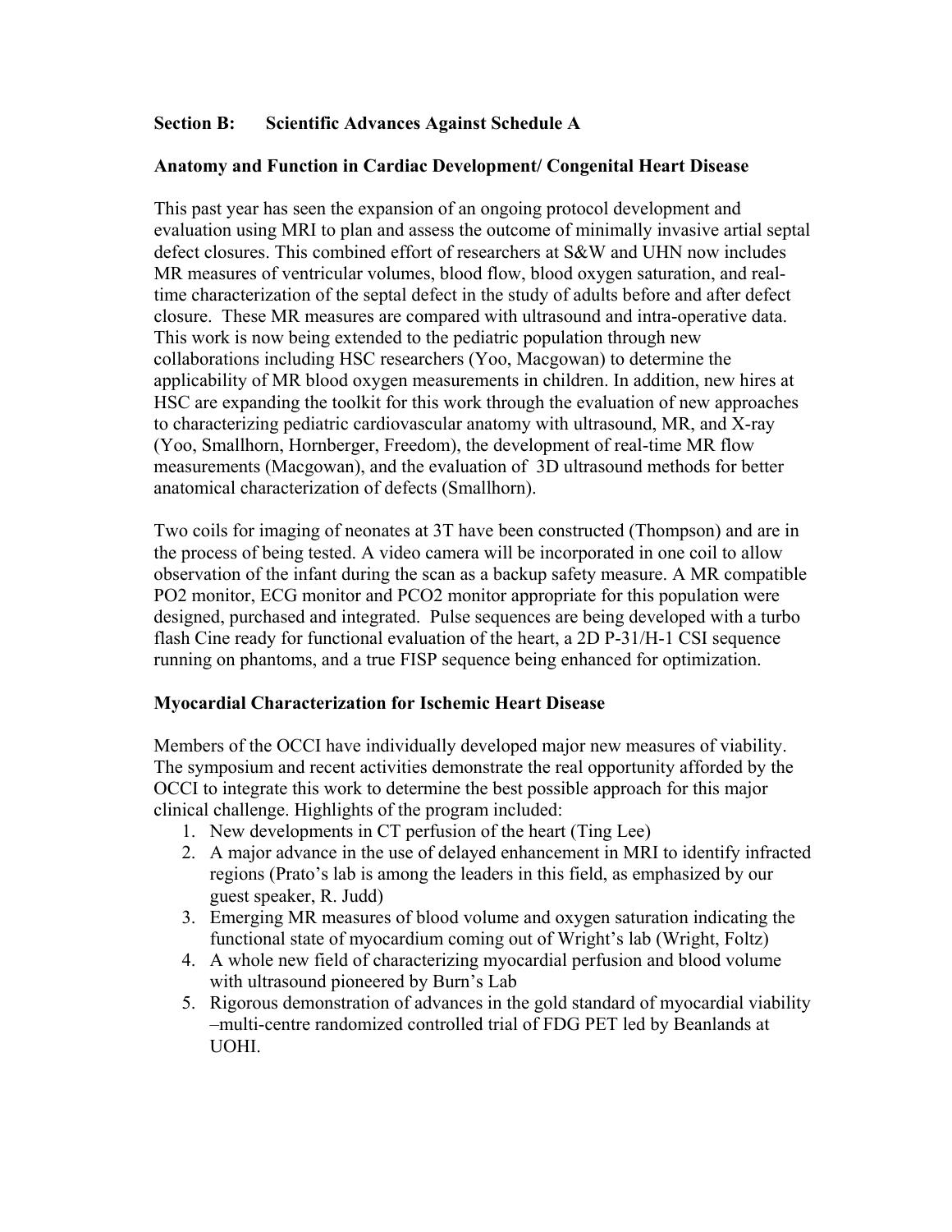## Section B: Scientific Advances Against Schedule A

### Anatomy and Function in Cardiac Development/ Congenital Heart Disease

This past year has seen the expansion of an ongoing protocol development and evaluation using MRI to plan and assess the outcome of minimally invasive artial septal defect closures. This combined effort of researchers at S&W and UHN now includes MR measures of ventricular volumes, blood flow, blood oxygen saturation, and real-time characterization of the septal defect in the study of adults before and after defect closure. These MR measures are compared with ultrasound and intra-operative data. This work is now being extended to the pediatric population through new collaborations including HSC researchers (Yoo, Macgowan) to determine the applicability of MR blood oxygen measurements in children. In addition, new hires at HSC are expanding the toolkit for this work through the evaluation of new approaches to characterizing pediatric cardiovascular anatomy with ultrasound, MR, and X-ray (Yoo, Smallhorn, Hornberger, Freedom), the development of real-time MR flow measurements (Macgowan), and the evaluation of 3D ultrasound methods for better anatomical characterization of defects (Smallhorn).

Two coils for imaging of neonates at 3T have been constructed (Thompson) and are in the process of being tested. A video camera will be incorporated in one coil to allow observation of the infant during the scan as a backup safety measure. A MR compatible PO2 monitor, ECG monitor and PCO2 monitor appropriate for this population were designed, purchased and integrated. Pulse sequences are being developed with a turbo flash Cine ready for functional evaluation of the heart, a 2D P-31/H-1 CSI sequence running on phantoms, and a true FISP sequence being enhanced for optimization.

### Myocardial Characterization for Ischemic Heart Disease

Members of the OCCI have individually developed major new measures of viability. The symposium and recent activities demonstrate the real opportunity afforded by the OCCI to integrate this work to determine the best possible approach for this major clinical challenge. Highlights of the program included:

1. New developments in CT perfusion of the heart (Ting Lee)
2. A major advance in the use of delayed enhancement in MRI to identify infracted regions (Prato's lab is among the leaders in this field, as emphasized by our guest speaker, R. Judd)
3. Emerging MR measures of blood volume and oxygen saturation indicating the functional state of myocardium coming out of Wright's lab (Wright, Foltz)
4. A whole new field of characterizing myocardial perfusion and blood volume with ultrasound pioneered by Burn's Lab
5. Rigorous demonstration of advances in the gold standard of myocardial viability –multi-centre randomized controlled trial of FDG PET led by Beanlands at UOHI.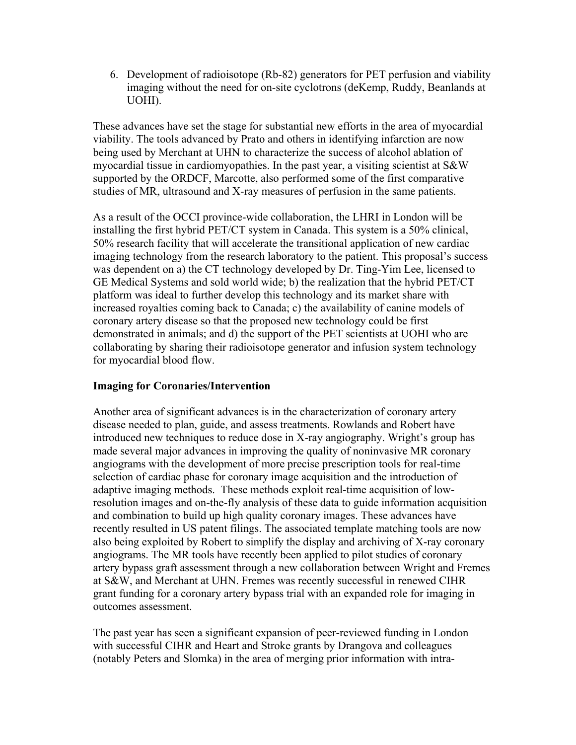6. Development of radioisotope (Rb-82) generators for PET perfusion and viability imaging without the need for on-site cyclotrons (deKemp, Ruddy, Beanlands at UOHI).

These advances have set the stage for substantial new efforts in the area of myocardial viability. The tools advanced by Prato and others in identifying infarction are now being used by Merchant at UHN to characterize the success of alcohol ablation of myocardial tissue in cardiomyopathies. In the past year, a visiting scientist at S&W supported by the ORDCF, Marcotte, also performed some of the first comparative studies of MR, ultrasound and X-ray measures of perfusion in the same patients.

As a result of the OCCI province-wide collaboration, the LHRI in London will be installing the first hybrid PET/CT system in Canada. This system is a 50% clinical, 50% research facility that will accelerate the transitional application of new cardiac imaging technology from the research laboratory to the patient. This proposal's success was dependent on a) the CT technology developed by Dr. Ting-Yim Lee, licensed to GE Medical Systems and sold world wide; b) the realization that the hybrid PET/CT platform was ideal to further develop this technology and its market share with increased royalties coming back to Canada; c) the availability of canine models of coronary artery disease so that the proposed new technology could be first demonstrated in animals; and d) the support of the PET scientists at UOHI who are collaborating by sharing their radioisotope generator and infusion system technology for myocardial blood flow.

**Imaging for Coronaries/Intervention**

Another area of significant advances is in the characterization of coronary artery disease needed to plan, guide, and assess treatments. Rowlands and Robert have introduced new techniques to reduce dose in X-ray angiography. Wright's group has made several major advances in improving the quality of noninvasive MR coronary angiograms with the development of more precise prescription tools for real-time selection of cardiac phase for coronary image acquisition and the introduction of adaptive imaging methods. These methods exploit real-time acquisition of low-resolution images and on-the-fly analysis of these data to guide information acquisition and combination to build up high quality coronary images. These advances have recently resulted in US patent filings. The associated template matching tools are now also being exploited by Robert to simplify the display and archiving of X-ray coronary angiograms. The MR tools have recently been applied to pilot studies of coronary artery bypass graft assessment through a new collaboration between Wright and Fremes at S&W, and Merchant at UHN. Fremes was recently successful in renewed CIHR grant funding for a coronary artery bypass trial with an expanded role for imaging in outcomes assessment.

The past year has seen a significant expansion of peer-reviewed funding in London with successful CIHR and Heart and Stroke grants by Drangova and colleagues (notably Peters and Slomka) in the area of merging prior information with intra-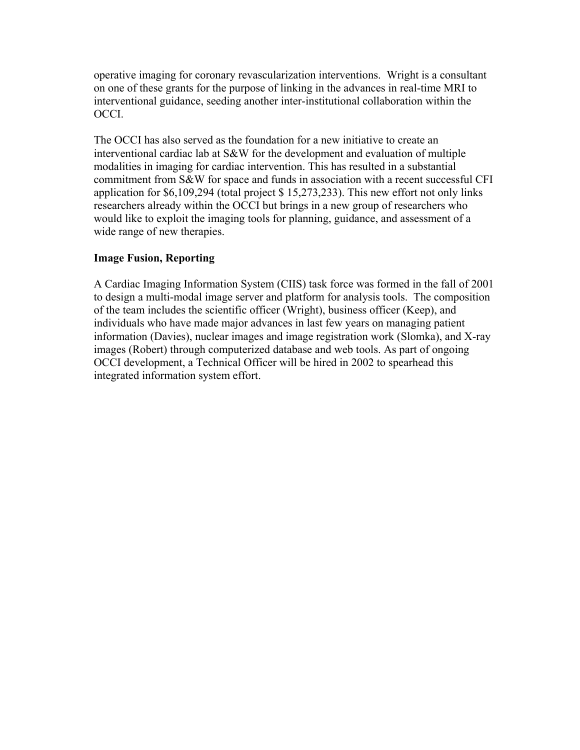operative imaging for coronary revascularization interventions. Wright is a consultant on one of these grants for the purpose of linking in the advances in real-time MRI to interventional guidance, seeding another inter-institutional collaboration within the OCCI.

The OCCI has also served as the foundation for a new initiative to create an interventional cardiac lab at S&W for the development and evaluation of multiple modalities in imaging for cardiac intervention. This has resulted in a substantial commitment from S&W for space and funds in association with a recent successful CFI application for $6,109,294 (total project $ 15,273,233). This new effort not only links researchers already within the OCCI but brings in a new group of researchers who would like to exploit the imaging tools for planning, guidance, and assessment of a wide range of new therapies.

**Image Fusion, Reporting**

A Cardiac Imaging Information System (CIIS) task force was formed in the fall of 2001 to design a multi-modal image server and platform for analysis tools. The composition of the team includes the scientific officer (Wright), business officer (Keep), and individuals who have made major advances in last few years on managing patient information (Davies), nuclear images and image registration work (Slomka), and X-ray images (Robert) through computerized database and web tools. As part of ongoing OCCI development, a Technical Officer will be hired in 2002 to spearhead this integrated information system effort.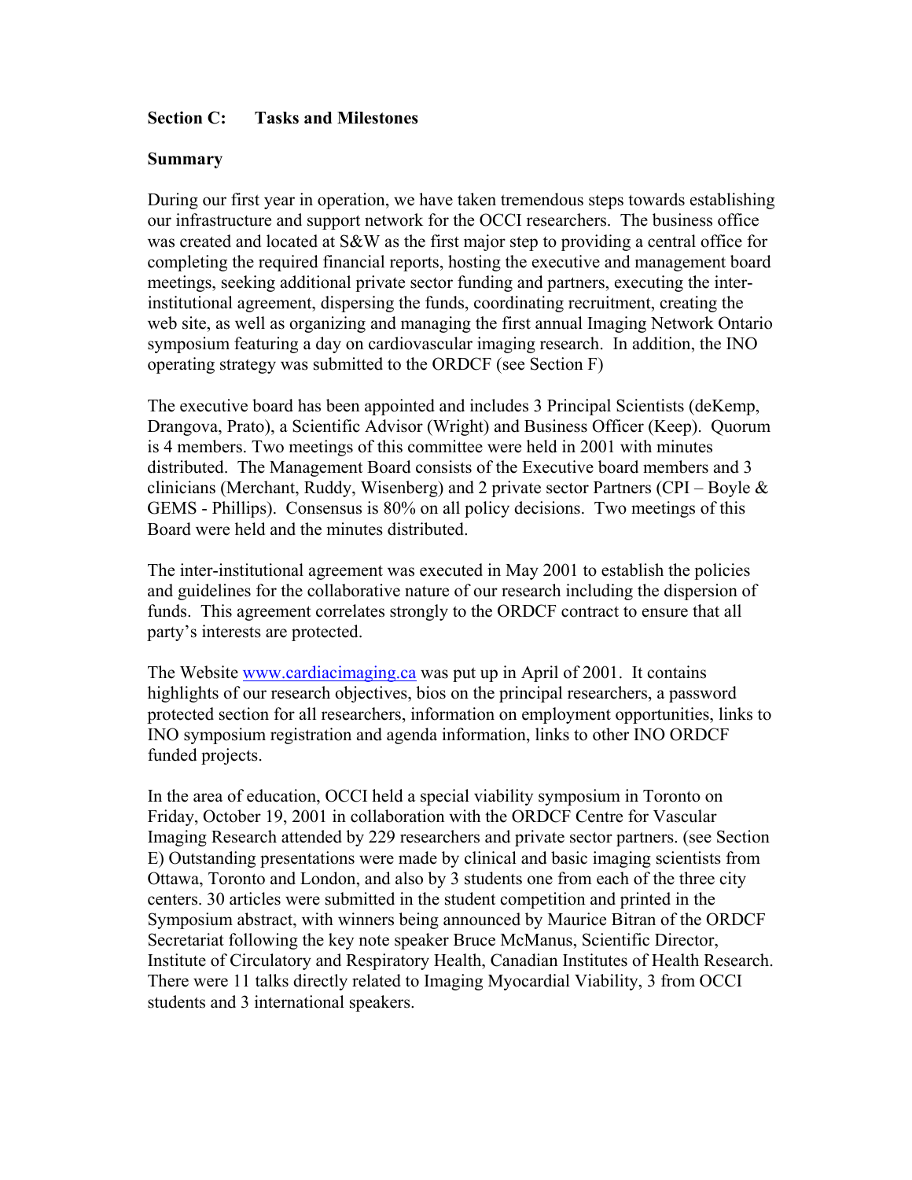## Section C: Tasks and Milestones

### Summary

During our first year in operation, we have taken tremendous steps towards establishing our infrastructure and support network for the OCCI researchers. The business office was created and located at S&W as the first major step to providing a central office for completing the required financial reports, hosting the executive and management board meetings, seeking additional private sector funding and partners, executing the inter-institutional agreement, dispersing the funds, coordinating recruitment, creating the web site, as well as organizing and managing the first annual Imaging Network Ontario symposium featuring a day on cardiovascular imaging research. In addition, the INO operating strategy was submitted to the ORDCF (see Section F)

The executive board has been appointed and includes 3 Principal Scientists (deKemp, Drangova, Prato), a Scientific Advisor (Wright) and Business Officer (Keep). Quorum is 4 members. Two meetings of this committee were held in 2001 with minutes distributed. The Management Board consists of the Executive board members and 3 clinicians (Merchant, Ruddy, Wisenberg) and 2 private sector Partners (CPI – Boyle & GEMS - Phillips). Consensus is 80% on all policy decisions. Two meetings of this Board were held and the minutes distributed.

The inter-institutional agreement was executed in May 2001 to establish the policies and guidelines for the collaborative nature of our research including the dispersion of funds. This agreement correlates strongly to the ORDCF contract to ensure that all party's interests are protected.

The Website [www.cardiacimaging.ca](http://www.cardiacimaging.ca) was put up in April of 2001. It contains highlights of our research objectives, bios on the principal researchers, a password protected section for all researchers, information on employment opportunities, links to INO symposium registration and agenda information, links to other INO ORDCF funded projects.

In the area of education, OCCI held a special viability symposium in Toronto on Friday, October 19, 2001 in collaboration with the ORDCF Centre for Vascular Imaging Research attended by 229 researchers and private sector partners. (see Section E) Outstanding presentations were made by clinical and basic imaging scientists from Ottawa, Toronto and London, and also by 3 students one from each of the three city centers. 30 articles were submitted in the student competition and printed in the Symposium abstract, with winners being announced by Maurice Bitran of the ORDCF Secretariat following the key note speaker Bruce McManus, Scientific Director, Institute of Circulatory and Respiratory Health, Canadian Institutes of Health Research. There were 11 talks directly related to Imaging Myocardial Viability, 3 from OCCI students and 3 international speakers.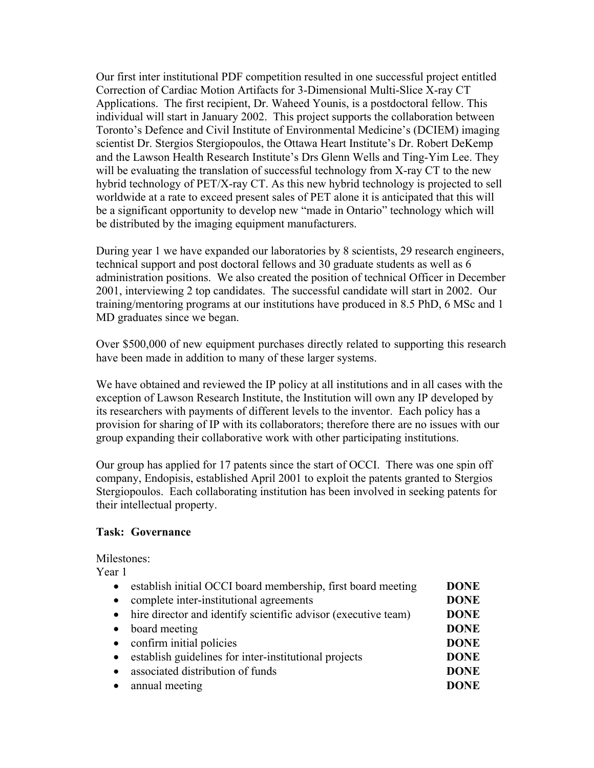Our first inter institutional PDF competition resulted in one successful project entitled Correction of Cardiac Motion Artifacts for 3-Dimensional Multi-Slice X-ray CT Applications. The first recipient, Dr. Waheed Younis, is a postdoctoral fellow. This individual will start in January 2002. This project supports the collaboration between Toronto's Defence and Civil Institute of Environmental Medicine's (DCIEM) imaging scientist Dr. Stergios Stergiopoulos, the Ottawa Heart Institute's Dr. Robert DeKemp and the Lawson Health Research Institute's Drs Glenn Wells and Ting-Yim Lee. They will be evaluating the translation of successful technology from X-ray CT to the new hybrid technology of PET/X-ray CT. As this new hybrid technology is projected to sell worldwide at a rate to exceed present sales of PET alone it is anticipated that this will be a significant opportunity to develop new "made in Ontario" technology which will be distributed by the imaging equipment manufacturers.

During year 1 we have expanded our laboratories by 8 scientists, 29 research engineers, technical support and post doctoral fellows and 30 graduate students as well as 6 administration positions. We also created the position of technical Officer in December 2001, interviewing 2 top candidates. The successful candidate will start in 2002. Our training/mentoring programs at our institutions have produced in 8.5 PhD, 6 MSc and 1 MD graduates since we began.

Over $500,000 of new equipment purchases directly related to supporting this research have been made in addition to many of these larger systems.

We have obtained and reviewed the IP policy at all institutions and in all cases with the exception of Lawson Research Institute, the Institution will own any IP developed by its researchers with payments of different levels to the inventor. Each policy has a provision for sharing of IP with its collaborators; therefore there are no issues with our group expanding their collaborative work with other participating institutions.

Our group has applied for 17 patents since the start of OCCI. There was one spin off company, Endopisis, established April 2001 to exploit the patents granted to Stergios Stergiopoulos. Each collaborating institution has been involved in seeking patents for their intellectual property.

**Task: Governance**

Milestones:

Year 1

- establish initial OCCI board membership, first board meeting **DONE**
- complete inter-institutional agreements **DONE**
- hire director and identify scientific advisor (executive team) **DONE**
- board meeting **DONE**
- confirm initial policies **DONE**
- establish guidelines for inter-institutional projects **DONE**
- associated distribution of funds **DONE**
- annual meeting **DONE**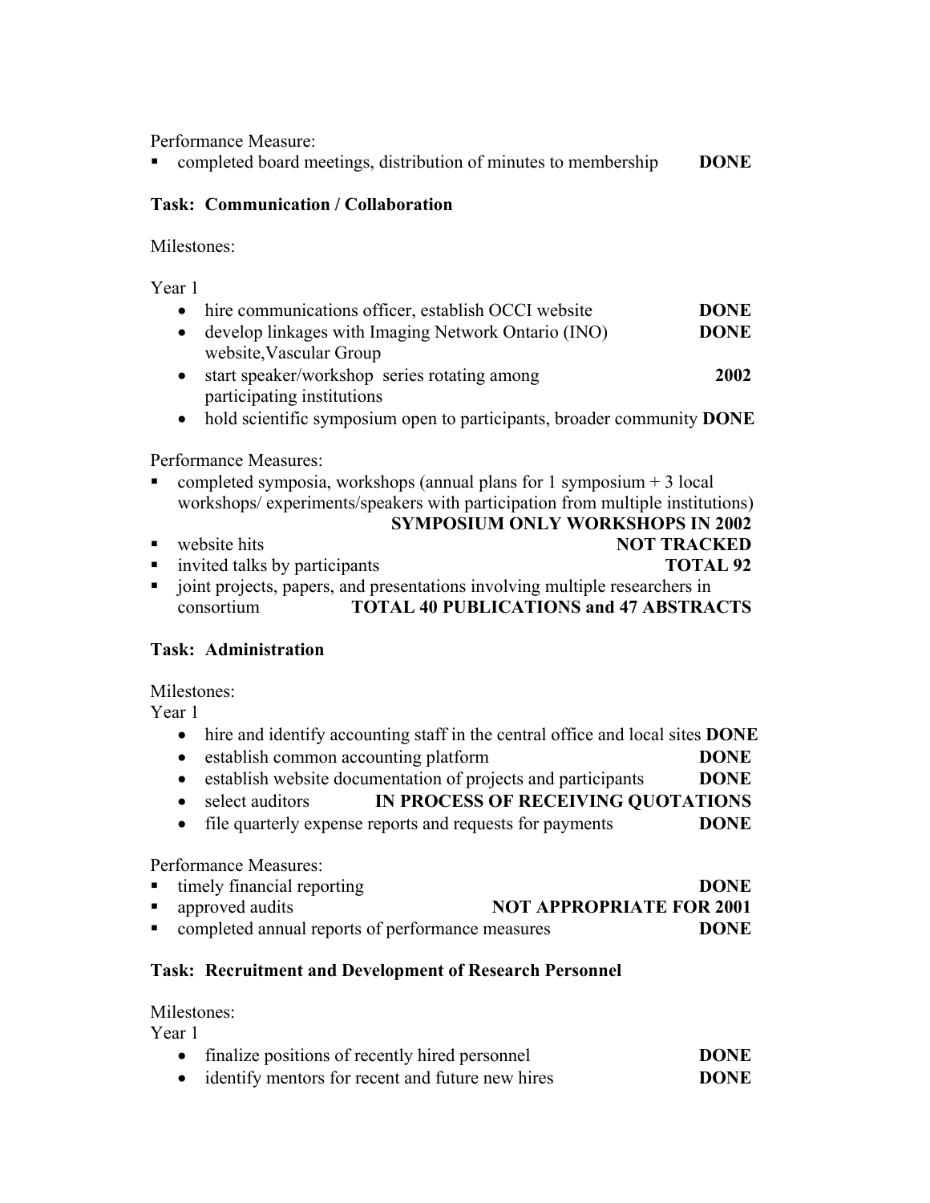Performance Measure:

- completed board meetings, distribution of minutes to membership **DONE**

**Task: Communication / Collaboration**

Milestones:

Year 1

- hire communications officer, establish OCCI website **DONE**
- develop linkages with Imaging Network Ontario (INO) website,Vascular Group **DONE**
- start speaker/workshop series rotating among participating institutions **2002**
- hold scientific symposium open to participants, broader community **DONE**

Performance Measures:

- completed symposia, workshops (annual plans for 1 symposium + 3 local workshops/ experiments/speakers with participation from multiple institutions) **SYMPOSIUM ONLY WORKSHOPS IN 2002**
- website hits **NOT TRACKED**
- invited talks by participants **TOTAL 92**
- joint projects, papers, and presentations involving multiple researchers in consortium **TOTAL 40 PUBLICATIONS and 47 ABSTRACTS**

**Task: Administration**

Milestones:

Year 1

- hire and identify accounting staff in the central office and local sites **DONE**
- establish common accounting platform **DONE**
- establish website documentation of projects and participants **DONE**
- select auditors **IN PROCESS OF RECEIVING QUOTATIONS**
- file quarterly expense reports and requests for payments **DONE**

Performance Measures:

- timely financial reporting **DONE**
- approved audits **NOT APPROPRIATE FOR 2001**
- completed annual reports of performance measures **DONE**

**Task: Recruitment and Development of Research Personnel**

Milestones:

Year 1

- finalize positions of recently hired personnel **DONE**
- identify mentors for recent and future new hires **DONE**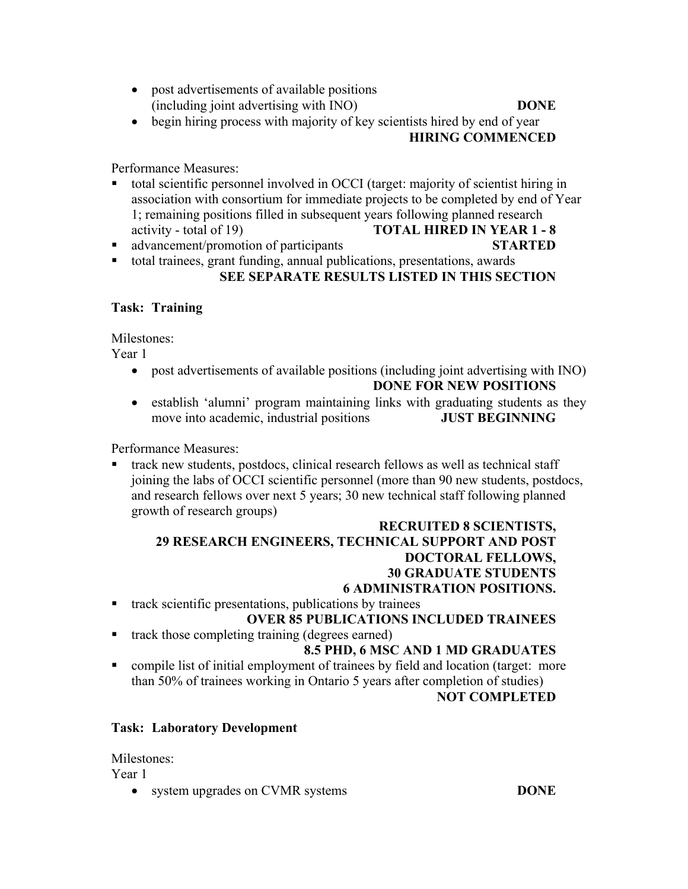- post advertisements of available positions (including joint advertising with INO) **DONE**
- begin hiring process with majority of key scientists hired by end of year **HIRING COMMENCED**

Performance Measures:

- total scientific personnel involved in OCCI (target: majority of scientist hiring in association with consortium for immediate projects to be completed by end of Year 1; remaining positions filled in subsequent years following planned research activity - total of 19) **TOTAL HIRED IN YEAR 1 - 8**
- advancement/promotion of participants **STARTED**
- total trainees, grant funding, annual publications, presentations, awards **SEE SEPARATE RESULTS LISTED IN THIS SECTION**

**Task: Training**

Milestones:
Year 1

- post advertisements of available positions (including joint advertising with INO) **DONE FOR NEW POSITIONS**
- establish 'alumni' program maintaining links with graduating students as they move into academic, industrial positions **JUST BEGINNING**

Performance Measures:

- track new students, postdocs, clinical research fellows as well as technical staff joining the labs of OCCI scientific personnel (more than 90 new students, postdocs, and research fellows over next 5 years; 30 new technical staff following planned growth of research groups) **RECRUITED 8 SCIENTISTS, 29 RESEARCH ENGINEERS, TECHNICAL SUPPORT AND POST DOCTORAL FELLOWS, 30 GRADUATE STUDENTS 6 ADMINISTRATION POSITIONS.**
- track scientific presentations, publications by trainees **OVER 85 PUBLICATIONS INCLUDED TRAINEES**
- track those completing training (degrees earned) **8.5 PHD, 6 MSC AND 1 MD GRADUATES**
- compile list of initial employment of trainees by field and location (target: more than 50% of trainees working in Ontario 5 years after completion of studies) **NOT COMPLETED**

**Task: Laboratory Development**

Milestones:
Year 1

- system upgrades on CVMR systems **DONE**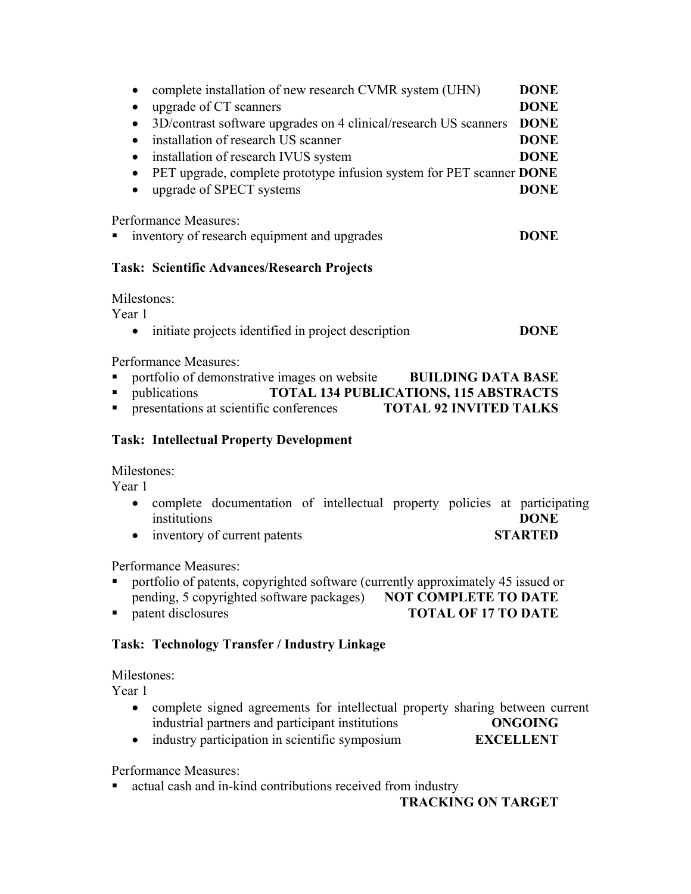- complete installation of new research CVMR system (UHN) **DONE**
- upgrade of CT scanners **DONE**
- 3D/contrast software upgrades on 4 clinical/research US scanners **DONE**
- installation of research US scanner **DONE**
- installation of research IVUS system **DONE**
- PET upgrade, complete prototype infusion system for PET scanner **DONE**
- upgrade of SPECT systems **DONE**

Performance Measures:

- inventory of research equipment and upgrades **DONE**

**Task: Scientific Advances/Research Projects**

Milestones:
Year 1

- initiate projects identified in project description **DONE**

Performance Measures:

- portfolio of demonstrative images on website **BUILDING DATA BASE**
- publications **TOTAL 134 PUBLICATIONS, 115 ABSTRACTS**
- presentations at scientific conferences **TOTAL 92 INVITED TALKS**

**Task: Intellectual Property Development**

Milestones:
Year 1

- complete documentation of intellectual property policies at participating institutions **DONE**
- inventory of current patents **STARTED**

Performance Measures:

- portfolio of patents, copyrighted software (currently approximately 45 issued or pending, 5 copyrighted software packages) **NOT COMPLETE TO DATE**
- patent disclosures **TOTAL OF 17 TO DATE**

**Task: Technology Transfer / Industry Linkage**

Milestones:
Year 1

- complete signed agreements for intellectual property sharing between current industrial partners and participant institutions **ONGOING**
- industry participation in scientific symposium **EXCELLENT**

Performance Measures:

- actual cash and in-kind contributions received from industry **TRACKING ON TARGET**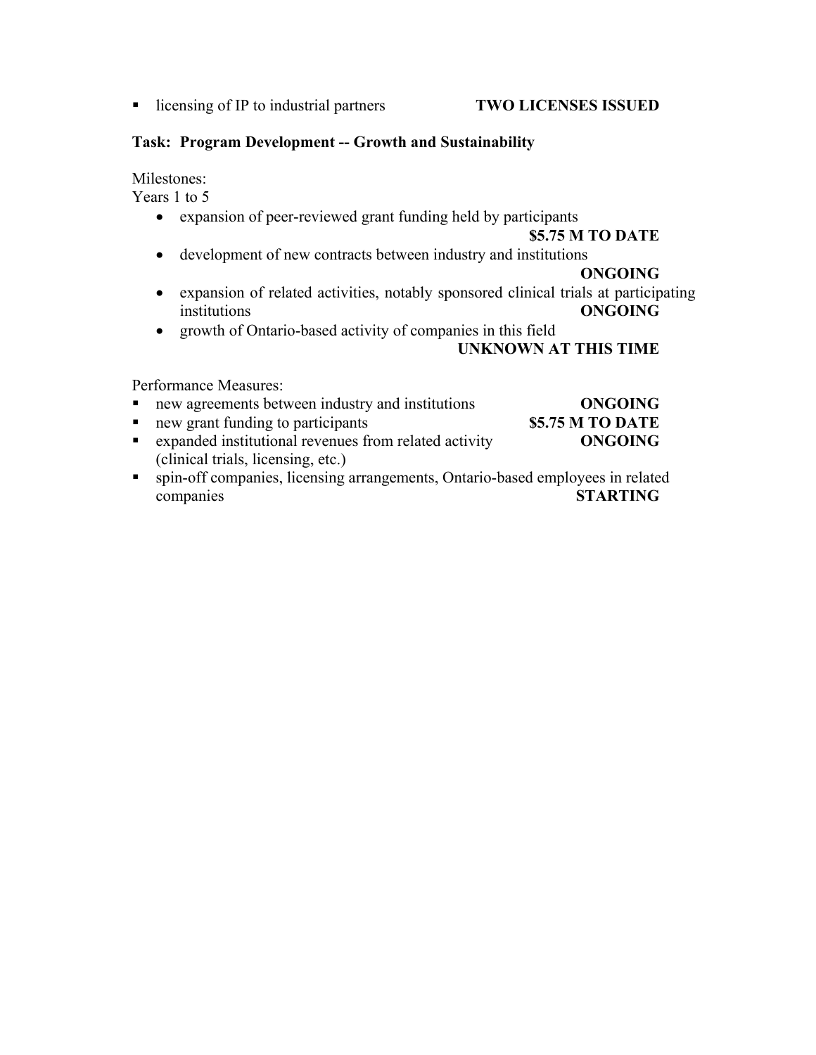- licensing of IP to industrial partners **TWO LICENSES ISSUED**

**Task: Program Development -- Growth and Sustainability**

Milestones:
Years 1 to 5

- expansion of peer-reviewed grant funding held by participants **$5.75 M TO DATE**
- development of new contracts between industry and institutions **ONGOING**
- expansion of related activities, notably sponsored clinical trials at participating institutions **ONGOING**
- growth of Ontario-based activity of companies in this field **UNKNOWN AT THIS TIME**

Performance Measures:

- new agreements between industry and institutions **ONGOING**
- new grant funding to participants **$5.75 M TO DATE**
- expanded institutional revenues from related activity (clinical trials, licensing, etc.) **ONGOING**
- spin-off companies, licensing arrangements, Ontario-based employees in related companies **STARTING**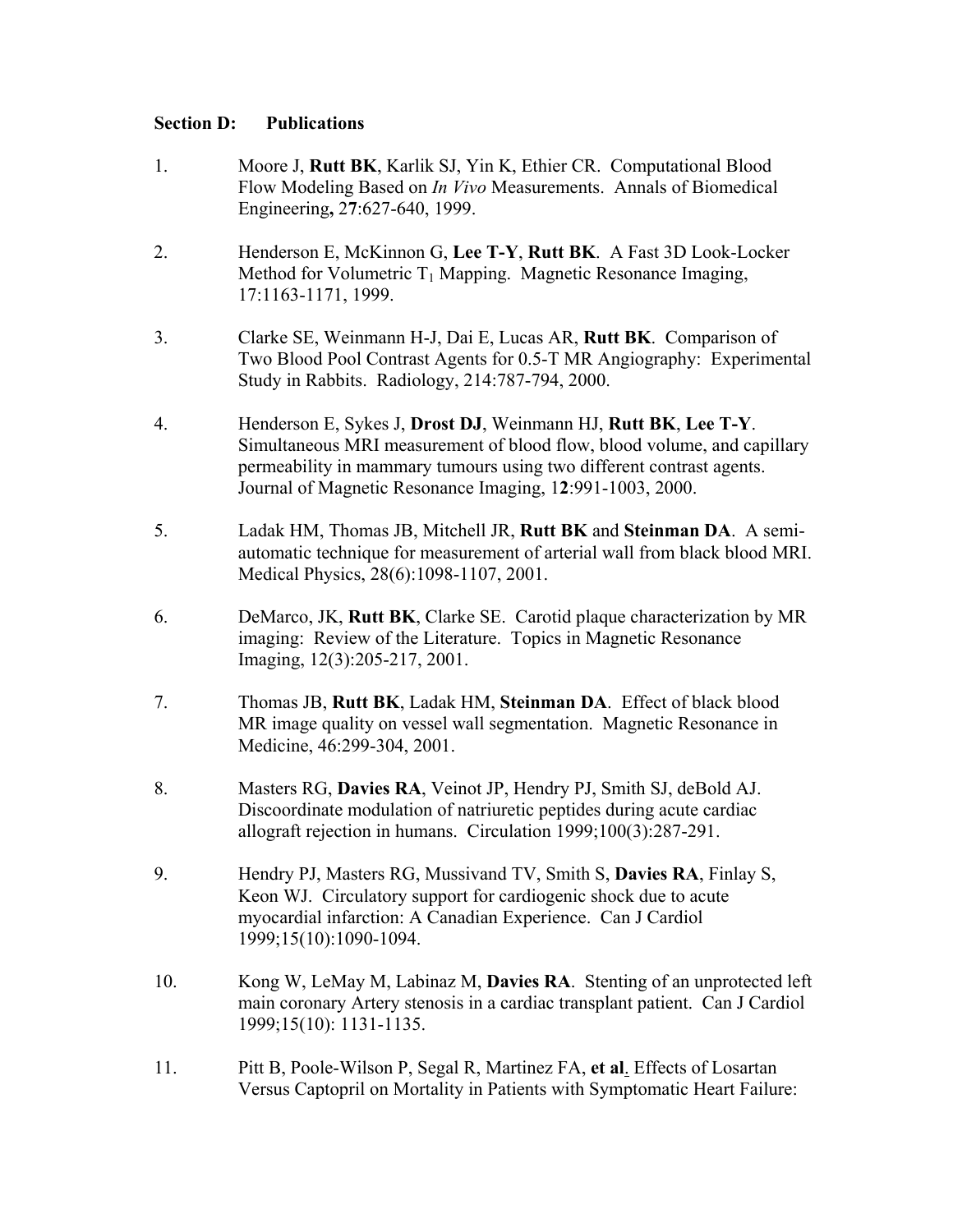**Section D: Publications**

1. Moore J, **Rutt BK**, Karlik SJ, Yin K, Ethier CR. Computational Blood Flow Modeling Based on *In Vivo* Measurements. Annals of Biomedical Engineering**,** 2**7**:627-640, 1999.

2. Henderson E, McKinnon G, **Lee T-Y**, **Rutt BK**. A Fast 3D Look-Locker Method for Volumetric $T_1$ Mapping. Magnetic Resonance Imaging, 17:1163-1171, 1999.

3. Clarke SE, Weinmann H-J, Dai E, Lucas AR, **Rutt BK**. Comparison of Two Blood Pool Contrast Agents for 0.5-T MR Angiography: Experimental Study in Rabbits. Radiology, 214:787-794, 2000.

4. Henderson E, Sykes J, **Drost DJ**, Weinmann HJ, **Rutt BK**, **Lee T-Y**. Simultaneous MRI measurement of blood flow, blood volume, and capillary permeability in mammary tumours using two different contrast agents. Journal of Magnetic Resonance Imaging, 1**2**:991-1003, 2000.

5. Ladak HM, Thomas JB, Mitchell JR, **Rutt BK** and **Steinman DA**. A semi-automatic technique for measurement of arterial wall from black blood MRI. Medical Physics, 28(6):1098-1107, 2001.

6. DeMarco, JK, **Rutt BK**, Clarke SE. Carotid plaque characterization by MR imaging: Review of the Literature. Topics in Magnetic Resonance Imaging, 12(3):205-217, 2001.

7. Thomas JB, **Rutt BK**, Ladak HM, **Steinman DA**. Effect of black blood MR image quality on vessel wall segmentation. Magnetic Resonance in Medicine, 46:299-304, 2001.

8. Masters RG, **Davies RA**, Veinot JP, Hendry PJ, Smith SJ, deBold AJ. Discoordinate modulation of natriuretic peptides during acute cardiac allograft rejection in humans. Circulation 1999;100(3):287-291.

9. Hendry PJ, Masters RG, Mussivand TV, Smith S, **Davies RA**, Finlay S, Keon WJ. Circulatory support for cardiogenic shock due to acute myocardial infarction: A Canadian Experience. Can J Cardiol 1999;15(10):1090-1094.

10. Kong W, LeMay M, Labinaz M, **Davies RA**. Stenting of an unprotected left main coronary Artery stenosis in a cardiac transplant patient. Can J Cardiol 1999;15(10): 1131-1135.

11. Pitt B, Poole-Wilson P, Segal R, Martinez FA, **et al**. Effects of Losartan Versus Captopril on Mortality in Patients with Symptomatic Heart Failure: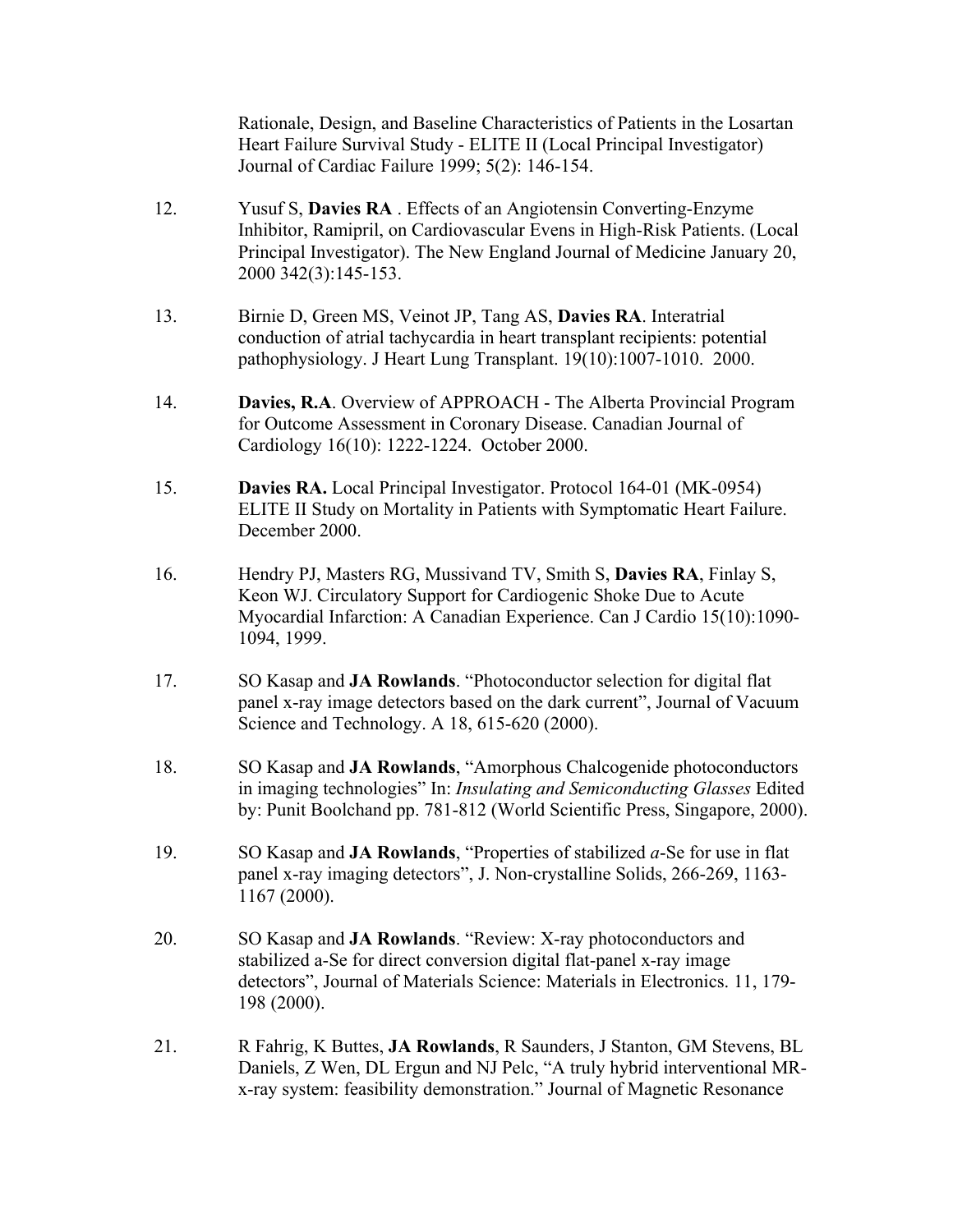Rationale, Design, and Baseline Characteristics of Patients in the Losartan Heart Failure Survival Study - ELITE II (Local Principal Investigator) Journal of Cardiac Failure 1999; 5(2): 146-154.

12. Yusuf S, **Davies RA** . Effects of an Angiotensin Converting-Enzyme Inhibitor, Ramipril, on Cardiovascular Evens in High-Risk Patients. (Local Principal Investigator). The New England Journal of Medicine January 20, 2000 342(3):145-153.

13. Birnie D, Green MS, Veinot JP, Tang AS, **Davies RA**. Interatrial conduction of atrial tachycardia in heart transplant recipients: potential pathophysiology. J Heart Lung Transplant. 19(10):1007-1010. 2000.

14. **Davies, R.A**. Overview of APPROACH - The Alberta Provincial Program for Outcome Assessment in Coronary Disease. Canadian Journal of Cardiology 16(10): 1222-1224. October 2000.

15. **Davies RA.** Local Principal Investigator. Protocol 164-01 (MK-0954) ELITE II Study on Mortality in Patients with Symptomatic Heart Failure. December 2000.

16. Hendry PJ, Masters RG, Mussivand TV, Smith S, **Davies RA**, Finlay S, Keon WJ. Circulatory Support for Cardiogenic Shoke Due to Acute Myocardial Infarction: A Canadian Experience. Can J Cardio 15(10):1090-1094, 1999.

17. SO Kasap and **JA Rowlands**. "Photoconductor selection for digital flat panel x-ray image detectors based on the dark current", Journal of Vacuum Science and Technology. A 18, 615-620 (2000).

18. SO Kasap and **JA Rowlands**, "Amorphous Chalcogenide photoconductors in imaging technologies" In: *Insulating and Semiconducting Glasses* Edited by: Punit Boolchand pp. 781-812 (World Scientific Press, Singapore, 2000).

19. SO Kasap and **JA Rowlands**, "Properties of stabilized *a*-Se for use in flat panel x-ray imaging detectors", J. Non-crystalline Solids, 266-269, 1163-1167 (2000).

20. SO Kasap and **JA Rowlands**. "Review: X-ray photoconductors and stabilized a-Se for direct conversion digital flat-panel x-ray image detectors", Journal of Materials Science: Materials in Electronics. 11, 179-198 (2000).

21. R Fahrig, K Buttes, **JA Rowlands**, R Saunders, J Stanton, GM Stevens, BL Daniels, Z Wen, DL Ergun and NJ Pelc, "A truly hybrid interventional MR-x-ray system: feasibility demonstration." Journal of Magnetic Resonance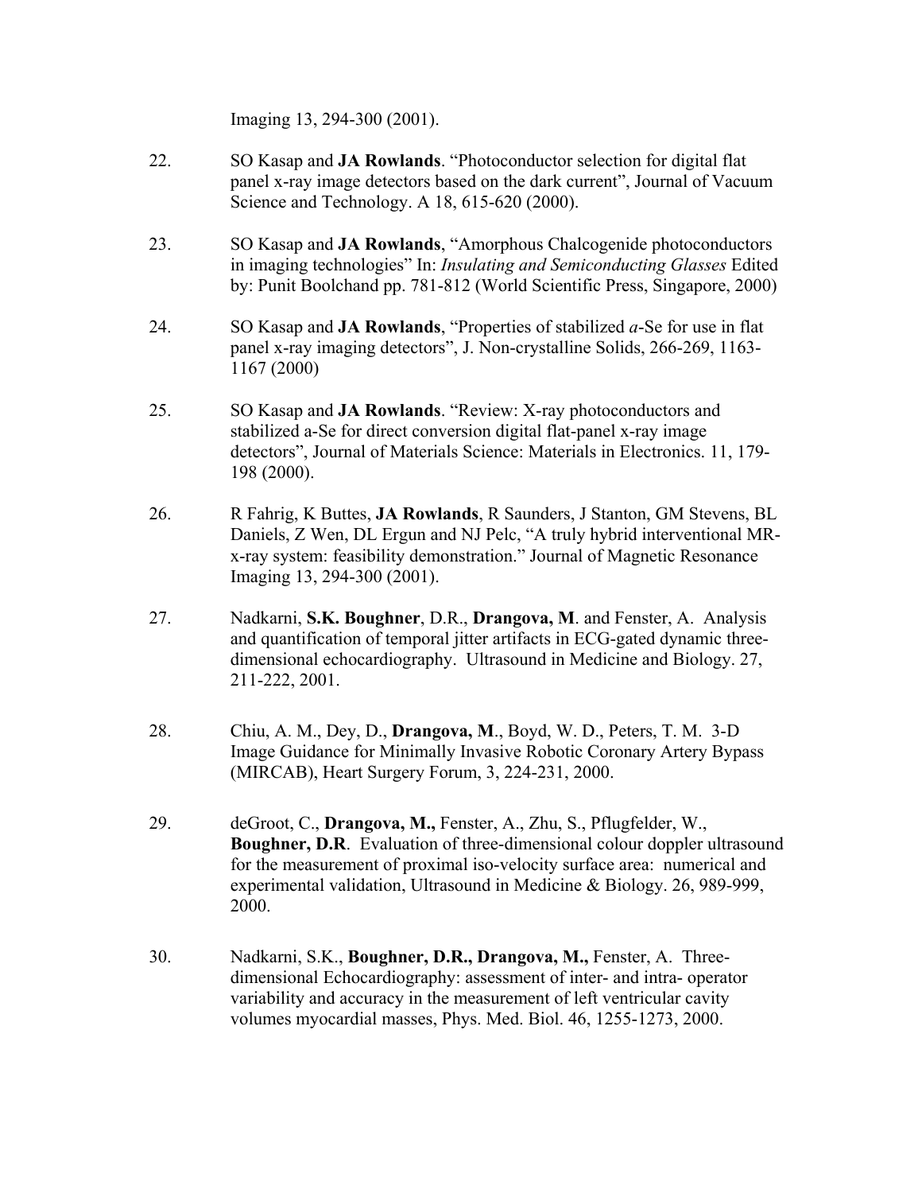Imaging 13, 294-300 (2001).

22. SO Kasap and **JA Rowlands**. "Photoconductor selection for digital flat panel x-ray image detectors based on the dark current", Journal of Vacuum Science and Technology. A 18, 615-620 (2000).

23. SO Kasap and **JA Rowlands**, "Amorphous Chalcogenide photoconductors in imaging technologies" In: *Insulating and Semiconducting Glasses* Edited by: Punit Boolchand pp. 781-812 (World Scientific Press, Singapore, 2000)

24. SO Kasap and **JA Rowlands**, "Properties of stabilized *a*-Se for use in flat panel x-ray imaging detectors", J. Non-crystalline Solids, 266-269, 1163-1167 (2000)

25. SO Kasap and **JA Rowlands**. "Review: X-ray photoconductors and stabilized a-Se for direct conversion digital flat-panel x-ray image detectors", Journal of Materials Science: Materials in Electronics. 11, 179-198 (2000).

26. R Fahrig, K Buttes, **JA Rowlands**, R Saunders, J Stanton, GM Stevens, BL Daniels, Z Wen, DL Ergun and NJ Pelc, "A truly hybrid interventional MR-x-ray system: feasibility demonstration." Journal of Magnetic Resonance Imaging 13, 294-300 (2001).

27. Nadkarni, **S.K. Boughner**, D.R., **Drangova, M**. and Fenster, A. Analysis and quantification of temporal jitter artifacts in ECG-gated dynamic three-dimensional echocardiography. Ultrasound in Medicine and Biology. 27, 211-222, 2001.

28. Chiu, A. M., Dey, D., **Drangova, M**., Boyd, W. D., Peters, T. M. 3-D Image Guidance for Minimally Invasive Robotic Coronary Artery Bypass (MIRCAB), Heart Surgery Forum, 3, 224-231, 2000.

29. deGroot, C., **Drangova, M.,** Fenster, A., Zhu, S., Pflugfelder, W., **Boughner, D.R**. Evaluation of three-dimensional colour doppler ultrasound for the measurement of proximal iso-velocity surface area: numerical and experimental validation, Ultrasound in Medicine & Biology. 26, 989-999, 2000.

30. Nadkarni, S.K., **Boughner, D.R., Drangova, M.,** Fenster, A. Three-dimensional Echocardiography: assessment of inter- and intra- operator variability and accuracy in the measurement of left ventricular cavity volumes myocardial masses, Phys. Med. Biol. 46, 1255-1273, 2000.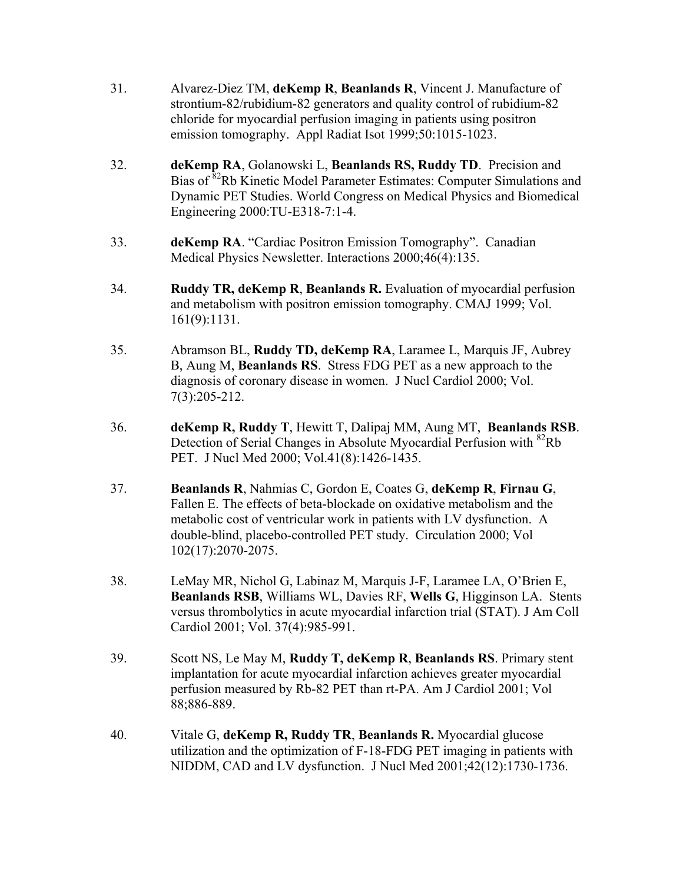31. Alvarez-Diez TM, **deKemp R**, **Beanlands R**, Vincent J. Manufacture of strontium-82/rubidium-82 generators and quality control of rubidium-82 chloride for myocardial perfusion imaging in patients using positron emission tomography. Appl Radiat Isot 1999;50:1015-1023.

32. **deKemp RA**, Golanowski L, **Beanlands RS, Ruddy TD**. Precision and Bias of $^{82}$Rb Kinetic Model Parameter Estimates: Computer Simulations and Dynamic PET Studies. World Congress on Medical Physics and Biomedical Engineering 2000:TU-E318-7:1-4.

33. **deKemp RA**. "Cardiac Positron Emission Tomography". Canadian Medical Physics Newsletter. Interactions 2000;46(4):135.

34. **Ruddy TR, deKemp R**, **Beanlands R.** Evaluation of myocardial perfusion and metabolism with positron emission tomography. CMAJ 1999; Vol. 161(9):1131.

35. Abramson BL, **Ruddy TD, deKemp RA**, Laramee L, Marquis JF, Aubrey B, Aung M, **Beanlands RS**. Stress FDG PET as a new approach to the diagnosis of coronary disease in women. J Nucl Cardiol 2000; Vol. 7(3):205-212.

36. **deKemp R, Ruddy T**, Hewitt T, Dalipaj MM, Aung MT, **Beanlands RSB**. Detection of Serial Changes in Absolute Myocardial Perfusion with $^{82}$Rb PET. J Nucl Med 2000; Vol.41(8):1426-1435.

37. **Beanlands R**, Nahmias C, Gordon E, Coates G, **deKemp R**, **Firnau G**, Fallen E. The effects of beta-blockade on oxidative metabolism and the metabolic cost of ventricular work in patients with LV dysfunction. A double-blind, placebo-controlled PET study. Circulation 2000; Vol 102(17):2070-2075.

38. LeMay MR, Nichol G, Labinaz M, Marquis J-F, Laramee LA, O'Brien E, **Beanlands RSB**, Williams WL, Davies RF, **Wells G**, Higginson LA. Stents versus thrombolytics in acute myocardial infarction trial (STAT). J Am Coll Cardiol 2001; Vol. 37(4):985-991.

39. Scott NS, Le May M, **Ruddy T, deKemp R**, **Beanlands RS**. Primary stent implantation for acute myocardial infarction achieves greater myocardial perfusion measured by Rb-82 PET than rt-PA. Am J Cardiol 2001; Vol 88;886-889.

40. Vitale G, **deKemp R, Ruddy TR**, **Beanlands R.** Myocardial glucose utilization and the optimization of F-18-FDG PET imaging in patients with NIDDM, CAD and LV dysfunction. J Nucl Med 2001;42(12):1730-1736.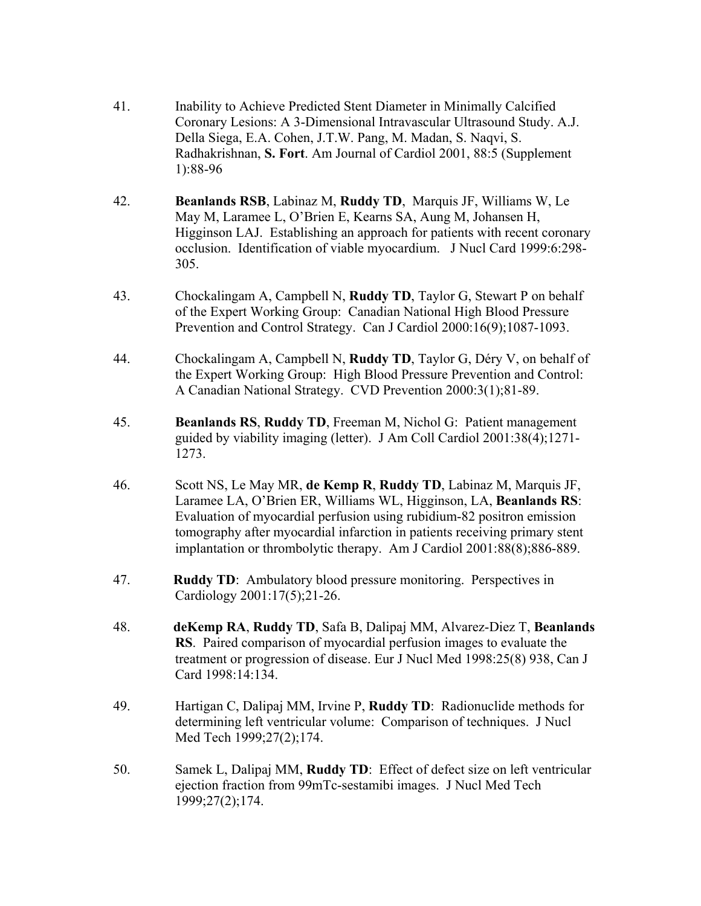41. Inability to Achieve Predicted Stent Diameter in Minimally Calcified Coronary Lesions: A 3-Dimensional Intravascular Ultrasound Study. A.J. Della Siega, E.A. Cohen, J.T.W. Pang, M. Madan, S. Naqvi, S. Radhakrishnan, **S. Fort**. Am Journal of Cardiol 2001, 88:5 (Supplement 1):88-96

42. **Beanlands RSB**, Labinaz M, **Ruddy TD**, Marquis JF, Williams W, Le May M, Laramee L, O'Brien E, Kearns SA, Aung M, Johansen H, Higginson LAJ. Establishing an approach for patients with recent coronary occlusion. Identification of viable myocardium. J Nucl Card 1999:6:298-305.

43. Chockalingam A, Campbell N, **Ruddy TD**, Taylor G, Stewart P on behalf of the Expert Working Group: Canadian National High Blood Pressure Prevention and Control Strategy. Can J Cardiol 2000:16(9);1087-1093.

44. Chockalingam A, Campbell N, **Ruddy TD**, Taylor G, Déry V, on behalf of the Expert Working Group: High Blood Pressure Prevention and Control: A Canadian National Strategy. CVD Prevention 2000:3(1);81-89.

45. **Beanlands RS**, **Ruddy TD**, Freeman M, Nichol G: Patient management guided by viability imaging (letter). J Am Coll Cardiol 2001:38(4);1271-1273.

46. Scott NS, Le May MR, **de Kemp R**, **Ruddy TD**, Labinaz M, Marquis JF, Laramee LA, O'Brien ER, Williams WL, Higginson, LA, **Beanlands RS**: Evaluation of myocardial perfusion using rubidium-82 positron emission tomography after myocardial infarction in patients receiving primary stent implantation or thrombolytic therapy. Am J Cardiol 2001:88(8);886-889.

47. **Ruddy TD**: Ambulatory blood pressure monitoring. Perspectives in Cardiology 2001:17(5);21-26.

48. **deKemp RA**, **Ruddy TD**, Safa B, Dalipaj MM, Alvarez-Diez T, **Beanlands RS**. Paired comparison of myocardial perfusion images to evaluate the treatment or progression of disease. Eur J Nucl Med 1998:25(8) 938, Can J Card 1998:14:134.

49. Hartigan C, Dalipaj MM, Irvine P, **Ruddy TD**: Radionuclide methods for determining left ventricular volume: Comparison of techniques. J Nucl Med Tech 1999;27(2);174.

50. Samek L, Dalipaj MM, **Ruddy TD**: Effect of defect size on left ventricular ejection fraction from 99mTc-sestamibi images. J Nucl Med Tech 1999;27(2);174.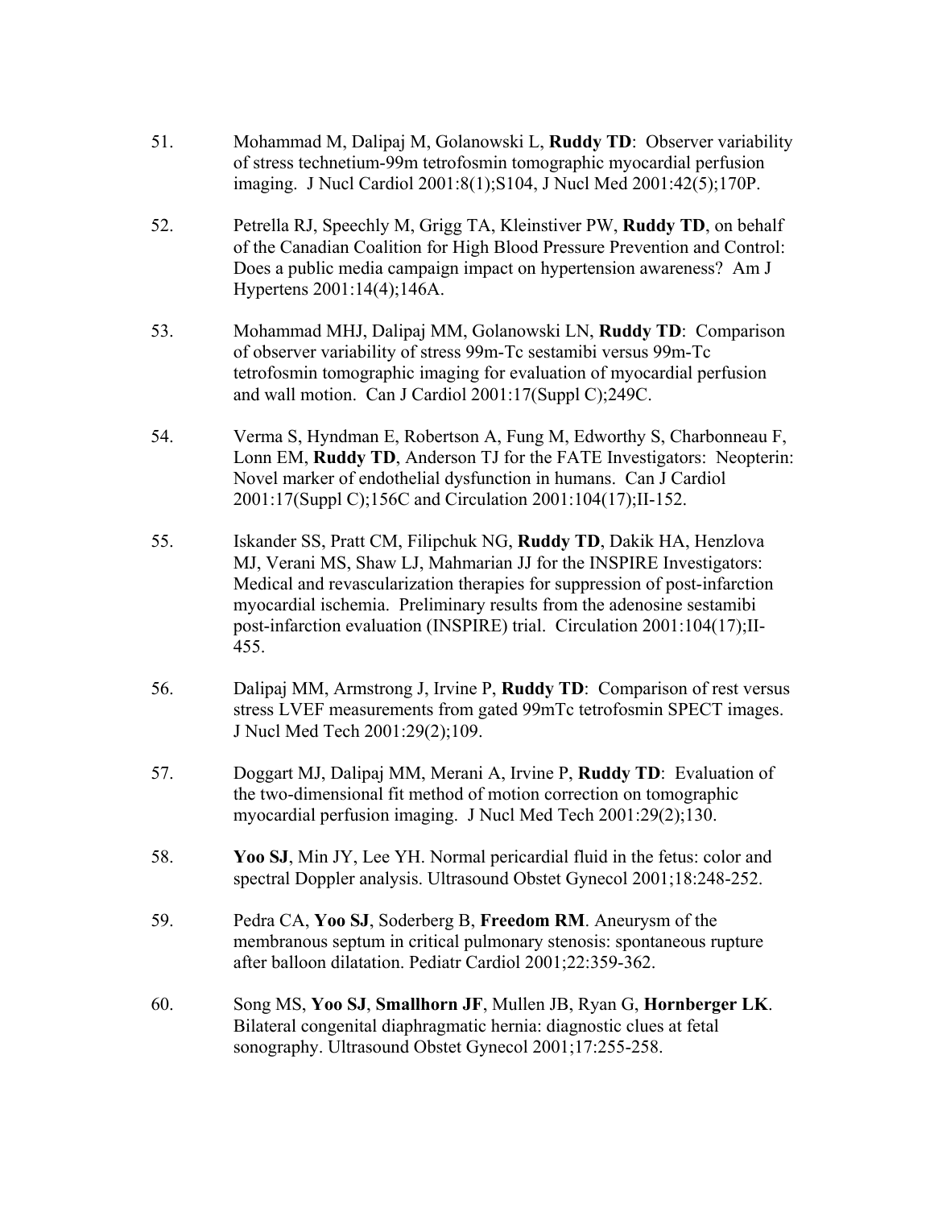51. Mohammad M, Dalipaj M, Golanowski L, **Ruddy TD**: Observer variability of stress technetium-99m tetrofosmin tomographic myocardial perfusion imaging. J Nucl Cardiol 2001:8(1);S104, J Nucl Med 2001:42(5);170P.

52. Petrella RJ, Speechly M, Grigg TA, Kleinstiver PW, **Ruddy TD**, on behalf of the Canadian Coalition for High Blood Pressure Prevention and Control: Does a public media campaign impact on hypertension awareness? Am J Hypertens 2001:14(4);146A.

53. Mohammad MHJ, Dalipaj MM, Golanowski LN, **Ruddy TD**: Comparison of observer variability of stress 99m-Tc sestamibi versus 99m-Tc tetrofosmin tomographic imaging for evaluation of myocardial perfusion and wall motion. Can J Cardiol 2001:17(Suppl C);249C.

54. Verma S, Hyndman E, Robertson A, Fung M, Edworthy S, Charbonneau F, Lonn EM, **Ruddy TD**, Anderson TJ for the FATE Investigators: Neopterin: Novel marker of endothelial dysfunction in humans. Can J Cardiol 2001:17(Suppl C);156C and Circulation 2001:104(17);II-152.

55. Iskander SS, Pratt CM, Filipchuk NG, **Ruddy TD**, Dakik HA, Henzlova MJ, Verani MS, Shaw LJ, Mahmarian JJ for the INSPIRE Investigators: Medical and revascularization therapies for suppression of post-infarction myocardial ischemia. Preliminary results from the adenosine sestamibi post-infarction evaluation (INSPIRE) trial. Circulation 2001:104(17);II-455.

56. Dalipaj MM, Armstrong J, Irvine P, **Ruddy TD**: Comparison of rest versus stress LVEF measurements from gated 99mTc tetrofosmin SPECT images. J Nucl Med Tech 2001:29(2);109.

57. Doggart MJ, Dalipaj MM, Merani A, Irvine P, **Ruddy TD**: Evaluation of the two-dimensional fit method of motion correction on tomographic myocardial perfusion imaging. J Nucl Med Tech 2001:29(2);130.

58. **Yoo SJ**, Min JY, Lee YH. Normal pericardial fluid in the fetus: color and spectral Doppler analysis. Ultrasound Obstet Gynecol 2001;18:248-252.

59. Pedra CA, **Yoo SJ**, Soderberg B, **Freedom RM**. Aneurysm of the membranous septum in critical pulmonary stenosis: spontaneous rupture after balloon dilatation. Pediatr Cardiol 2001;22:359-362.

60. Song MS, **Yoo SJ**, **Smallhorn JF**, Mullen JB, Ryan G, **Hornberger LK**. Bilateral congenital diaphragmatic hernia: diagnostic clues at fetal sonography. Ultrasound Obstet Gynecol 2001;17:255-258.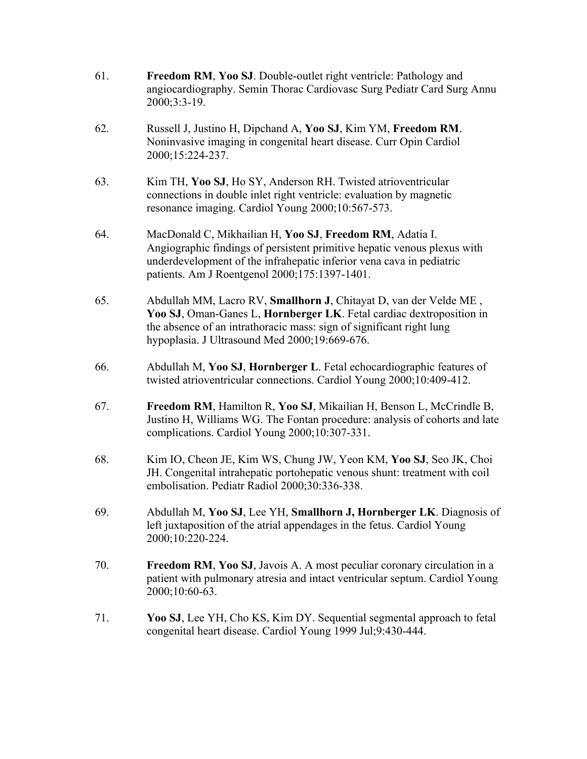61. **Freedom RM**, **Yoo SJ**. Double-outlet right ventricle: Pathology and angiocardiography. Semin Thorac Cardiovasc Surg Pediatr Card Surg Annu 2000;3:3-19.

62. Russell J, Justino H, Dipchand A, **Yoo SJ**, Kim YM, **Freedom RM**. Noninvasive imaging in congenital heart disease. Curr Opin Cardiol 2000;15:224-237.

63. Kim TH, **Yoo SJ**, Ho SY, Anderson RH. Twisted atrioventricular connections in double inlet right ventricle: evaluation by magnetic resonance imaging. Cardiol Young 2000;10:567-573.

64. MacDonald C, Mikhailian H, **Yoo SJ**, **Freedom RM**, Adatia I. Angiographic findings of persistent primitive hepatic venous plexus with underdevelopment of the infrahepatic inferior vena cava in pediatric patients. Am J Roentgenol 2000;175:1397-1401.

65. Abdullah MM, Lacro RV, **Smallhorn J**, Chitayat D, van der Velde ME , **Yoo SJ**, Oman-Ganes L, **Hornberger LK**. Fetal cardiac dextroposition in the absence of an intrathoracic mass: sign of significant right lung hypoplasia. J Ultrasound Med 2000;19:669-676.

66. Abdullah M, **Yoo SJ**, **Hornberger L**. Fetal echocardiographic features of twisted atrioventricular connections. Cardiol Young 2000;10:409-412.

67. **Freedom RM**, Hamilton R, **Yoo SJ**, Mikailian H, Benson L, McCrindle B, Justino H, Williams WG. The Fontan procedure: analysis of cohorts and late complications. Cardiol Young 2000;10:307-331.

68. Kim IO, Cheon JE, Kim WS, Chung JW, Yeon KM, **Yoo SJ**, Seo JK, Choi JH. Congenital intrahepatic portohepatic venous shunt: treatment with coil embolisation. Pediatr Radiol 2000;30:336-338.

69. Abdullah M, **Yoo SJ**, Lee YH, **Smallhorn J, Hornberger LK**. Diagnosis of left juxtaposition of the atrial appendages in the fetus. Cardiol Young 2000;10:220-224.

70. **Freedom RM**, **Yoo SJ**, Javois A. A most peculiar coronary circulation in a patient with pulmonary atresia and intact ventricular septum. Cardiol Young 2000;10:60-63.

71. **Yoo SJ**, Lee YH, Cho KS, Kim DY. Sequential segmental approach to fetal congenital heart disease. Cardiol Young 1999 Jul;9:430-444.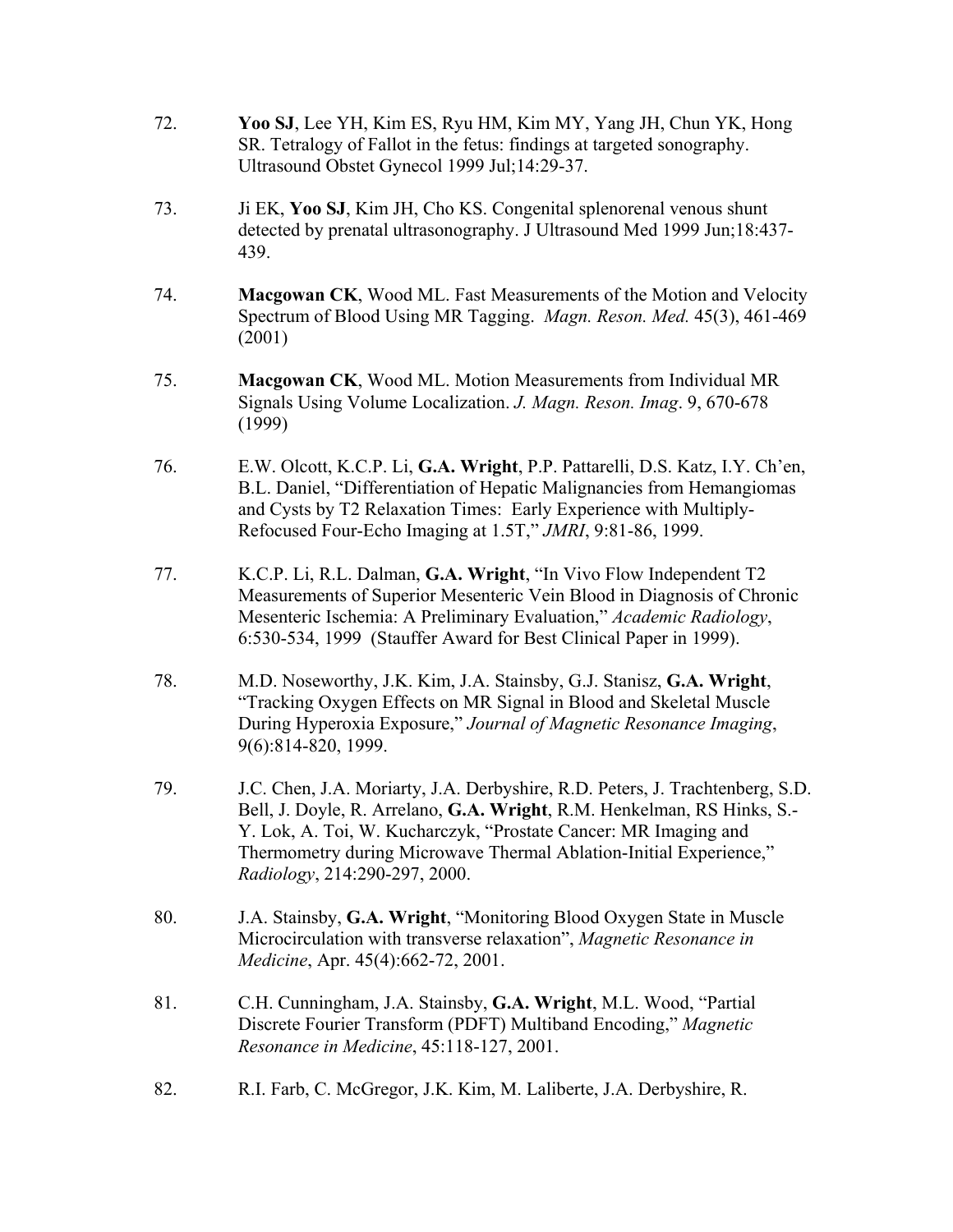72. **Yoo SJ**, Lee YH, Kim ES, Ryu HM, Kim MY, Yang JH, Chun YK, Hong SR. Tetralogy of Fallot in the fetus: findings at targeted sonography. Ultrasound Obstet Gynecol 1999 Jul;14:29-37.

73. Ji EK, **Yoo SJ**, Kim JH, Cho KS. Congenital splenorenal venous shunt detected by prenatal ultrasonography. J Ultrasound Med 1999 Jun;18:437-439.

74. **Macgowan CK**, Wood ML. Fast Measurements of the Motion and Velocity Spectrum of Blood Using MR Tagging. *Magn. Reson. Med.* 45(3), 461-469 (2001)

75. **Macgowan CK**, Wood ML. Motion Measurements from Individual MR Signals Using Volume Localization. *J. Magn. Reson. Imag*. 9, 670-678 (1999)

76. E.W. Olcott, K.C.P. Li, **G.A. Wright**, P.P. Pattarelli, D.S. Katz, I.Y. Ch'en, B.L. Daniel, "Differentiation of Hepatic Malignancies from Hemangiomas and Cysts by T2 Relaxation Times: Early Experience with Multiply-Refocused Four-Echo Imaging at 1.5T," *JMRI*, 9:81-86, 1999.

77. K.C.P. Li, R.L. Dalman, **G.A. Wright**, "In Vivo Flow Independent T2 Measurements of Superior Mesenteric Vein Blood in Diagnosis of Chronic Mesenteric Ischemia: A Preliminary Evaluation," *Academic Radiology*, 6:530-534, 1999 (Stauffer Award for Best Clinical Paper in 1999).

78. M.D. Noseworthy, J.K. Kim, J.A. Stainsby, G.J. Stanisz, **G.A. Wright**, "Tracking Oxygen Effects on MR Signal in Blood and Skeletal Muscle During Hyperoxia Exposure," *Journal of Magnetic Resonance Imaging*, 9(6):814-820, 1999.

79. J.C. Chen, J.A. Moriarty, J.A. Derbyshire, R.D. Peters, J. Trachtenberg, S.D. Bell, J. Doyle, R. Arrelano, **G.A. Wright**, R.M. Henkelman, RS Hinks, S.-Y. Lok, A. Toi, W. Kucharczyk, "Prostate Cancer: MR Imaging and Thermometry during Microwave Thermal Ablation-Initial Experience," *Radiology*, 214:290-297, 2000.

80. J.A. Stainsby, **G.A. Wright**, "Monitoring Blood Oxygen State in Muscle Microcirculation with transverse relaxation", *Magnetic Resonance in Medicine*, Apr. 45(4):662-72, 2001.

81. C.H. Cunningham, J.A. Stainsby, **G.A. Wright**, M.L. Wood, "Partial Discrete Fourier Transform (PDFT) Multiband Encoding," *Magnetic Resonance in Medicine*, 45:118-127, 2001.

82. R.I. Farb, C. McGregor, J.K. Kim, M. Laliberte, J.A. Derbyshire, R.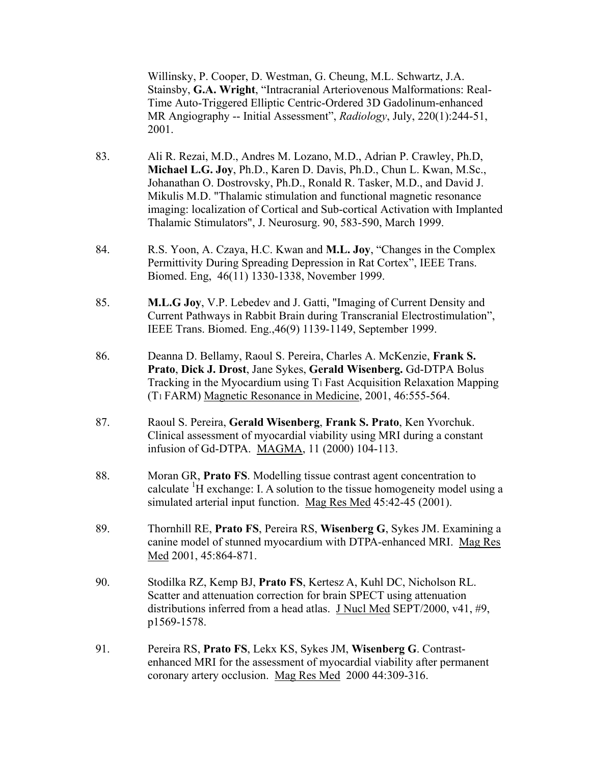Willinsky, P. Cooper, D. Westman, G. Cheung, M.L. Schwartz, J.A. Stainsby, **G.A. Wright**, "Intracranial Arteriovenous Malformations: Real-Time Auto-Triggered Elliptic Centric-Ordered 3D Gadolinum-enhanced MR Angiography -- Initial Assessment", *Radiology*, July, 220(1):244-51, 2001.

83. Ali R. Rezai, M.D., Andres M. Lozano, M.D., Adrian P. Crawley, Ph.D, **Michael L.G. Joy**, Ph.D., Karen D. Davis, Ph.D., Chun L. Kwan, M.Sc., Johanathan O. Dostrovsky, Ph.D., Ronald R. Tasker, M.D., and David J. Mikulis M.D. "Thalamic stimulation and functional magnetic resonance imaging: localization of Cortical and Sub-cortical Activation with Implanted Thalamic Stimulators", J. Neurosurg. 90, 583-590, March 1999.

84. R.S. Yoon, A. Czaya, H.C. Kwan and **M.L. Joy**, "Changes in the Complex Permittivity During Spreading Depression in Rat Cortex", IEEE Trans. Biomed. Eng, 46(11) 1330-1338, November 1999.

85. **M.L.G Joy**, V.P. Lebedev and J. Gatti, "Imaging of Current Density and Current Pathways in Rabbit Brain during Transcranial Electrostimulation", IEEE Trans. Biomed. Eng.,46(9) 1139-1149, September 1999.

86. Deanna D. Bellamy, Raoul S. Pereira, Charles A. McKenzie, **Frank S. Prato**, **Dick J. Drost**, Jane Sykes, **Gerald Wisenberg.** Gd-DTPA Bolus Tracking in the Myocardium using $T_1$ Fast Acquisition Relaxation Mapping ($T_1$ FARM) Magnetic Resonance in Medicine, 2001, 46:555-564.

87. Raoul S. Pereira, **Gerald Wisenberg**, **Frank S. Prato**, Ken Yvorchuk. Clinical assessment of myocardial viability using MRI during a constant infusion of Gd-DTPA. MAGMA, 11 (2000) 104-113.

88. Moran GR, **Prato FS**. Modelling tissue contrast agent concentration to calculate $^{1}$H exchange: I. A solution to the tissue homogeneity model using a simulated arterial input function. Mag Res Med 45:42-45 (2001).

89. Thornhill RE, **Prato FS**, Pereira RS, **Wisenberg G**, Sykes JM. Examining a canine model of stunned myocardium with DTPA-enhanced MRI. Mag Res Med 2001, 45:864-871.

90. Stodilka RZ, Kemp BJ, **Prato FS**, Kertesz A, Kuhl DC, Nicholson RL. Scatter and attenuation correction for brain SPECT using attenuation distributions inferred from a head atlas. J Nucl Med SEPT/2000, v41, #9, p1569-1578.

91. Pereira RS, **Prato FS**, Lekx KS, Sykes JM, **Wisenberg G**. Contrast-enhanced MRI for the assessment of myocardial viability after permanent coronary artery occlusion. Mag Res Med 2000 44:309-316.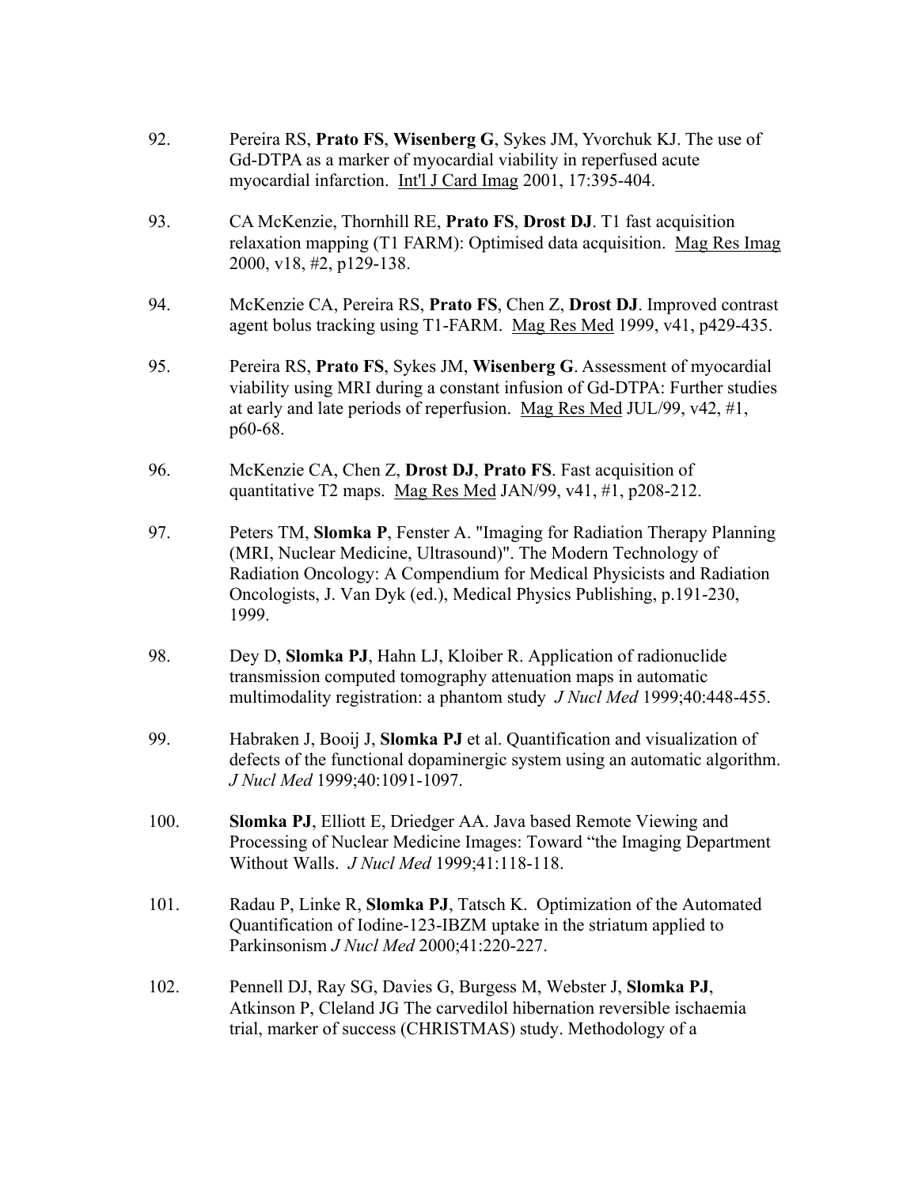92. Pereira RS, **Prato FS**, **Wisenberg G**, Sykes JM, Yvorchuk KJ. The use of Gd-DTPA as a marker of myocardial viability in reperfused acute myocardial infarction. Int'l J Card Imag 2001, 17:395-404.

93. CA McKenzie, Thornhill RE, **Prato FS**, **Drost DJ**. T1 fast acquisition relaxation mapping (T1 FARM): Optimised data acquisition. Mag Res Imag 2000, v18, #2, p129-138.

94. McKenzie CA, Pereira RS, **Prato FS**, Chen Z, **Drost DJ**. Improved contrast agent bolus tracking using T1-FARM. Mag Res Med 1999, v41, p429-435.

95. Pereira RS, **Prato FS**, Sykes JM, **Wisenberg G**. Assessment of myocardial viability using MRI during a constant infusion of Gd-DTPA: Further studies at early and late periods of reperfusion. Mag Res Med JUL/99, v42, #1, p60-68.

96. McKenzie CA, Chen Z, **Drost DJ**, **Prato FS**. Fast acquisition of quantitative T2 maps. Mag Res Med JAN/99, v41, #1, p208-212.

97. Peters TM, **Slomka P**, Fenster A. "Imaging for Radiation Therapy Planning (MRI, Nuclear Medicine, Ultrasound)". The Modern Technology of Radiation Oncology: A Compendium for Medical Physicists and Radiation Oncologists, J. Van Dyk (ed.), Medical Physics Publishing, p.191-230, 1999.

98. Dey D, **Slomka PJ**, Hahn LJ, Kloiber R. Application of radionuclide transmission computed tomography attenuation maps in automatic multimodality registration: a phantom study *J Nucl Med* 1999;40:448-455.

99. Habraken J, Booij J, **Slomka PJ** et al. Quantification and visualization of defects of the functional dopaminergic system using an automatic algorithm. *J Nucl Med* 1999;40:1091-1097.

100. **Slomka PJ**, Elliott E, Driedger AA. Java based Remote Viewing and Processing of Nuclear Medicine Images: Toward "the Imaging Department Without Walls. *J Nucl Med* 1999;41:118-118.

101. Radau P, Linke R, **Slomka PJ**, Tatsch K. Optimization of the Automated Quantification of Iodine-123-IBZM uptake in the striatum applied to Parkinsonism *J Nucl Med* 2000;41:220-227.

102. Pennell DJ, Ray SG, Davies G, Burgess M, Webster J, **Slomka PJ**, Atkinson P, Cleland JG The carvedilol hibernation reversible ischaemia trial, marker of success (CHRISTMAS) study. Methodology of a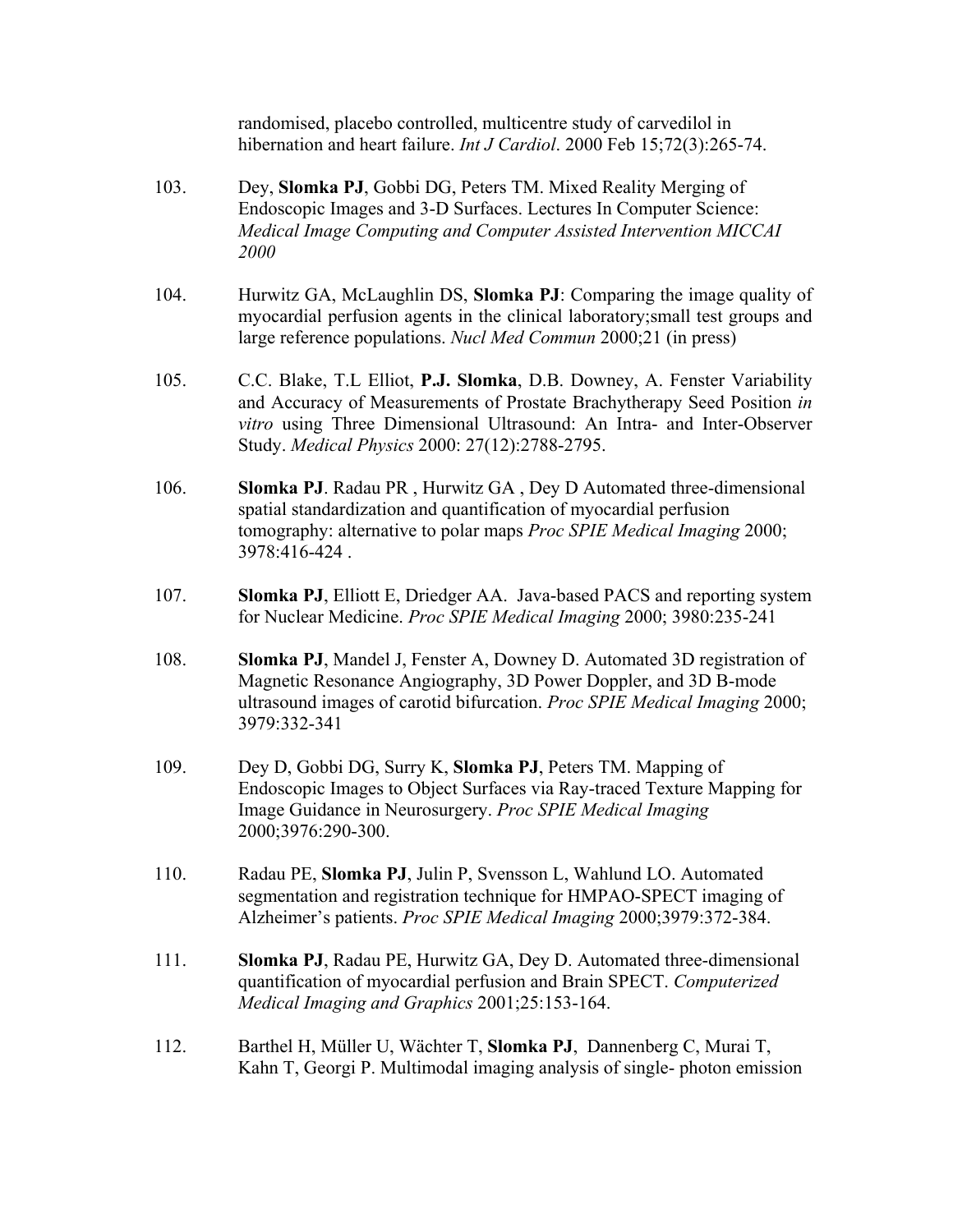randomised, placebo controlled, multicentre study of carvedilol in hibernation and heart failure. *Int J Cardiol*. 2000 Feb 15;72(3):265-74.

103. Dey, **Slomka PJ**, Gobbi DG, Peters TM. Mixed Reality Merging of Endoscopic Images and 3-D Surfaces. Lectures In Computer Science: *Medical Image Computing and Computer Assisted Intervention MICCAI 2000*

104. Hurwitz GA, McLaughlin DS, **Slomka PJ**: Comparing the image quality of myocardial perfusion agents in the clinical laboratory;small test groups and large reference populations. *Nucl Med Commun* 2000;21 (in press)

105. C.C. Blake, T.L Elliot, **P.J. Slomka**, D.B. Downey, A. Fenster Variability and Accuracy of Measurements of Prostate Brachytherapy Seed Position *in vitro* using Three Dimensional Ultrasound: An Intra- and Inter-Observer Study. *Medical Physics* 2000: 27(12):2788-2795.

106. **Slomka PJ**. Radau PR , Hurwitz GA , Dey D Automated three-dimensional spatial standardization and quantification of myocardial perfusion tomography: alternative to polar maps *Proc SPIE Medical Imaging* 2000; 3978:416-424 .

107. **Slomka PJ**, Elliott E, Driedger AA. Java-based PACS and reporting system for Nuclear Medicine. *Proc SPIE Medical Imaging* 2000; 3980:235-241

108. **Slomka PJ**, Mandel J, Fenster A, Downey D. Automated 3D registration of Magnetic Resonance Angiography, 3D Power Doppler, and 3D B-mode ultrasound images of carotid bifurcation. *Proc SPIE Medical Imaging* 2000; 3979:332-341

109. Dey D, Gobbi DG, Surry K, **Slomka PJ**, Peters TM. Mapping of Endoscopic Images to Object Surfaces via Ray-traced Texture Mapping for Image Guidance in Neurosurgery. *Proc SPIE Medical Imaging* 2000;3976:290-300.

110. Radau PE, **Slomka PJ**, Julin P, Svensson L, Wahlund LO. Automated segmentation and registration technique for HMPAO-SPECT imaging of Alzheimer's patients. *Proc SPIE Medical Imaging* 2000;3979:372-384.

111. **Slomka PJ**, Radau PE, Hurwitz GA, Dey D. Automated three-dimensional quantification of myocardial perfusion and Brain SPECT. *Computerized Medical Imaging and Graphics* 2001;25:153-164.

112. Barthel H, Müller U, Wächter T, **Slomka PJ**, Dannenberg C, Murai T, Kahn T, Georgi P. Multimodal imaging analysis of single- photon emission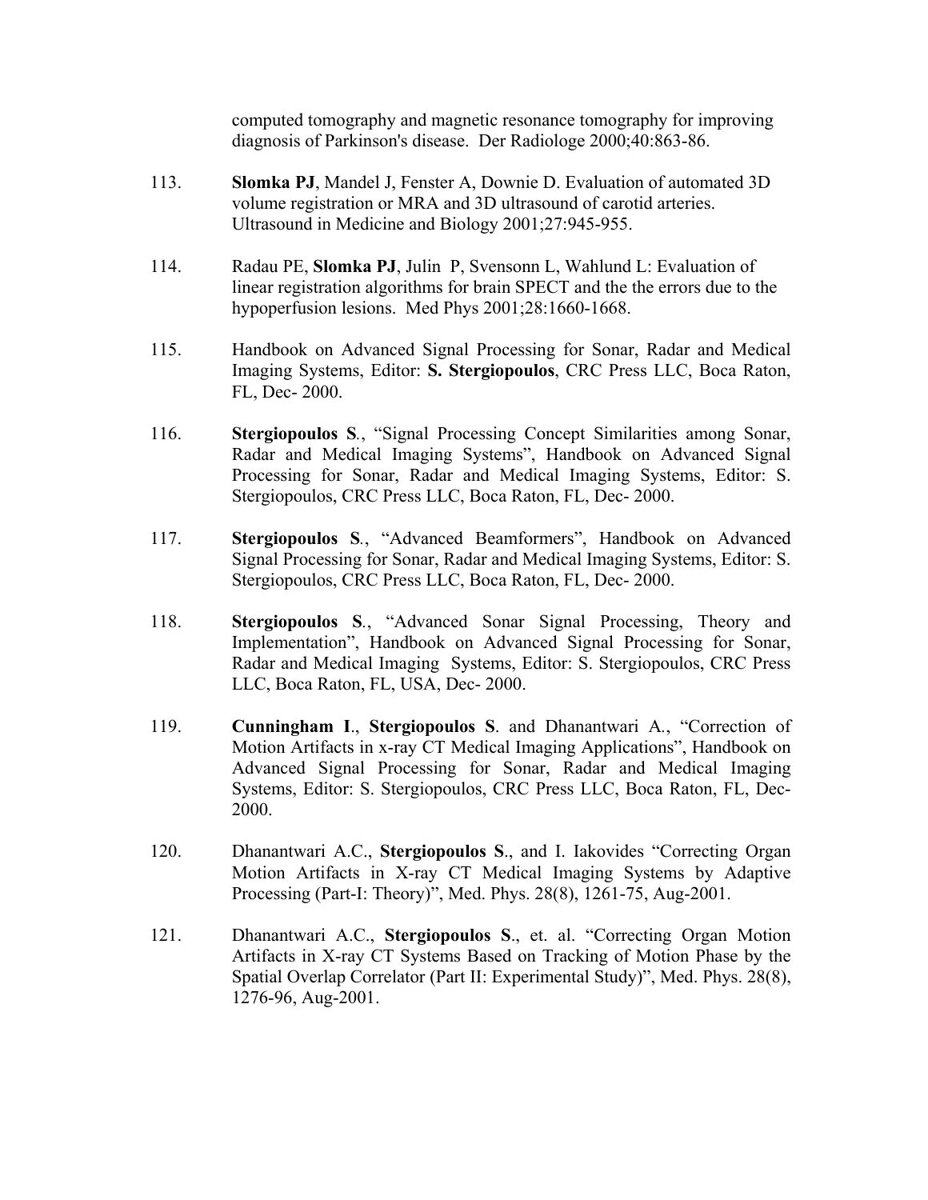computed tomography and magnetic resonance tomography for improving diagnosis of Parkinson's disease. Der Radiologe 2000;40:863-86.

113. **Slomka PJ**, Mandel J, Fenster A, Downie D. Evaluation of automated 3D volume registration or MRA and 3D ultrasound of carotid arteries. Ultrasound in Medicine and Biology 2001;27:945-955.

114. Radau PE, **Slomka PJ**, Julin P, Svensonn L, Wahlund L: Evaluation of linear registration algorithms for brain SPECT and the the errors due to the hypoperfusion lesions. Med Phys 2001;28:1660-1668.

115. Handbook on Advanced Signal Processing for Sonar, Radar and Medical Imaging Systems, Editor: **S. Stergiopoulos**, CRC Press LLC, Boca Raton, FL, Dec- 2000.

116. **Stergiopoulos S**., "Signal Processing Concept Similarities among Sonar, Radar and Medical Imaging Systems", Handbook on Advanced Signal Processing for Sonar, Radar and Medical Imaging Systems, Editor: S. Stergiopoulos, CRC Press LLC, Boca Raton, FL, Dec- 2000.

117. **Stergiopoulos S**., "Advanced Beamformers", Handbook on Advanced Signal Processing for Sonar, Radar and Medical Imaging Systems, Editor: S. Stergiopoulos, CRC Press LLC, Boca Raton, FL, Dec- 2000.

118. **Stergiopoulos S**., "Advanced Sonar Signal Processing, Theory and Implementation", Handbook on Advanced Signal Processing for Sonar, Radar and Medical Imaging Systems, Editor: S. Stergiopoulos, CRC Press LLC, Boca Raton, FL, USA, Dec- 2000.

119. **Cunningham I**., **Stergiopoulos S**. and Dhanantwari A., "Correction of Motion Artifacts in x-ray CT Medical Imaging Applications", Handbook on Advanced Signal Processing for Sonar, Radar and Medical Imaging Systems, Editor: S. Stergiopoulos, CRC Press LLC, Boca Raton, FL, Dec- 2000.

120. Dhanantwari A.C., **Stergiopoulos S**., and I. Iakovides "Correcting Organ Motion Artifacts in X-ray CT Medical Imaging Systems by Adaptive Processing (Part-I: Theory)", Med. Phys. 28(8), 1261-75, Aug-2001.

121. Dhanantwari A.C., **Stergiopoulos S**., et. al. "Correcting Organ Motion Artifacts in X-ray CT Systems Based on Tracking of Motion Phase by the Spatial Overlap Correlator (Part II: Experimental Study)", Med. Phys. 28(8), 1276-96, Aug-2001.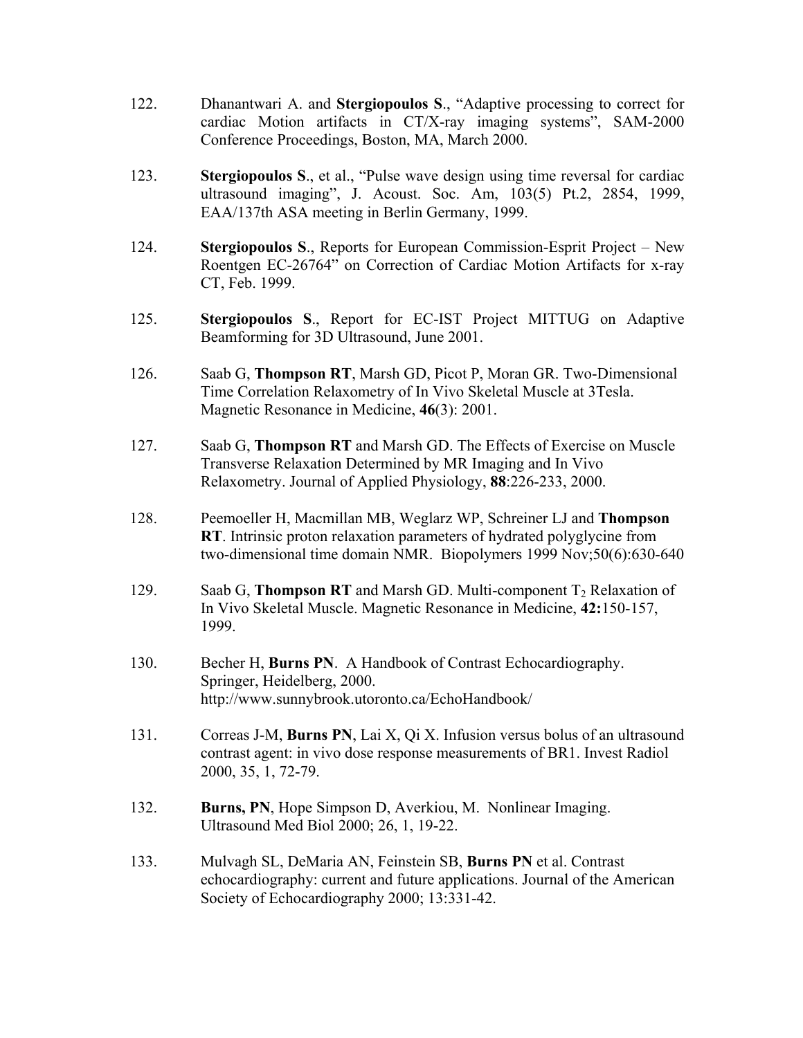122. Dhanantwari A. and **Stergiopoulos S**., “Adaptive processing to correct for cardiac Motion artifacts in CT/X-ray imaging systems”, SAM-2000 Conference Proceedings, Boston, MA, March 2000.

123. **Stergiopoulos S**., et al., “Pulse wave design using time reversal for cardiac ultrasound imaging”, J. Acoust. Soc. Am, 103(5) Pt.2, 2854, 1999, EAA/137th ASA meeting in Berlin Germany, 1999.

124. **Stergiopoulos S**., Reports for European Commission-Esprit Project – New Roentgen EC-26764” on Correction of Cardiac Motion Artifacts for x-ray CT, Feb. 1999.

125. **Stergiopoulos S**., Report for EC-IST Project MITTUG on Adaptive Beamforming for 3D Ultrasound, June 2001.

126. Saab G, **Thompson RT**, Marsh GD, Picot P, Moran GR. Two-Dimensional Time Correlation Relaxometry of In Vivo Skeletal Muscle at 3Tesla. Magnetic Resonance in Medicine, **46**(3): 2001.

127. Saab G, **Thompson RT** and Marsh GD. The Effects of Exercise on Muscle Transverse Relaxation Determined by MR Imaging and In Vivo Relaxometry. Journal of Applied Physiology, **88**:226-233, 2000.

128. Peemoeller H, Macmillan MB, Weglarz WP, Schreiner LJ and **Thompson RT**. Intrinsic proton relaxation parameters of hydrated polyglycine from two-dimensional time domain NMR. Biopolymers 1999 Nov;50(6):630-640

129. Saab G, **Thompson RT** and Marsh GD. Multi-component $T_2$ Relaxation of In Vivo Skeletal Muscle. Magnetic Resonance in Medicine, **42:**150-157, 1999.

130. Becher H, **Burns PN**. A Handbook of Contrast Echocardiography. Springer, Heidelberg, 2000. http://www.sunnybrook.utoronto.ca/EchoHandbook/

131. Correas J-M, **Burns PN**, Lai X, Qi X. Infusion versus bolus of an ultrasound contrast agent: in vivo dose response measurements of BR1. Invest Radiol 2000, 35, 1, 72-79.

132. **Burns, PN**, Hope Simpson D, Averkiou, M. Nonlinear Imaging. Ultrasound Med Biol 2000; 26, 1, 19-22.

133. Mulvagh SL, DeMaria AN, Feinstein SB, **Burns PN** et al. Contrast echocardiography: current and future applications. Journal of the American Society of Echocardiography 2000; 13:331-42.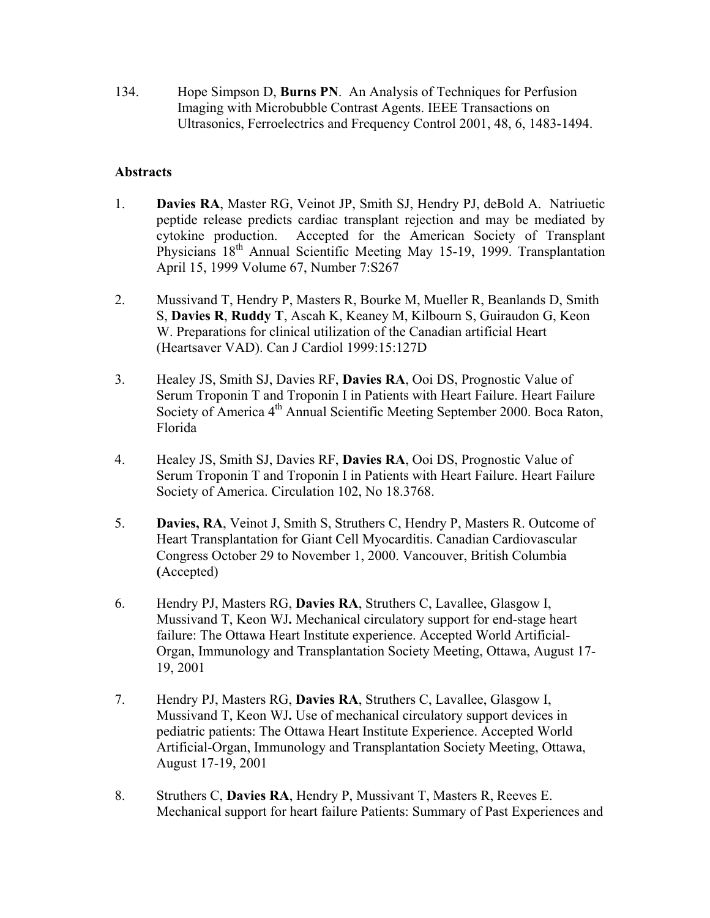134. Hope Simpson D, **Burns PN**. An Analysis of Techniques for Perfusion Imaging with Microbubble Contrast Agents. IEEE Transactions on Ultrasonics, Ferroelectrics and Frequency Control 2001, 48, 6, 1483-1494.

**Abstracts**

1. **Davies RA**, Master RG, Veinot JP, Smith SJ, Hendry PJ, deBold A. Natriuetic peptide release predicts cardiac transplant rejection and may be mediated by cytokine production. Accepted for the American Society of Transplant Physicians 18th Annual Scientific Meeting May 15-19, 1999. Transplantation April 15, 1999 Volume 67, Number 7:S267

2. Mussivand T, Hendry P, Masters R, Bourke M, Mueller R, Beanlands D, Smith S, **Davies R**, **Ruddy T**, Ascah K, Keaney M, Kilbourn S, Guiraudon G, Keon W. Preparations for clinical utilization of the Canadian artificial Heart (Heartsaver VAD). Can J Cardiol 1999:15:127D

3. Healey JS, Smith SJ, Davies RF, **Davies RA**, Ooi DS, Prognostic Value of Serum Troponin T and Troponin I in Patients with Heart Failure. Heart Failure Society of America 4th Annual Scientific Meeting September 2000. Boca Raton, Florida

4. Healey JS, Smith SJ, Davies RF, **Davies RA**, Ooi DS, Prognostic Value of Serum Troponin T and Troponin I in Patients with Heart Failure. Heart Failure Society of America. Circulation 102, No 18.3768.

5. **Davies, RA**, Veinot J, Smith S, Struthers C, Hendry P, Masters R. Outcome of Heart Transplantation for Giant Cell Myocarditis. Canadian Cardiovascular Congress October 29 to November 1, 2000. Vancouver, British Columbia (Accepted)

6. Hendry PJ, Masters RG, **Davies RA**, Struthers C, Lavallee, Glasgow I, Mussivand T, Keon WJ. Mechanical circulatory support for end-stage heart failure: The Ottawa Heart Institute experience. Accepted World Artificial-Organ, Immunology and Transplantation Society Meeting, Ottawa, August 17-19, 2001

7. Hendry PJ, Masters RG, **Davies RA**, Struthers C, Lavallee, Glasgow I, Mussivand T, Keon WJ. Use of mechanical circulatory support devices in pediatric patients: The Ottawa Heart Institute Experience. Accepted World Artificial-Organ, Immunology and Transplantation Society Meeting, Ottawa, August 17-19, 2001

8. Struthers C, **Davies RA**, Hendry P, Mussivant T, Masters R, Reeves E. Mechanical support for heart failure Patients: Summary of Past Experiences and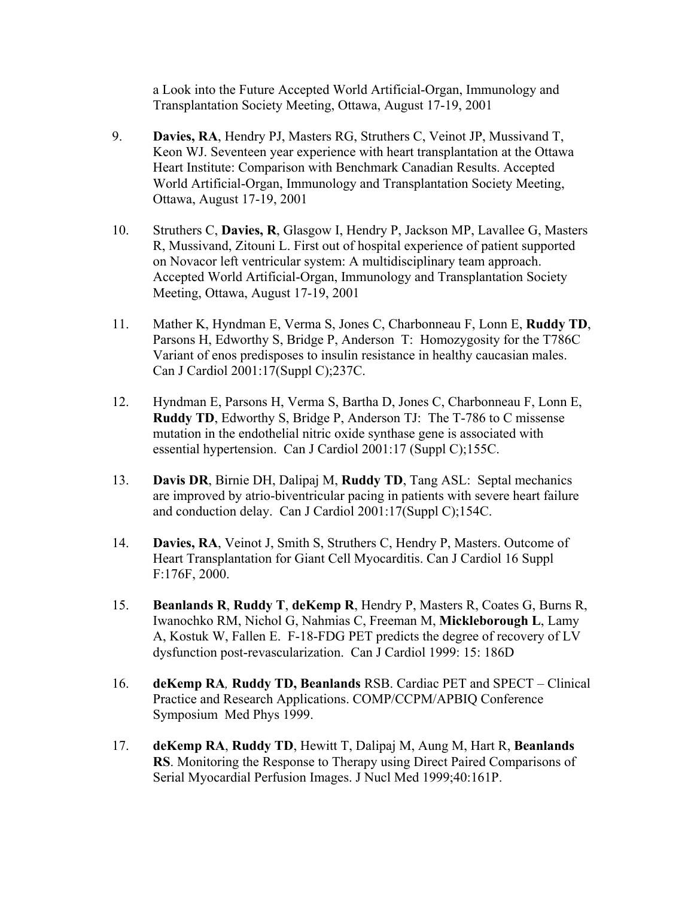a Look into the Future Accepted World Artificial-Organ, Immunology and Transplantation Society Meeting, Ottawa, August 17-19, 2001

9. **Davies, RA**, Hendry PJ, Masters RG, Struthers C, Veinot JP, Mussivand T, Keon WJ. Seventeen year experience with heart transplantation at the Ottawa Heart Institute: Comparison with Benchmark Canadian Results. Accepted World Artificial-Organ, Immunology and Transplantation Society Meeting, Ottawa, August 17-19, 2001

10. Struthers C, **Davies, R**, Glasgow I, Hendry P, Jackson MP, Lavallee G, Masters R, Mussivand, Zitouni L. First out of hospital experience of patient supported on Novacor left ventricular system: A multidisciplinary team approach. Accepted World Artificial-Organ, Immunology and Transplantation Society Meeting, Ottawa, August 17-19, 2001

11. Mather K, Hyndman E, Verma S, Jones C, Charbonneau F, Lonn E, **Ruddy TD**, Parsons H, Edworthy S, Bridge P, Anderson T: Homozygosity for the T786C Variant of enos predisposes to insulin resistance in healthy caucasian males. Can J Cardiol 2001:17(Suppl C);237C.

12. Hyndman E, Parsons H, Verma S, Bartha D, Jones C, Charbonneau F, Lonn E, **Ruddy TD**, Edworthy S, Bridge P, Anderson TJ: The T-786 to C missense mutation in the endothelial nitric oxide synthase gene is associated with essential hypertension. Can J Cardiol 2001:17 (Suppl C);155C.

13. **Davis DR**, Birnie DH, Dalipaj M, **Ruddy TD**, Tang ASL: Septal mechanics are improved by atrio-biventricular pacing in patients with severe heart failure and conduction delay. Can J Cardiol 2001:17(Suppl C);154C.

14. **Davies, RA**, Veinot J, Smith S, Struthers C, Hendry P, Masters. Outcome of Heart Transplantation for Giant Cell Myocarditis. Can J Cardiol 16 Suppl F:176F, 2000.

15. **Beanlands R**, **Ruddy T**, **deKemp R**, Hendry P, Masters R, Coates G, Burns R, Iwanochko RM, Nichol G, Nahmias C, Freeman M, **Mickleborough L**, Lamy A, Kostuk W, Fallen E. F-18-FDG PET predicts the degree of recovery of LV dysfunction post-revascularization. Can J Cardiol 1999: 15: 186D

16. **deKemp RA**, **Ruddy TD, Beanlands** RSB. Cardiac PET and SPECT – Clinical Practice and Research Applications. COMP/CCPM/APBIQ Conference Symposium Med Phys 1999.

17. **deKemp RA**, **Ruddy TD**, Hewitt T, Dalipaj M, Aung M, Hart R, **Beanlands RS**. Monitoring the Response to Therapy using Direct Paired Comparisons of Serial Myocardial Perfusion Images. J Nucl Med 1999;40:161P.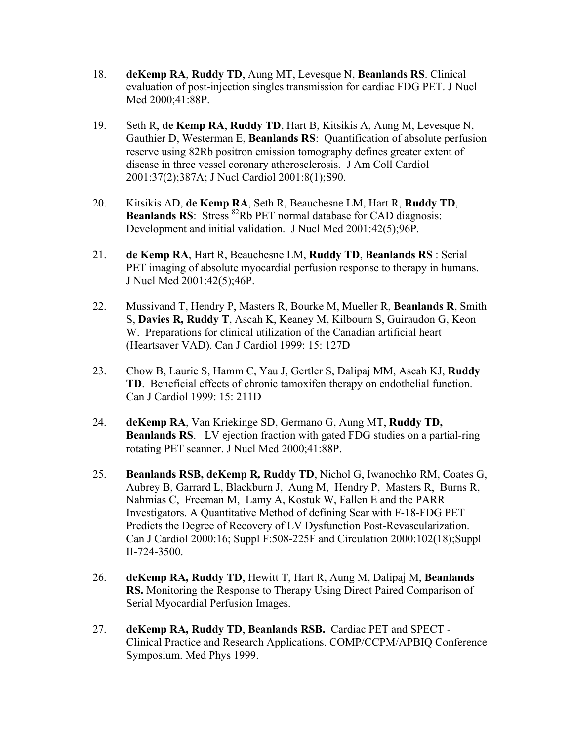18. **deKemp RA**, **Ruddy TD**, Aung MT, Levesque N, **Beanlands RS**. Clinical evaluation of post-injection singles transmission for cardiac FDG PET. J Nucl Med 2000;41:88P.

19. Seth R, **de Kemp RA**, **Ruddy TD**, Hart B, Kitsikis A, Aung M, Levesque N, Gauthier D, Westerman E, **Beanlands RS**: Quantification of absolute perfusion reserve using 82Rb positron emission tomography defines greater extent of disease in three vessel coronary atherosclerosis. J Am Coll Cardiol 2001:37(2);387A; J Nucl Cardiol 2001:8(1);S90.

20. Kitsikis AD, **de Kemp RA**, Seth R, Beauchesne LM, Hart R, **Ruddy TD**, **Beanlands RS**: Stress $^{82}$Rb PET normal database for CAD diagnosis: Development and initial validation. J Nucl Med 2001:42(5);96P.

21. **de Kemp RA**, Hart R, Beauchesne LM, **Ruddy TD**, **Beanlands RS** : Serial PET imaging of absolute myocardial perfusion response to therapy in humans. J Nucl Med 2001:42(5);46P.

22. Mussivand T, Hendry P, Masters R, Bourke M, Mueller R, **Beanlands R**, Smith S, **Davies R, Ruddy T**, Ascah K, Keaney M, Kilbourn S, Guiraudon G, Keon W. Preparations for clinical utilization of the Canadian artificial heart (Heartsaver VAD). Can J Cardiol 1999: 15: 127D

23. Chow B, Laurie S, Hamm C, Yau J, Gertler S, Dalipaj MM, Ascah KJ, **Ruddy TD**. Beneficial effects of chronic tamoxifen therapy on endothelial function. Can J Cardiol 1999: 15: 211D

24. **deKemp RA**, Van Kriekinge SD, Germano G, Aung MT, **Ruddy TD, Beanlands RS**. LV ejection fraction with gated FDG studies on a partial-ring rotating PET scanner. J Nucl Med 2000;41:88P.

25. **Beanlands RSB, deKemp R, Ruddy TD**, Nichol G, Iwanochko RM, Coates G, Aubrey B, Garrard L, Blackburn J, Aung M, Hendry P, Masters R, Burns R, Nahmias C, Freeman M, Lamy A, Kostuk W, Fallen E and the PARR Investigators. A Quantitative Method of defining Scar with F-18-FDG PET Predicts the Degree of Recovery of LV Dysfunction Post-Revascularization. Can J Cardiol 2000:16; Suppl F:508-225F and Circulation 2000:102(18);Suppl II-724-3500.

26. **deKemp RA, Ruddy TD**, Hewitt T, Hart R, Aung M, Dalipaj M, **Beanlands RS.** Monitoring the Response to Therapy Using Direct Paired Comparison of Serial Myocardial Perfusion Images.

27. **deKemp RA, Ruddy TD**, **Beanlands RSB.** Cardiac PET and SPECT - Clinical Practice and Research Applications. COMP/CCPM/APBIQ Conference Symposium. Med Phys 1999.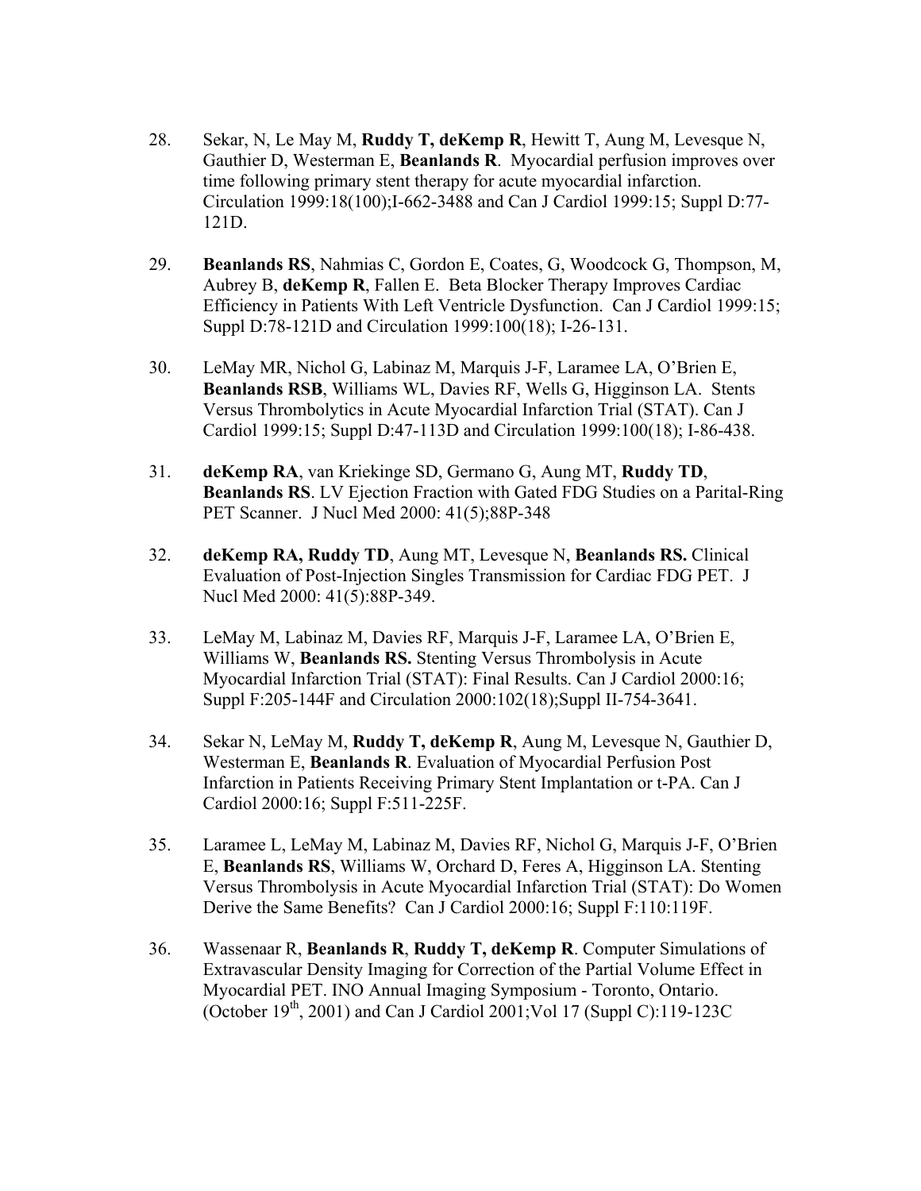28. Sekar, N, Le May M, **Ruddy T, deKemp R**, Hewitt T, Aung M, Levesque N, Gauthier D, Westerman E, **Beanlands R**. Myocardial perfusion improves over time following primary stent therapy for acute myocardial infarction. Circulation 1999:18(100);I-662-3488 and Can J Cardiol 1999:15; Suppl D:77-121D.

29. **Beanlands RS**, Nahmias C, Gordon E, Coates, G, Woodcock G, Thompson, M, Aubrey B, **deKemp R**, Fallen E. Beta Blocker Therapy Improves Cardiac Efficiency in Patients With Left Ventricle Dysfunction. Can J Cardiol 1999:15; Suppl D:78-121D and Circulation 1999:100(18); I-26-131.

30. LeMay MR, Nichol G, Labinaz M, Marquis J-F, Laramee LA, O'Brien E, **Beanlands RSB**, Williams WL, Davies RF, Wells G, Higginson LA. Stents Versus Thrombolytics in Acute Myocardial Infarction Trial (STAT). Can J Cardiol 1999:15; Suppl D:47-113D and Circulation 1999:100(18); I-86-438.

31. **deKemp RA**, van Kriekinge SD, Germano G, Aung MT, **Ruddy TD**, **Beanlands RS**. LV Ejection Fraction with Gated FDG Studies on a Parital-Ring PET Scanner. J Nucl Med 2000: 41(5);88P-348

32. **deKemp RA, Ruddy TD**, Aung MT, Levesque N, **Beanlands RS.** Clinical Evaluation of Post-Injection Singles Transmission for Cardiac FDG PET. J Nucl Med 2000: 41(5):88P-349.

33. LeMay M, Labinaz M, Davies RF, Marquis J-F, Laramee LA, O'Brien E, Williams W, **Beanlands RS.** Stenting Versus Thrombolysis in Acute Myocardial Infarction Trial (STAT): Final Results. Can J Cardiol 2000:16; Suppl F:205-144F and Circulation 2000:102(18);Suppl II-754-3641.

34. Sekar N, LeMay M, **Ruddy T, deKemp R**, Aung M, Levesque N, Gauthier D, Westerman E, **Beanlands R**. Evaluation of Myocardial Perfusion Post Infarction in Patients Receiving Primary Stent Implantation or t-PA. Can J Cardiol 2000:16; Suppl F:511-225F.

35. Laramee L, LeMay M, Labinaz M, Davies RF, Nichol G, Marquis J-F, O'Brien E, **Beanlands RS**, Williams W, Orchard D, Feres A, Higginson LA. Stenting Versus Thrombolysis in Acute Myocardial Infarction Trial (STAT): Do Women Derive the Same Benefits? Can J Cardiol 2000:16; Suppl F:110:119F.

36. Wassenaar R, **Beanlands R**, **Ruddy T, deKemp R**. Computer Simulations of Extravascular Density Imaging for Correction of the Partial Volume Effect in Myocardial PET. INO Annual Imaging Symposium - Toronto, Ontario. (October 19th, 2001) and Can J Cardiol 2001;Vol 17 (Suppl C):119-123C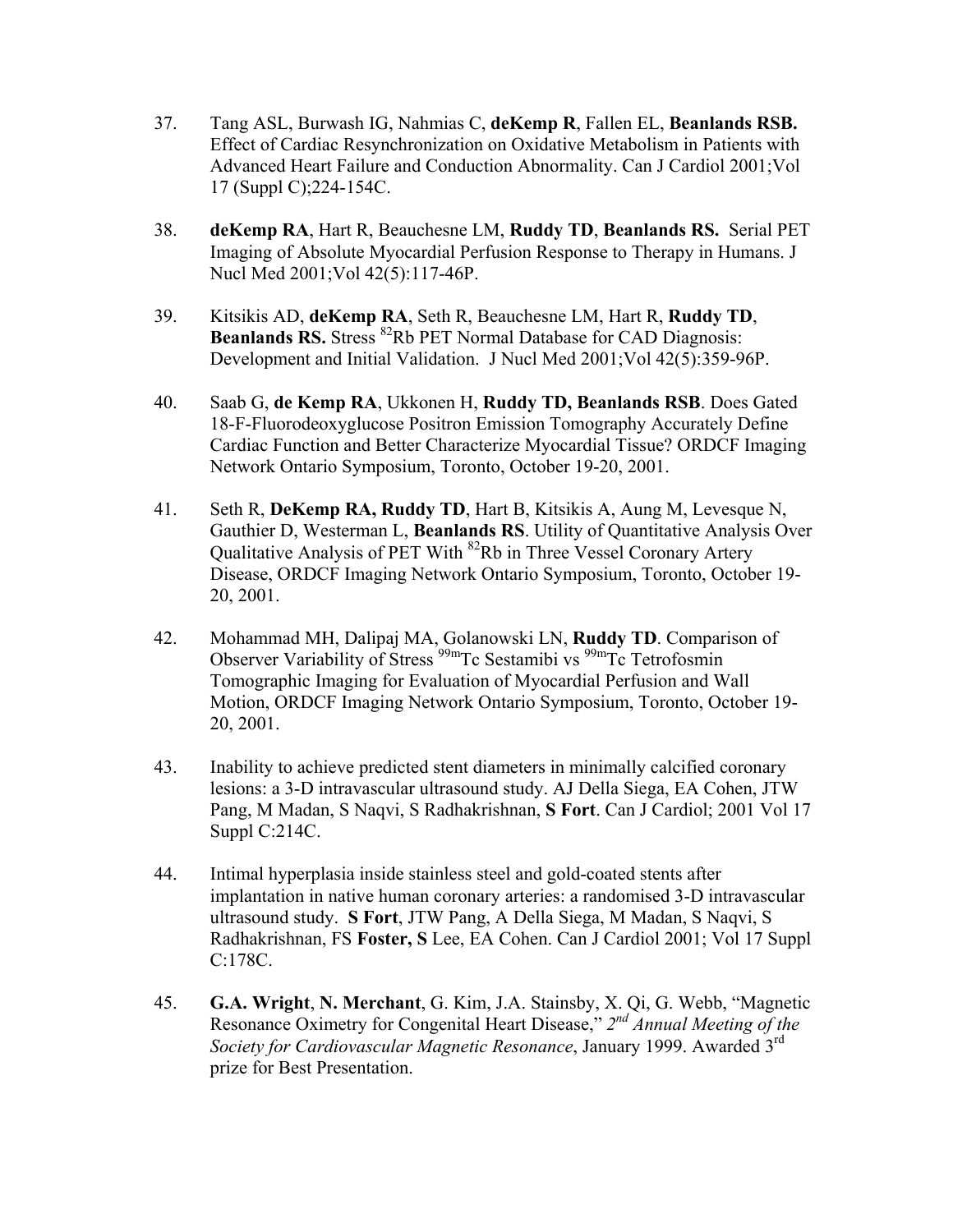37. Tang ASL, Burwash IG, Nahmias C, **deKemp R**, Fallen EL, **Beanlands RSB.** Effect of Cardiac Resynchronization on Oxidative Metabolism in Patients with Advanced Heart Failure and Conduction Abnormality. Can J Cardiol 2001;Vol 17 (Suppl C);224-154C.

38. **deKemp RA**, Hart R, Beauchesne LM, **Ruddy TD**, **Beanlands RS.** Serial PET Imaging of Absolute Myocardial Perfusion Response to Therapy in Humans. J Nucl Med 2001;Vol 42(5):117-46P.

39. Kitsikis AD, **deKemp RA**, Seth R, Beauchesne LM, Hart R, **Ruddy TD**, **Beanlands RS.** Stress $^{82}$Rb PET Normal Database for CAD Diagnosis: Development and Initial Validation. J Nucl Med 2001;Vol 42(5):359-96P.

40. Saab G, **de Kemp RA**, Ukkonen H, **Ruddy TD, Beanlands RSB**. Does Gated 18-F-Fluorodeoxyglucose Positron Emission Tomography Accurately Define Cardiac Function and Better Characterize Myocardial Tissue? ORDCF Imaging Network Ontario Symposium, Toronto, October 19-20, 2001.

41. Seth R, **DeKemp RA, Ruddy TD**, Hart B, Kitsikis A, Aung M, Levesque N, Gauthier D, Westerman L, **Beanlands RS**. Utility of Quantitative Analysis Over Qualitative Analysis of PET With $^{82}$Rb in Three Vessel Coronary Artery Disease, ORDCF Imaging Network Ontario Symposium, Toronto, October 19-20, 2001.

42. Mohammad MH, Dalipaj MA, Golanowski LN, **Ruddy TD**. Comparison of Observer Variability of Stress $^{99m}$Tc Sestamibi vs $^{99m}$Tc Tetrofosmin Tomographic Imaging for Evaluation of Myocardial Perfusion and Wall Motion, ORDCF Imaging Network Ontario Symposium, Toronto, October 19-20, 2001.

43. Inability to achieve predicted stent diameters in minimally calcified coronary lesions: a 3-D intravascular ultrasound study. AJ Della Siega, EA Cohen, JTW Pang, M Madan, S Naqvi, S Radhakrishnan, **S Fort**. Can J Cardiol; 2001 Vol 17 Suppl C:214C.

44. Intimal hyperplasia inside stainless steel and gold-coated stents after implantation in native human coronary arteries: a randomised 3-D intravascular ultrasound study. **S Fort**, JTW Pang, A Della Siega, M Madan, S Naqvi, S Radhakrishnan, FS **Foster, S** Lee, EA Cohen. Can J Cardiol 2001; Vol 17 Suppl C:178C.

45. **G.A. Wright**, **N. Merchant**, G. Kim, J.A. Stainsby, X. Qi, G. Webb, "Magnetic Resonance Oximetry for Congenital Heart Disease," *2nd Annual Meeting of the Society for Cardiovascular Magnetic Resonance*, January 1999. Awarded 3rd prize for Best Presentation.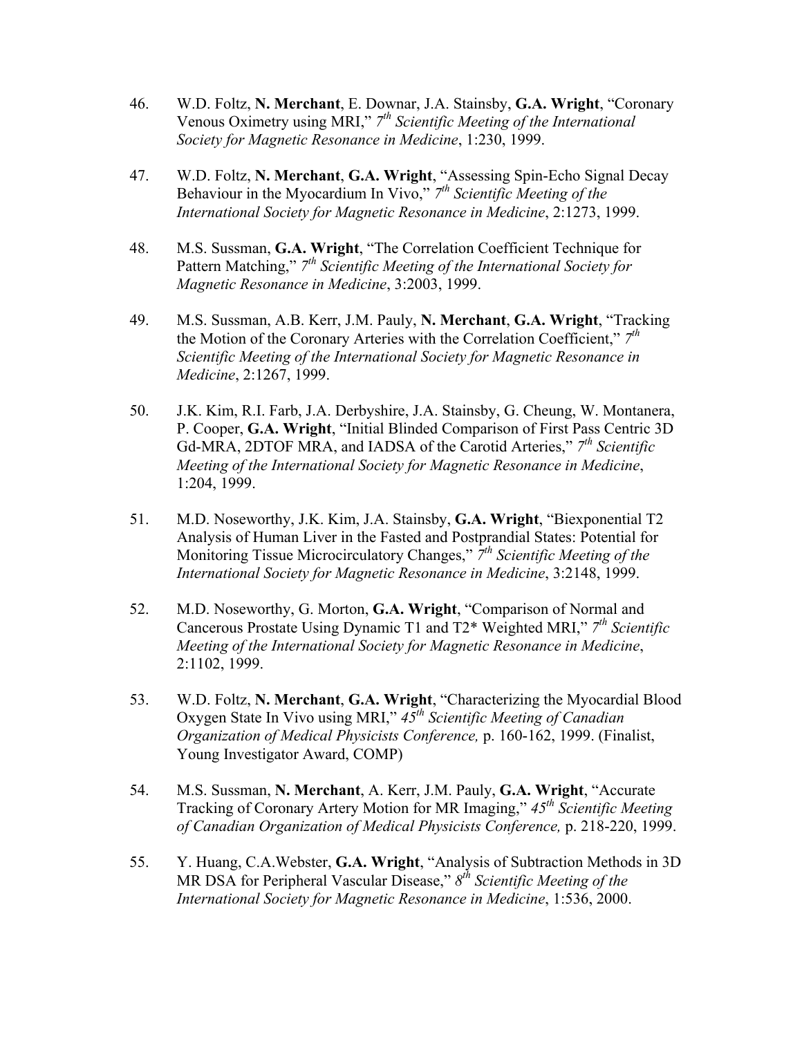46. W.D. Foltz, **N. Merchant**, E. Downar, J.A. Stainsby, **G.A. Wright**, "Coronary Venous Oximetry using MRI," *7th Scientific Meeting of the International Society for Magnetic Resonance in Medicine*, 1:230, 1999.

47. W.D. Foltz, **N. Merchant**, **G.A. Wright**, "Assessing Spin-Echo Signal Decay Behaviour in the Myocardium In Vivo," *7th Scientific Meeting of the International Society for Magnetic Resonance in Medicine*, 2:1273, 1999.

48. M.S. Sussman, **G.A. Wright**, "The Correlation Coefficient Technique for Pattern Matching," *7th Scientific Meeting of the International Society for Magnetic Resonance in Medicine*, 3:2003, 1999.

49. M.S. Sussman, A.B. Kerr, J.M. Pauly, **N. Merchant**, **G.A. Wright**, "Tracking the Motion of the Coronary Arteries with the Correlation Coefficient," *7th Scientific Meeting of the International Society for Magnetic Resonance in Medicine*, 2:1267, 1999.

50. J.K. Kim, R.I. Farb, J.A. Derbyshire, J.A. Stainsby, G. Cheung, W. Montanera, P. Cooper, **G.A. Wright**, "Initial Blinded Comparison of First Pass Centric 3D Gd-MRA, 2DTOF MRA, and IADSA of the Carotid Arteries," *7th Scientific Meeting of the International Society for Magnetic Resonance in Medicine*, 1:204, 1999.

51. M.D. Noseworthy, J.K. Kim, J.A. Stainsby, **G.A. Wright**, "Biexponential T2 Analysis of Human Liver in the Fasted and Postprandial States: Potential for Monitoring Tissue Microcirculatory Changes," *7th Scientific Meeting of the International Society for Magnetic Resonance in Medicine*, 3:2148, 1999.

52. M.D. Noseworthy, G. Morton, **G.A. Wright**, "Comparison of Normal and Cancerous Prostate Using Dynamic T1 and T2* Weighted MRI," *7th Scientific Meeting of the International Society for Magnetic Resonance in Medicine*, 2:1102, 1999.

53. W.D. Foltz, **N. Merchant**, **G.A. Wright**, "Characterizing the Myocardial Blood Oxygen State In Vivo using MRI," *45th Scientific Meeting of Canadian Organization of Medical Physicists Conference,* p. 160-162, 1999. (Finalist, Young Investigator Award, COMP)

54. M.S. Sussman, **N. Merchant**, A. Kerr, J.M. Pauly, **G.A. Wright**, "Accurate Tracking of Coronary Artery Motion for MR Imaging," *45th Scientific Meeting of Canadian Organization of Medical Physicists Conference,* p. 218-220, 1999.

55. Y. Huang, C.A.Webster, **G.A. Wright**, "Analysis of Subtraction Methods in 3D MR DSA for Peripheral Vascular Disease," *8th Scientific Meeting of the International Society for Magnetic Resonance in Medicine*, 1:536, 2000.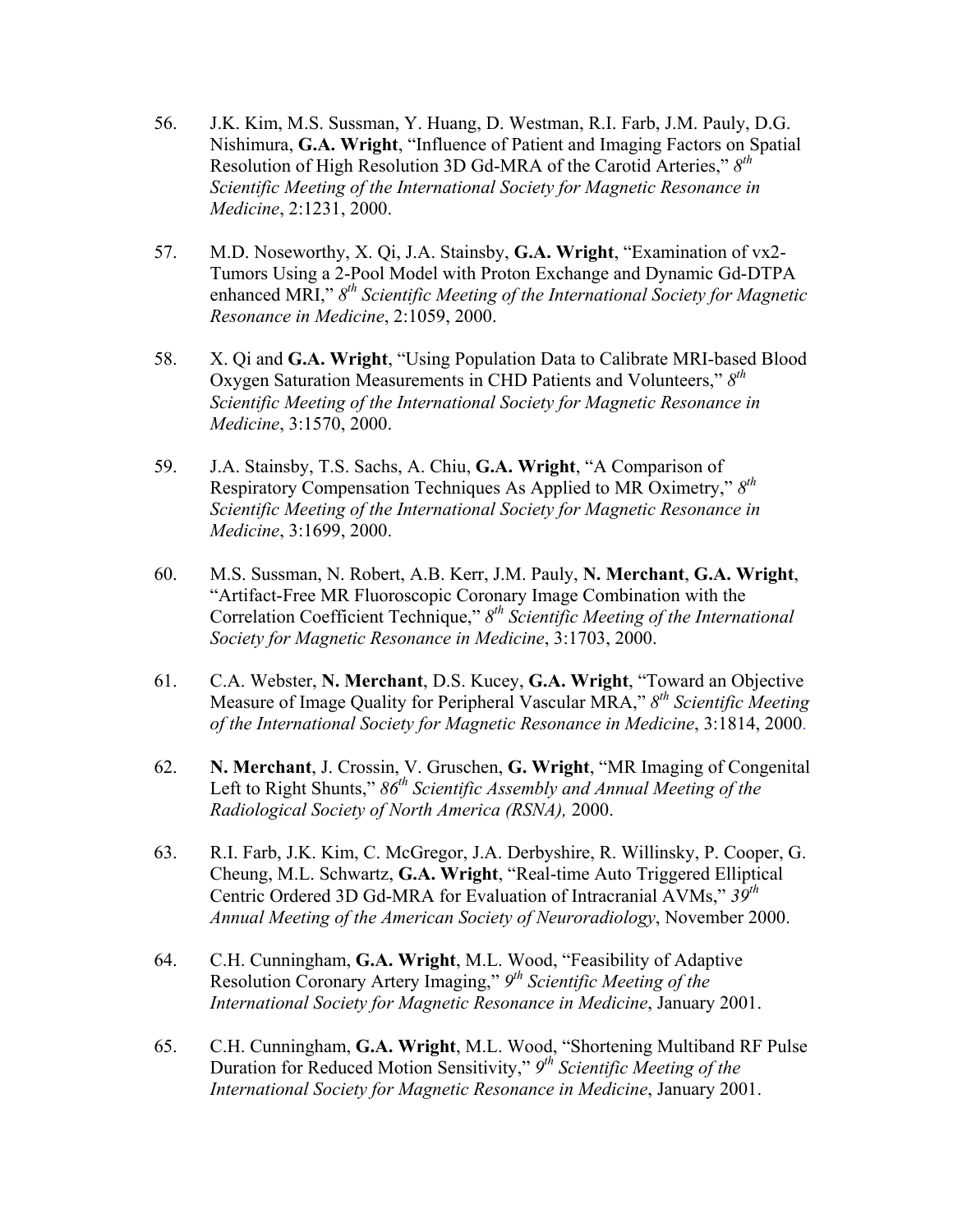56. J.K. Kim, M.S. Sussman, Y. Huang, D. Westman, R.I. Farb, J.M. Pauly, D.G. Nishimura, **G.A. Wright**, "Influence of Patient and Imaging Factors on Spatial Resolution of High Resolution 3D Gd-MRA of the Carotid Arteries," *8th Scientific Meeting of the International Society for Magnetic Resonance in Medicine*, 2:1231, 2000.

57. M.D. Noseworthy, X. Qi, J.A. Stainsby, **G.A. Wright**, "Examination of vx2-Tumors Using a 2-Pool Model with Proton Exchange and Dynamic Gd-DTPA enhanced MRI," *8th Scientific Meeting of the International Society for Magnetic Resonance in Medicine*, 2:1059, 2000.

58. X. Qi and **G.A. Wright**, "Using Population Data to Calibrate MRI-based Blood Oxygen Saturation Measurements in CHD Patients and Volunteers," *8th Scientific Meeting of the International Society for Magnetic Resonance in Medicine*, 3:1570, 2000.

59. J.A. Stainsby, T.S. Sachs, A. Chiu, **G.A. Wright**, "A Comparison of Respiratory Compensation Techniques As Applied to MR Oximetry," *8th Scientific Meeting of the International Society for Magnetic Resonance in Medicine*, 3:1699, 2000.

60. M.S. Sussman, N. Robert, A.B. Kerr, J.M. Pauly, **N. Merchant**, **G.A. Wright**, "Artifact-Free MR Fluoroscopic Coronary Image Combination with the Correlation Coefficient Technique," *8th Scientific Meeting of the International Society for Magnetic Resonance in Medicine*, 3:1703, 2000.

61. C.A. Webster, **N. Merchant**, D.S. Kucey, **G.A. Wright**, "Toward an Objective Measure of Image Quality for Peripheral Vascular MRA," *8th Scientific Meeting of the International Society for Magnetic Resonance in Medicine*, 3:1814, 2000.

62. **N. Merchant**, J. Crossin, V. Gruschen, **G. Wright**, "MR Imaging of Congenital Left to Right Shunts," *86th Scientific Assembly and Annual Meeting of the Radiological Society of North America (RSNA),* 2000.

63. R.I. Farb, J.K. Kim, C. McGregor, J.A. Derbyshire, R. Willinsky, P. Cooper, G. Cheung, M.L. Schwartz, **G.A. Wright**, "Real-time Auto Triggered Elliptical Centric Ordered 3D Gd-MRA for Evaluation of Intracranial AVMs," *39th Annual Meeting of the American Society of Neuroradiology*, November 2000.

64. C.H. Cunningham, **G.A. Wright**, M.L. Wood, "Feasibility of Adaptive Resolution Coronary Artery Imaging," *9th Scientific Meeting of the International Society for Magnetic Resonance in Medicine*, January 2001.

65. C.H. Cunningham, **G.A. Wright**, M.L. Wood, "Shortening Multiband RF Pulse Duration for Reduced Motion Sensitivity," *9th Scientific Meeting of the International Society for Magnetic Resonance in Medicine*, January 2001.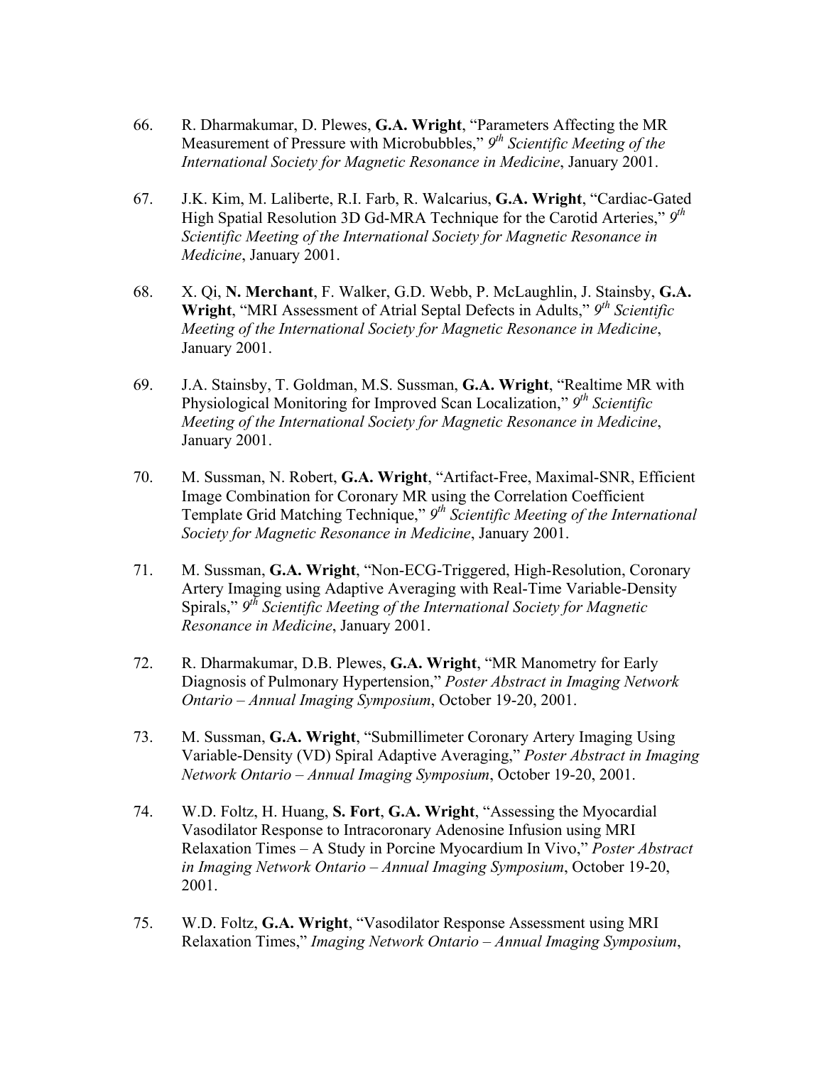66. R. Dharmakumar, D. Plewes, **G.A. Wright**, "Parameters Affecting the MR Measurement of Pressure with Microbubbles," *9th Scientific Meeting of the International Society for Magnetic Resonance in Medicine*, January 2001.

67. J.K. Kim, M. Laliberte, R.I. Farb, R. Walcarius, **G.A. Wright**, "Cardiac-Gated High Spatial Resolution 3D Gd-MRA Technique for the Carotid Arteries," *9th Scientific Meeting of the International Society for Magnetic Resonance in Medicine*, January 2001.

68. X. Qi, **N. Merchant**, F. Walker, G.D. Webb, P. McLaughlin, J. Stainsby, **G.A. Wright**, "MRI Assessment of Atrial Septal Defects in Adults," *9th Scientific Meeting of the International Society for Magnetic Resonance in Medicine*, January 2001.

69. J.A. Stainsby, T. Goldman, M.S. Sussman, **G.A. Wright**, "Realtime MR with Physiological Monitoring for Improved Scan Localization," *9th Scientific Meeting of the International Society for Magnetic Resonance in Medicine*, January 2001.

70. M. Sussman, N. Robert, **G.A. Wright**, "Artifact-Free, Maximal-SNR, Efficient Image Combination for Coronary MR using the Correlation Coefficient Template Grid Matching Technique," *9th Scientific Meeting of the International Society for Magnetic Resonance in Medicine*, January 2001.

71. M. Sussman, **G.A. Wright**, "Non-ECG-Triggered, High-Resolution, Coronary Artery Imaging using Adaptive Averaging with Real-Time Variable-Density Spirals," *9th Scientific Meeting of the International Society for Magnetic Resonance in Medicine*, January 2001.

72. R. Dharmakumar, D.B. Plewes, **G.A. Wright**, "MR Manometry for Early Diagnosis of Pulmonary Hypertension," *Poster Abstract in Imaging Network Ontario – Annual Imaging Symposium*, October 19-20, 2001.

73. M. Sussman, **G.A. Wright**, "Submillimeter Coronary Artery Imaging Using Variable-Density (VD) Spiral Adaptive Averaging," *Poster Abstract in Imaging Network Ontario – Annual Imaging Symposium*, October 19-20, 2001.

74. W.D. Foltz, H. Huang, **S. Fort**, **G.A. Wright**, "Assessing the Myocardial Vasodilator Response to Intracoronary Adenosine Infusion using MRI Relaxation Times – A Study in Porcine Myocardium In Vivo," *Poster Abstract in Imaging Network Ontario – Annual Imaging Symposium*, October 19-20, 2001.

75. W.D. Foltz, **G.A. Wright**, "Vasodilator Response Assessment using MRI Relaxation Times," *Imaging Network Ontario – Annual Imaging Symposium*,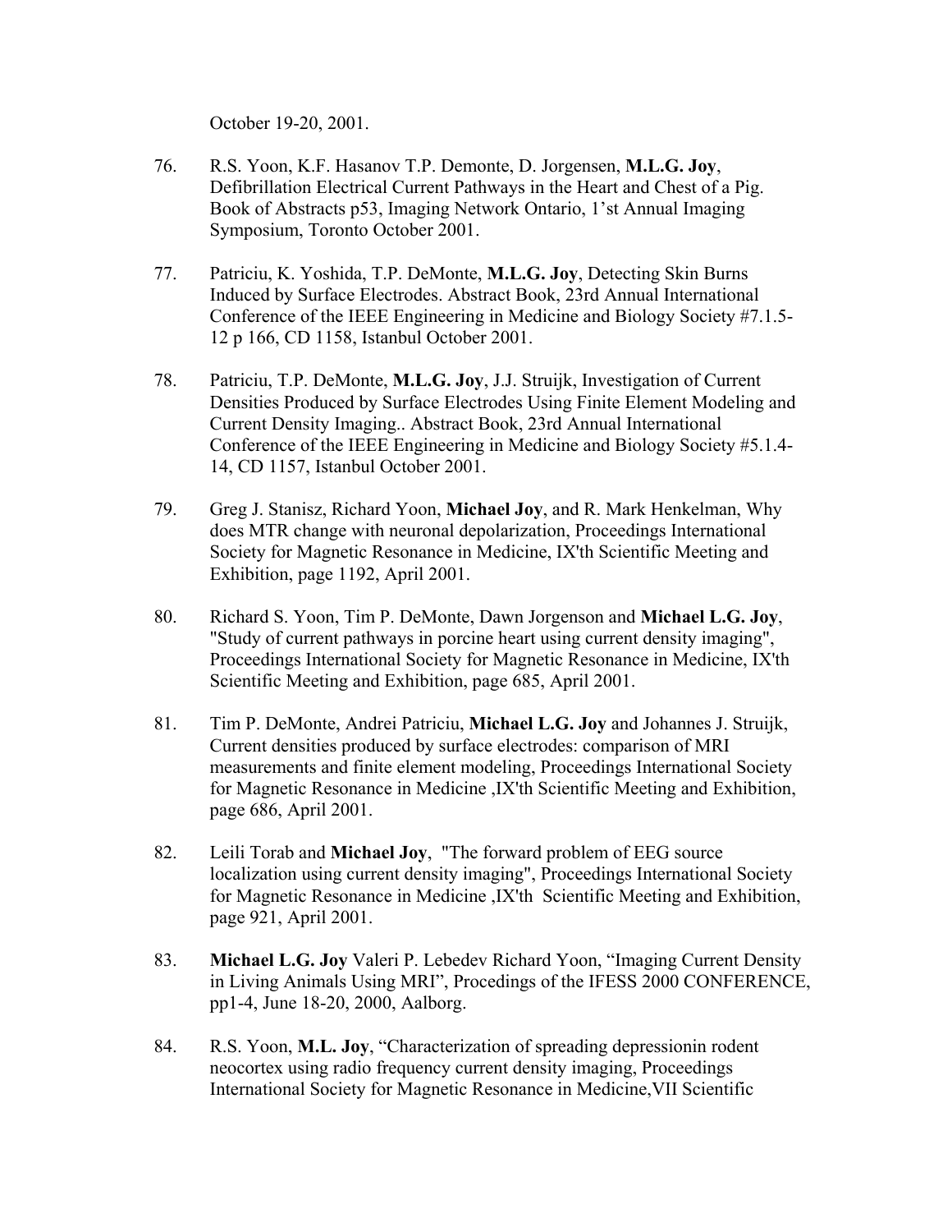October 19-20, 2001.

76. R.S. Yoon, K.F. Hasanov T.P. Demonte, D. Jorgensen, **M.L.G. Joy**, Defibrillation Electrical Current Pathways in the Heart and Chest of a Pig. Book of Abstracts p53, Imaging Network Ontario, 1'st Annual Imaging Symposium, Toronto October 2001.

77. Patriciu, K. Yoshida, T.P. DeMonte, **M.L.G. Joy**, Detecting Skin Burns Induced by Surface Electrodes. Abstract Book, 23rd Annual International Conference of the IEEE Engineering in Medicine and Biology Society #7.1.5-12 p 166, CD 1158, Istanbul October 2001.

78. Patriciu, T.P. DeMonte, **M.L.G. Joy**, J.J. Struijk, Investigation of Current Densities Produced by Surface Electrodes Using Finite Element Modeling and Current Density Imaging.. Abstract Book, 23rd Annual International Conference of the IEEE Engineering in Medicine and Biology Society #5.1.4-14, CD 1157, Istanbul October 2001.

79. Greg J. Stanisz, Richard Yoon, **Michael Joy**, and R. Mark Henkelman, Why does MTR change with neuronal depolarization, Proceedings International Society for Magnetic Resonance in Medicine, IX'th Scientific Meeting and Exhibition, page 1192, April 2001.

80. Richard S. Yoon, Tim P. DeMonte, Dawn Jorgenson and **Michael L.G. Joy**, "Study of current pathways in porcine heart using current density imaging", Proceedings International Society for Magnetic Resonance in Medicine, IX'th Scientific Meeting and Exhibition, page 685, April 2001.

81. Tim P. DeMonte, Andrei Patriciu, **Michael L.G. Joy** and Johannes J. Struijk, Current densities produced by surface electrodes: comparison of MRI measurements and finite element modeling, Proceedings International Society for Magnetic Resonance in Medicine ,IX'th Scientific Meeting and Exhibition, page 686, April 2001.

82. Leili Torab and **Michael Joy**, "The forward problem of EEG source localization using current density imaging", Proceedings International Society for Magnetic Resonance in Medicine ,IX'th Scientific Meeting and Exhibition, page 921, April 2001.

83. **Michael L.G. Joy** Valeri P. Lebedev Richard Yoon, "Imaging Current Density in Living Animals Using MRI", Procedings of the IFESS 2000 CONFERENCE, pp1-4, June 18-20, 2000, Aalborg.

84. R.S. Yoon, **M.L. Joy**, "Characterization of spreading depressionin rodent neocortex using radio frequency current density imaging, Proceedings International Society for Magnetic Resonance in Medicine,VII Scientific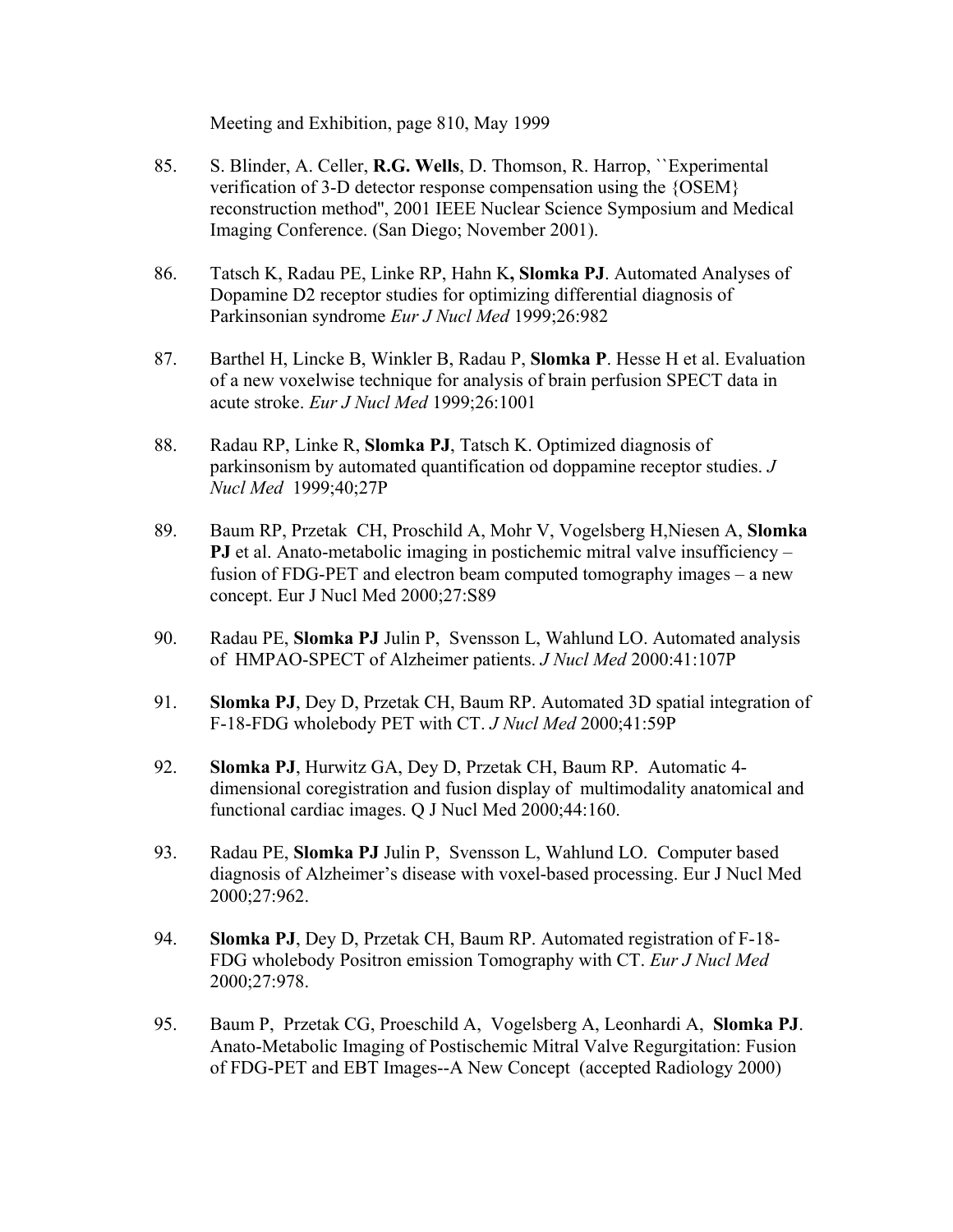Meeting and Exhibition, page 810, May 1999

85. S. Blinder, A. Celler, **R.G. Wells**, D. Thomson, R. Harrop, ``Experimental verification of 3-D detector response compensation using the {OSEM} reconstruction method'', 2001 IEEE Nuclear Science Symposium and Medical Imaging Conference. (San Diego; November 2001).

86. Tatsch K, Radau PE, Linke RP, Hahn K**, Slomka PJ**. Automated Analyses of Dopamine D2 receptor studies for optimizing differential diagnosis of Parkinsonian syndrome *Eur J Nucl Med* 1999;26:982

87. Barthel H, Lincke B, Winkler B, Radau P, **Slomka P**. Hesse H et al. Evaluation of a new voxelwise technique for analysis of brain perfusion SPECT data in acute stroke. *Eur J Nucl Med* 1999;26:1001

88. Radau RP, Linke R, **Slomka PJ**, Tatsch K. Optimized diagnosis of parkinsonism by automated quantification od doppamine receptor studies. *J Nucl Med* 1999;40;27P

89. Baum RP, Przetak CH, Proschild A, Mohr V, Vogelsberg H,Niesen A, **Slomka PJ** et al. Anato-metabolic imaging in postichemic mitral valve insufficiency – fusion of FDG-PET and electron beam computed tomography images – a new concept. Eur J Nucl Med 2000;27:S89

90. Radau PE, **Slomka PJ** Julin P, Svensson L, Wahlund LO. Automated analysis of HMPAO-SPECT of Alzheimer patients. *J Nucl Med* 2000:41:107P

91. **Slomka PJ**, Dey D, Przetak CH, Baum RP. Automated 3D spatial integration of F-18-FDG wholebody PET with CT. *J Nucl Med* 2000;41:59P

92. **Slomka PJ**, Hurwitz GA, Dey D, Przetak CH, Baum RP. Automatic 4-dimensional coregistration and fusion display of multimodality anatomical and functional cardiac images. Q J Nucl Med 2000;44:160.

93. Radau PE, **Slomka PJ** Julin P, Svensson L, Wahlund LO. Computer based diagnosis of Alzheimer's disease with voxel-based processing. Eur J Nucl Med 2000;27:962.

94. **Slomka PJ**, Dey D, Przetak CH, Baum RP. Automated registration of F-18-FDG wholebody Positron emission Tomography with CT. *Eur J Nucl Med* 2000;27:978.

95. Baum P, Przetak CG, Proeschild A, Vogelsberg A, Leonhardi A, **Slomka PJ**. Anato-Metabolic Imaging of Postischemic Mitral Valve Regurgitation: Fusion of FDG-PET and EBT Images--A New Concept (accepted Radiology 2000)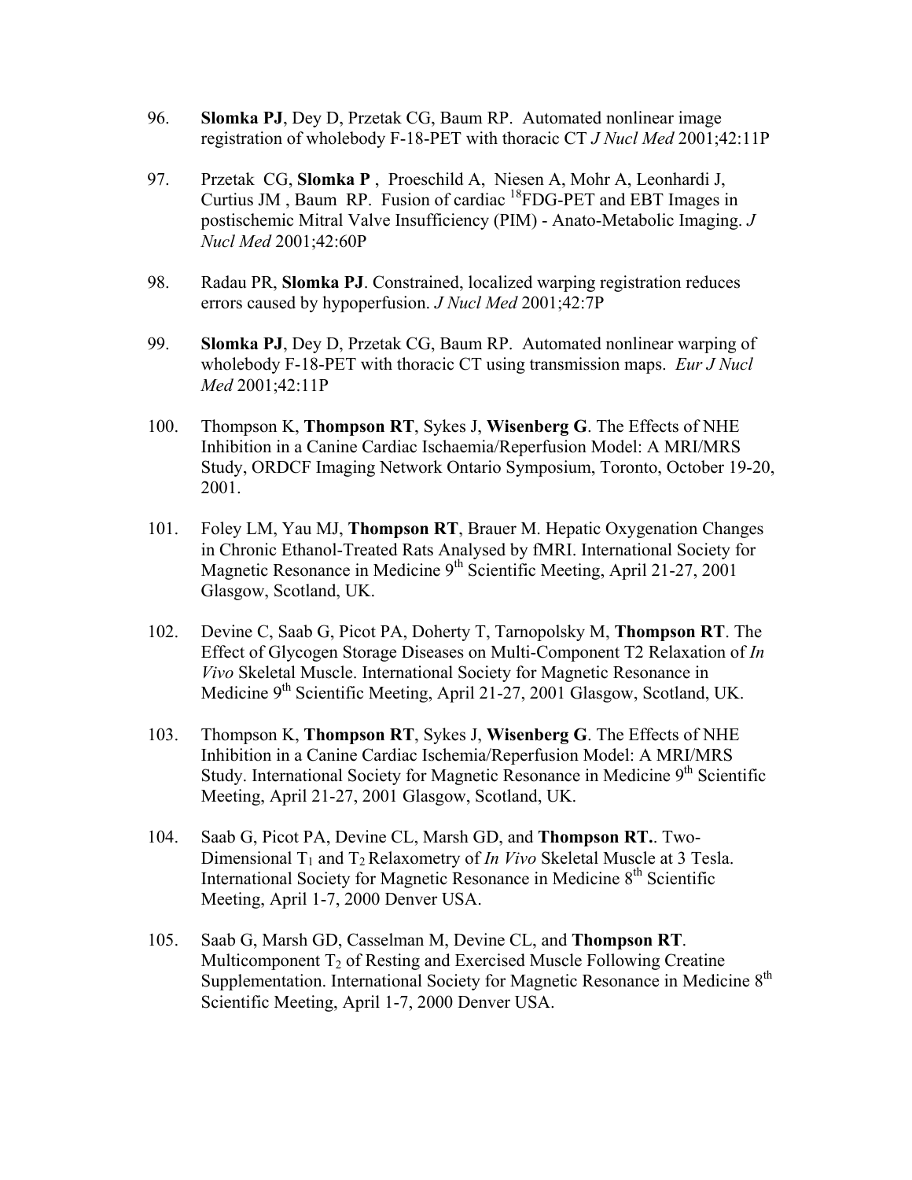96. **Slomka PJ**, Dey D, Przetak CG, Baum RP. Automated nonlinear image registration of wholebody F-18-PET with thoracic CT *J Nucl Med* 2001;42:11P

97. Przetak CG, **Slomka P** , Proeschild A, Niesen A, Mohr A, Leonhardi J, Curtius JM , Baum RP. Fusion of cardiac $^{18}$FDG-PET and EBT Images in postischemic Mitral Valve Insufficiency (PIM) - Anato-Metabolic Imaging. *J Nucl Med* 2001;42:60P

98. Radau PR, **Slomka PJ**. Constrained, localized warping registration reduces errors caused by hypoperfusion. *J Nucl Med* 2001;42:7P

99. **Slomka PJ**, Dey D, Przetak CG, Baum RP. Automated nonlinear warping of wholebody F-18-PET with thoracic CT using transmission maps. *Eur J Nucl Med* 2001;42:11P

100. Thompson K, **Thompson RT**, Sykes J, **Wisenberg G**. The Effects of NHE Inhibition in a Canine Cardiac Ischaemia/Reperfusion Model: A MRI/MRS Study, ORDCF Imaging Network Ontario Symposium, Toronto, October 19-20, 2001.

101. Foley LM, Yau MJ, **Thompson RT**, Brauer M. Hepatic Oxygenation Changes in Chronic Ethanol-Treated Rats Analysed by fMRI. International Society for Magnetic Resonance in Medicine 9$^{th}$ Scientific Meeting, April 21-27, 2001 Glasgow, Scotland, UK.

102. Devine C, Saab G, Picot PA, Doherty T, Tarnopolsky M, **Thompson RT**. The Effect of Glycogen Storage Diseases on Multi-Component T2 Relaxation of *In Vivo* Skeletal Muscle. International Society for Magnetic Resonance in Medicine 9$^{th}$ Scientific Meeting, April 21-27, 2001 Glasgow, Scotland, UK.

103. Thompson K, **Thompson RT**, Sykes J, **Wisenberg G**. The Effects of NHE Inhibition in a Canine Cardiac Ischemia/Reperfusion Model: A MRI/MRS Study. International Society for Magnetic Resonance in Medicine 9$^{th}$ Scientific Meeting, April 21-27, 2001 Glasgow, Scotland, UK.

104. Saab G, Picot PA, Devine CL, Marsh GD, and **Thompson RT.**. Two-Dimensional $T_1$ and $T_2$ Relaxometry of *In Vivo* Skeletal Muscle at 3 Tesla. International Society for Magnetic Resonance in Medicine 8$^{th}$ Scientific Meeting, April 1-7, 2000 Denver USA.

105. Saab G, Marsh GD, Casselman M, Devine CL, and **Thompson RT**. Multicomponent $T_2$ of Resting and Exercised Muscle Following Creatine Supplementation. International Society for Magnetic Resonance in Medicine 8$^{th}$ Scientific Meeting, April 1-7, 2000 Denver USA.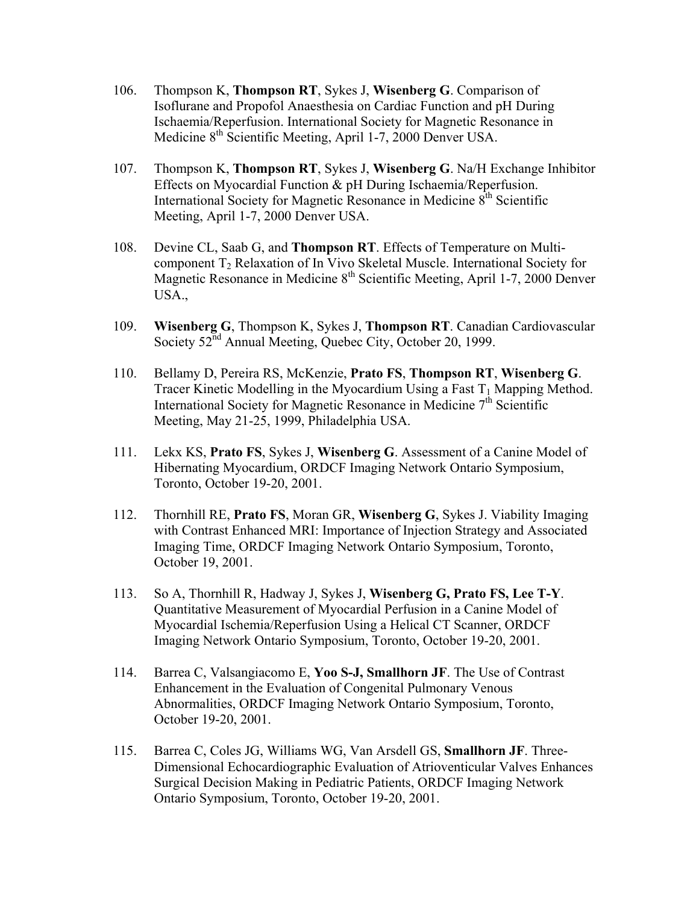106. Thompson K, **Thompson RT**, Sykes J, **Wisenberg G**. Comparison of Isoflurane and Propofol Anaesthesia on Cardiac Function and pH During Ischaemia/Reperfusion. International Society for Magnetic Resonance in Medicine 8$^{th}$ Scientific Meeting, April 1-7, 2000 Denver USA.

107. Thompson K, **Thompson RT**, Sykes J, **Wisenberg G**. Na/H Exchange Inhibitor Effects on Myocardial Function & pH During Ischaemia/Reperfusion. International Society for Magnetic Resonance in Medicine 8$^{th}$ Scientific Meeting, April 1-7, 2000 Denver USA.

108. Devine CL, Saab G, and **Thompson RT**. Effects of Temperature on Multi-component $T_2$ Relaxation of In Vivo Skeletal Muscle. International Society for Magnetic Resonance in Medicine 8$^{th}$ Scientific Meeting, April 1-7, 2000 Denver USA.,

109. **Wisenberg G**, Thompson K, Sykes J, **Thompson RT**. Canadian Cardiovascular Society 52$^{nd}$ Annual Meeting, Quebec City, October 20, 1999.

110. Bellamy D, Pereira RS, McKenzie, **Prato FS**, **Thompson RT**, **Wisenberg G**. Tracer Kinetic Modelling in the Myocardium Using a Fast $T_1$ Mapping Method. International Society for Magnetic Resonance in Medicine 7$^{th}$ Scientific Meeting, May 21-25, 1999, Philadelphia USA.

111. Lekx KS, **Prato FS**, Sykes J, **Wisenberg G**. Assessment of a Canine Model of Hibernating Myocardium, ORDCF Imaging Network Ontario Symposium, Toronto, October 19-20, 2001.

112. Thornhill RE, **Prato FS**, Moran GR, **Wisenberg G**, Sykes J. Viability Imaging with Contrast Enhanced MRI: Importance of Injection Strategy and Associated Imaging Time, ORDCF Imaging Network Ontario Symposium, Toronto, October 19, 2001.

113. So A, Thornhill R, Hadway J, Sykes J, **Wisenberg G, Prato FS, Lee T-Y**. Quantitative Measurement of Myocardial Perfusion in a Canine Model of Myocardial Ischemia/Reperfusion Using a Helical CT Scanner, ORDCF Imaging Network Ontario Symposium, Toronto, October 19-20, 2001.

114. Barrea C, Valsangiacomo E, **Yoo S-J, Smallhorn JF**. The Use of Contrast Enhancement in the Evaluation of Congenital Pulmonary Venous Abnormalities, ORDCF Imaging Network Ontario Symposium, Toronto, October 19-20, 2001.

115. Barrea C, Coles JG, Williams WG, Van Arsdell GS, **Smallhorn JF**. Three-Dimensional Echocardiographic Evaluation of Atrioventicular Valves Enhances Surgical Decision Making in Pediatric Patients, ORDCF Imaging Network Ontario Symposium, Toronto, October 19-20, 2001.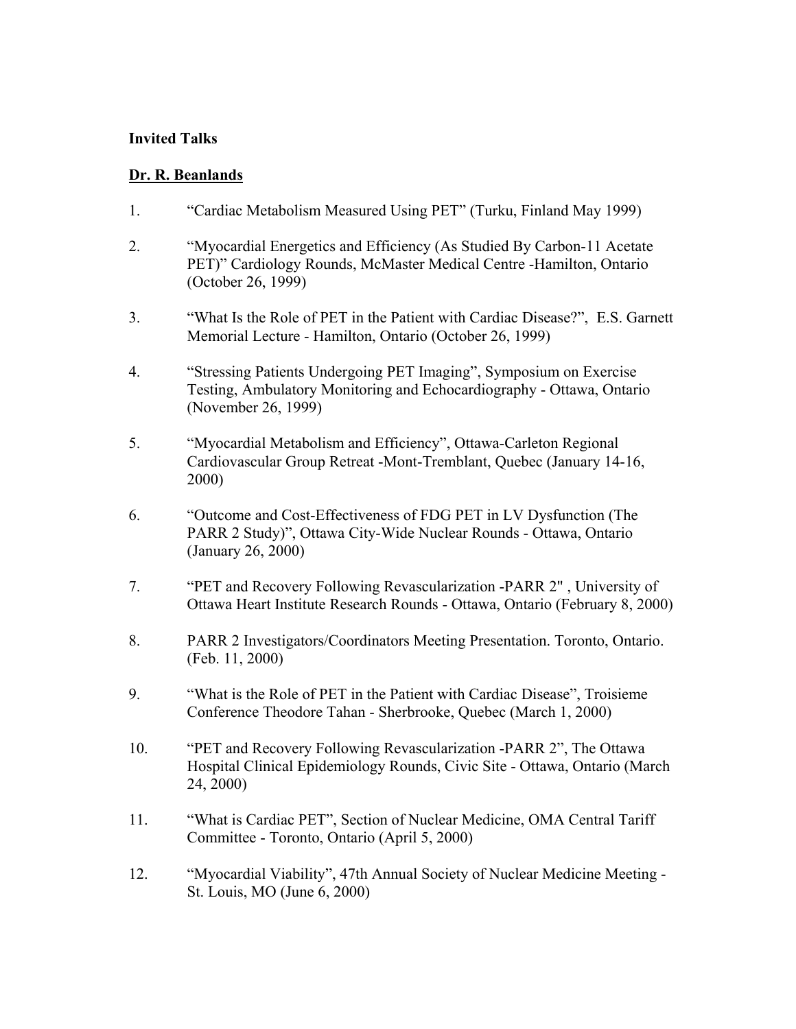**Invited Talks**

**<u>Dr. R. Beanlands</u>**

1. "Cardiac Metabolism Measured Using PET" (Turku, Finland May 1999)

2. "Myocardial Energetics and Efficiency (As Studied By Carbon-11 Acetate PET)" Cardiology Rounds, McMaster Medical Centre -Hamilton, Ontario (October 26, 1999)

3. "What Is the Role of PET in the Patient with Cardiac Disease?", E.S. Garnett Memorial Lecture - Hamilton, Ontario (October 26, 1999)

4. "Stressing Patients Undergoing PET Imaging", Symposium on Exercise Testing, Ambulatory Monitoring and Echocardiography - Ottawa, Ontario (November 26, 1999)

5. "Myocardial Metabolism and Efficiency", Ottawa-Carleton Regional Cardiovascular Group Retreat -Mont-Tremblant, Quebec (January 14-16, 2000)

6. "Outcome and Cost-Effectiveness of FDG PET in LV Dysfunction (The PARR 2 Study)", Ottawa City-Wide Nuclear Rounds - Ottawa, Ontario (January 26, 2000)

7. "PET and Recovery Following Revascularization -PARR 2" , University of Ottawa Heart Institute Research Rounds - Ottawa, Ontario (February 8, 2000)

8. PARR 2 Investigators/Coordinators Meeting Presentation. Toronto, Ontario. (Feb. 11, 2000)

9. "What is the Role of PET in the Patient with Cardiac Disease", Troisieme Conference Theodore Tahan - Sherbrooke, Quebec (March 1, 2000)

10. "PET and Recovery Following Revascularization -PARR 2", The Ottawa Hospital Clinical Epidemiology Rounds, Civic Site - Ottawa, Ontario (March 24, 2000)

11. "What is Cardiac PET", Section of Nuclear Medicine, OMA Central Tariff Committee - Toronto, Ontario (April 5, 2000)

12. "Myocardial Viability", 47th Annual Society of Nuclear Medicine Meeting - St. Louis, MO (June 6, 2000)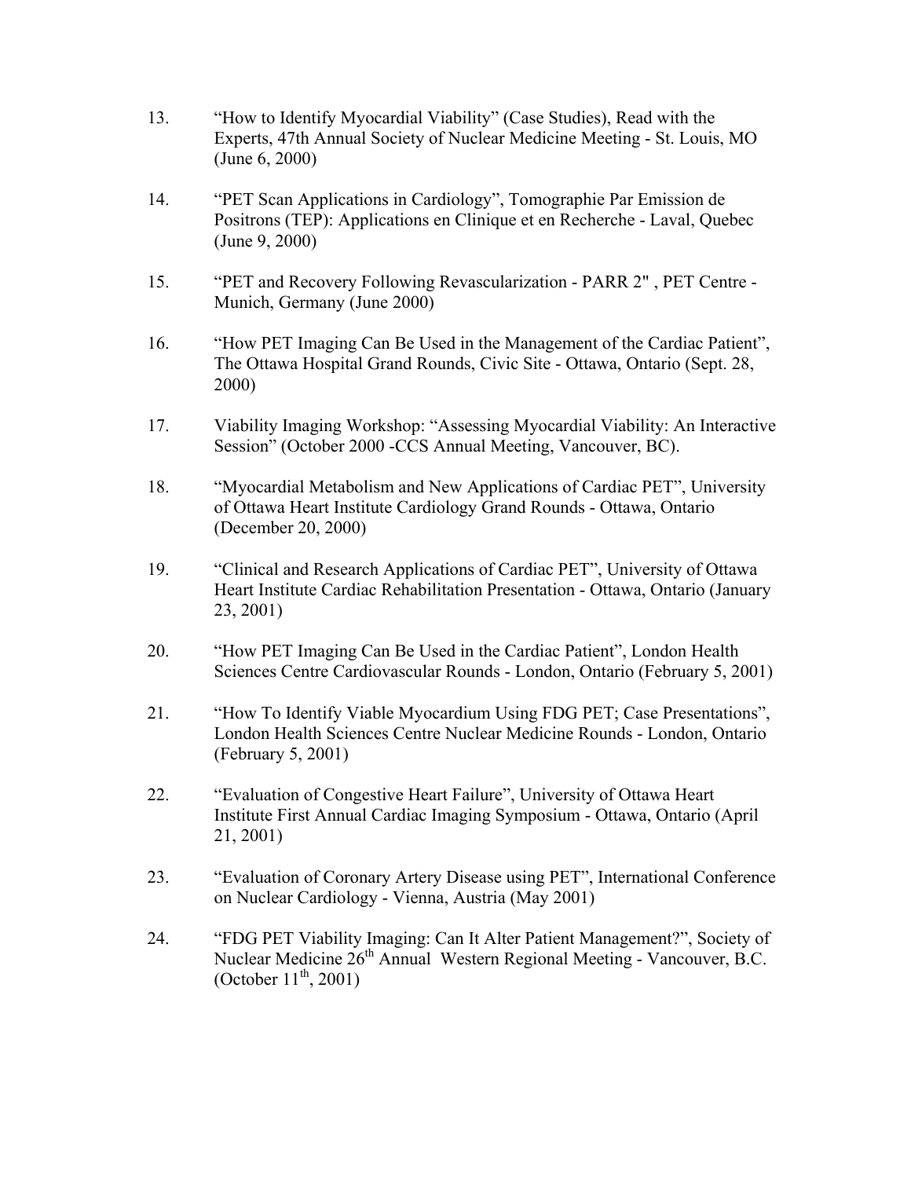13. “How to Identify Myocardial Viability” (Case Studies), Read with the Experts, 47th Annual Society of Nuclear Medicine Meeting - St. Louis, MO (June 6, 2000)

14. “PET Scan Applications in Cardiology”, Tomographie Par Emission de Positrons (TEP): Applications en Clinique et en Recherche - Laval, Quebec (June 9, 2000)

15. “PET and Recovery Following Revascularization - PARR 2" , PET Centre - Munich, Germany (June 2000)

16. “How PET Imaging Can Be Used in the Management of the Cardiac Patient”, The Ottawa Hospital Grand Rounds, Civic Site - Ottawa, Ontario (Sept. 28, 2000)

17. Viability Imaging Workshop: “Assessing Myocardial Viability: An Interactive Session” (October 2000 -CCS Annual Meeting, Vancouver, BC).

18. “Myocardial Metabolism and New Applications of Cardiac PET”, University of Ottawa Heart Institute Cardiology Grand Rounds - Ottawa, Ontario (December 20, 2000)

19. “Clinical and Research Applications of Cardiac PET”, University of Ottawa Heart Institute Cardiac Rehabilitation Presentation - Ottawa, Ontario (January 23, 2001)

20. “How PET Imaging Can Be Used in the Cardiac Patient”, London Health Sciences Centre Cardiovascular Rounds - London, Ontario (February 5, 2001)

21. “How To Identify Viable Myocardium Using FDG PET; Case Presentations”, London Health Sciences Centre Nuclear Medicine Rounds - London, Ontario (February 5, 2001)

22. “Evaluation of Congestive Heart Failure”, University of Ottawa Heart Institute First Annual Cardiac Imaging Symposium - Ottawa, Ontario (April 21, 2001)

23. “Evaluation of Coronary Artery Disease using PET”, International Conference on Nuclear Cardiology - Vienna, Austria (May 2001)

24. “FDG PET Viability Imaging: Can It Alter Patient Management?”, Society of Nuclear Medicine 26th Annual Western Regional Meeting - Vancouver, B.C. (October 11th, 2001)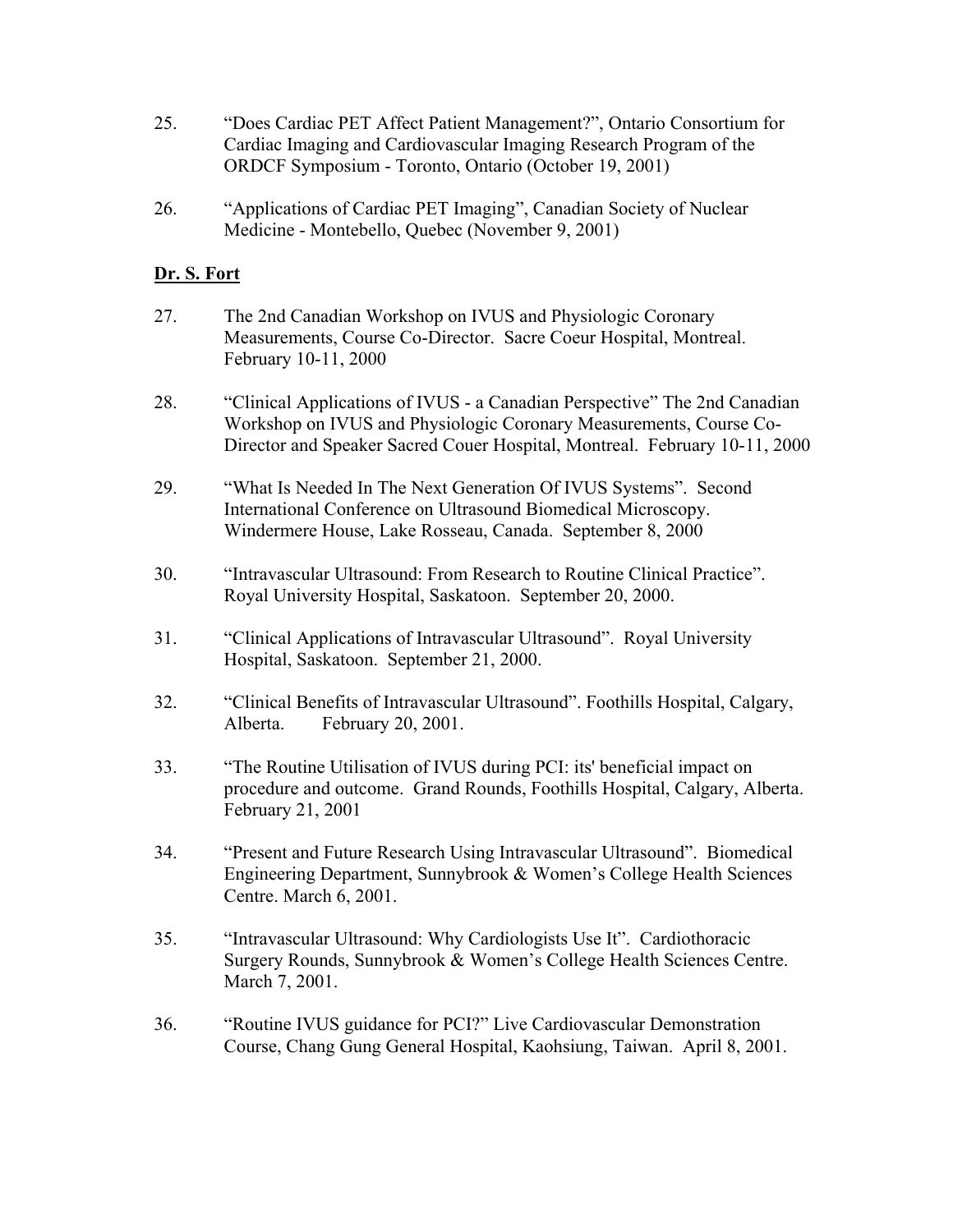25. "Does Cardiac PET Affect Patient Management?", Ontario Consortium for Cardiac Imaging and Cardiovascular Imaging Research Program of the ORDCF Symposium - Toronto, Ontario (October 19, 2001)

26. "Applications of Cardiac PET Imaging", Canadian Society of Nuclear Medicine - Montebello, Quebec (November 9, 2001)

**Dr. S. Fort**

27. The 2nd Canadian Workshop on IVUS and Physiologic Coronary Measurements, Course Co-Director. Sacre Coeur Hospital, Montreal. February 10-11, 2000

28. "Clinical Applications of IVUS - a Canadian Perspective" The 2nd Canadian Workshop on IVUS and Physiologic Coronary Measurements, Course Co-Director and Speaker Sacred Couer Hospital, Montreal. February 10-11, 2000

29. "What Is Needed In The Next Generation Of IVUS Systems". Second International Conference on Ultrasound Biomedical Microscopy. Windermere House, Lake Rosseau, Canada. September 8, 2000

30. "Intravascular Ultrasound: From Research to Routine Clinical Practice". Royal University Hospital, Saskatoon. September 20, 2000.

31. "Clinical Applications of Intravascular Ultrasound". Royal University Hospital, Saskatoon. September 21, 2000.

32. "Clinical Benefits of Intravascular Ultrasound". Foothills Hospital, Calgary, Alberta. February 20, 2001.

33. "The Routine Utilisation of IVUS during PCI: its' beneficial impact on procedure and outcome. Grand Rounds, Foothills Hospital, Calgary, Alberta. February 21, 2001

34. "Present and Future Research Using Intravascular Ultrasound". Biomedical Engineering Department, Sunnybrook & Women's College Health Sciences Centre. March 6, 2001.

35. "Intravascular Ultrasound: Why Cardiologists Use It". Cardiothoracic Surgery Rounds, Sunnybrook & Women's College Health Sciences Centre. March 7, 2001.

36. "Routine IVUS guidance for PCI?" Live Cardiovascular Demonstration Course, Chang Gung General Hospital, Kaohsiung, Taiwan. April 8, 2001.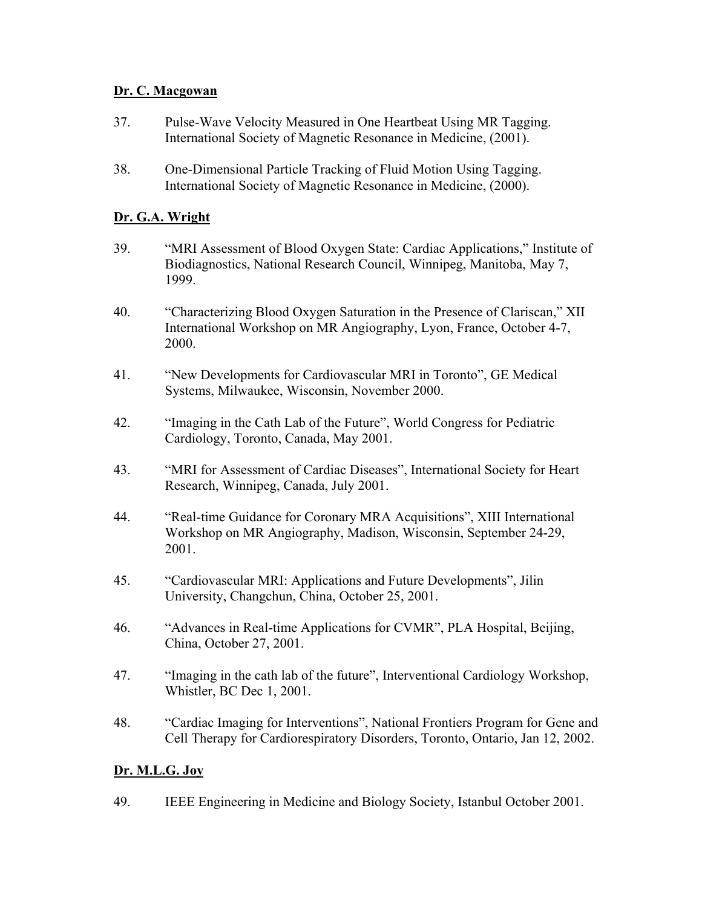**Dr. C. Macgowan**

37. Pulse-Wave Velocity Measured in One Heartbeat Using MR Tagging. International Society of Magnetic Resonance in Medicine, (2001).

38. One-Dimensional Particle Tracking of Fluid Motion Using Tagging. International Society of Magnetic Resonance in Medicine, (2000).

**Dr. G.A. Wright**

39. "MRI Assessment of Blood Oxygen State: Cardiac Applications," Institute of Biodiagnostics, National Research Council, Winnipeg, Manitoba, May 7, 1999.

40. "Characterizing Blood Oxygen Saturation in the Presence of Clariscan," XII International Workshop on MR Angiography, Lyon, France, October 4-7, 2000.

41. "New Developments for Cardiovascular MRI in Toronto", GE Medical Systems, Milwaukee, Wisconsin, November 2000.

42. "Imaging in the Cath Lab of the Future", World Congress for Pediatric Cardiology, Toronto, Canada, May 2001.

43. "MRI for Assessment of Cardiac Diseases", International Society for Heart Research, Winnipeg, Canada, July 2001.

44. "Real-time Guidance for Coronary MRA Acquisitions", XIII International Workshop on MR Angiography, Madison, Wisconsin, September 24-29, 2001.

45. "Cardiovascular MRI: Applications and Future Developments", Jilin University, Changchun, China, October 25, 2001.

46. "Advances in Real-time Applications for CVMR", PLA Hospital, Beijing, China, October 27, 2001.

47. "Imaging in the cath lab of the future", Interventional Cardiology Workshop, Whistler, BC Dec 1, 2001.

48. "Cardiac Imaging for Interventions", National Frontiers Program for Gene and Cell Therapy for Cardiorespiratory Disorders, Toronto, Ontario, Jan 12, 2002.

**Dr. M.L.G. Joy**

49. IEEE Engineering in Medicine and Biology Society, Istanbul October 2001.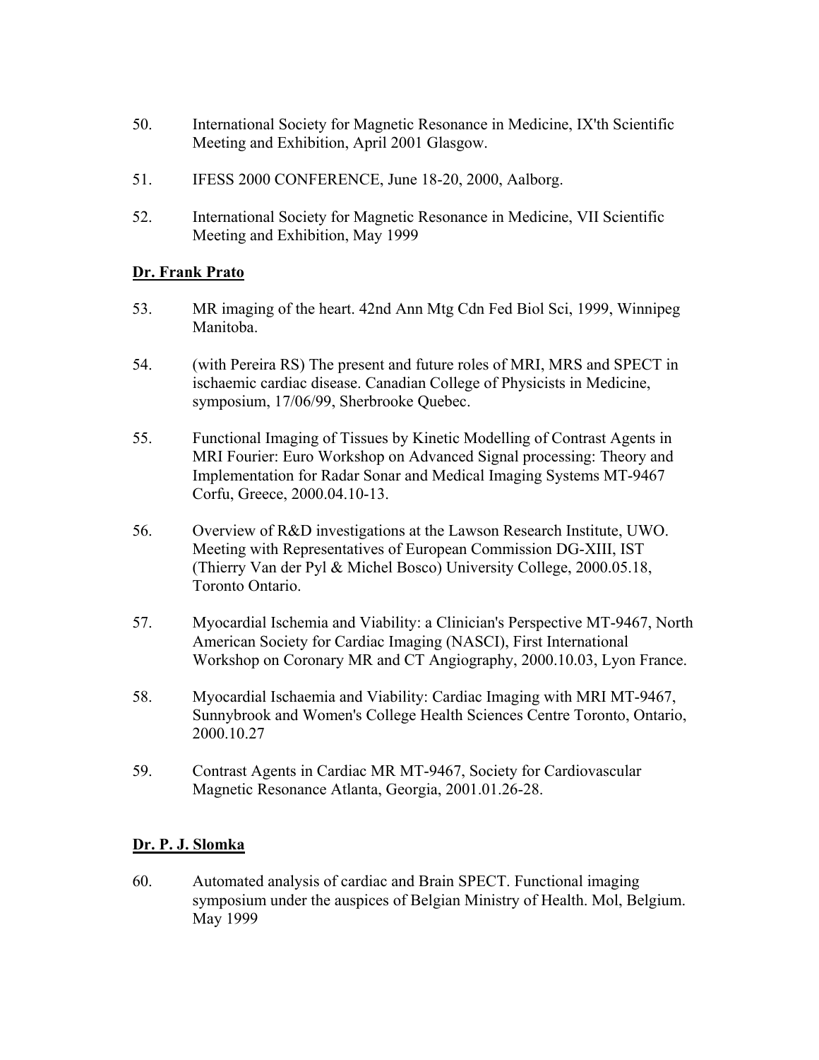50. International Society for Magnetic Resonance in Medicine, IX'th Scientific Meeting and Exhibition, April 2001 Glasgow.

51. IFESS 2000 CONFERENCE, June 18-20, 2000, Aalborg.

52. International Society for Magnetic Resonance in Medicine, VII Scientific Meeting and Exhibition, May 1999

**Dr. Frank Prato**

53. MR imaging of the heart. 42nd Ann Mtg Cdn Fed Biol Sci, 1999, Winnipeg Manitoba.

54. (with Pereira RS) The present and future roles of MRI, MRS and SPECT in ischaemic cardiac disease. Canadian College of Physicists in Medicine, symposium, 17/06/99, Sherbrooke Quebec.

55. Functional Imaging of Tissues by Kinetic Modelling of Contrast Agents in MRI Fourier: Euro Workshop on Advanced Signal processing: Theory and Implementation for Radar Sonar and Medical Imaging Systems MT-9467 Corfu, Greece, 2000.04.10-13.

56. Overview of R&D investigations at the Lawson Research Institute, UWO. Meeting with Representatives of European Commission DG-XIII, IST (Thierry Van der Pyl & Michel Bosco) University College, 2000.05.18, Toronto Ontario.

57. Myocardial Ischemia and Viability: a Clinician's Perspective MT-9467, North American Society for Cardiac Imaging (NASCI), First International Workshop on Coronary MR and CT Angiography, 2000.10.03, Lyon France.

58. Myocardial Ischaemia and Viability: Cardiac Imaging with MRI MT-9467, Sunnybrook and Women's College Health Sciences Centre Toronto, Ontario, 2000.10.27

59. Contrast Agents in Cardiac MR MT-9467, Society for Cardiovascular Magnetic Resonance Atlanta, Georgia, 2001.01.26-28.

**Dr. P. J. Slomka**

60. Automated analysis of cardiac and Brain SPECT. Functional imaging symposium under the auspices of Belgian Ministry of Health. Mol, Belgium. May 1999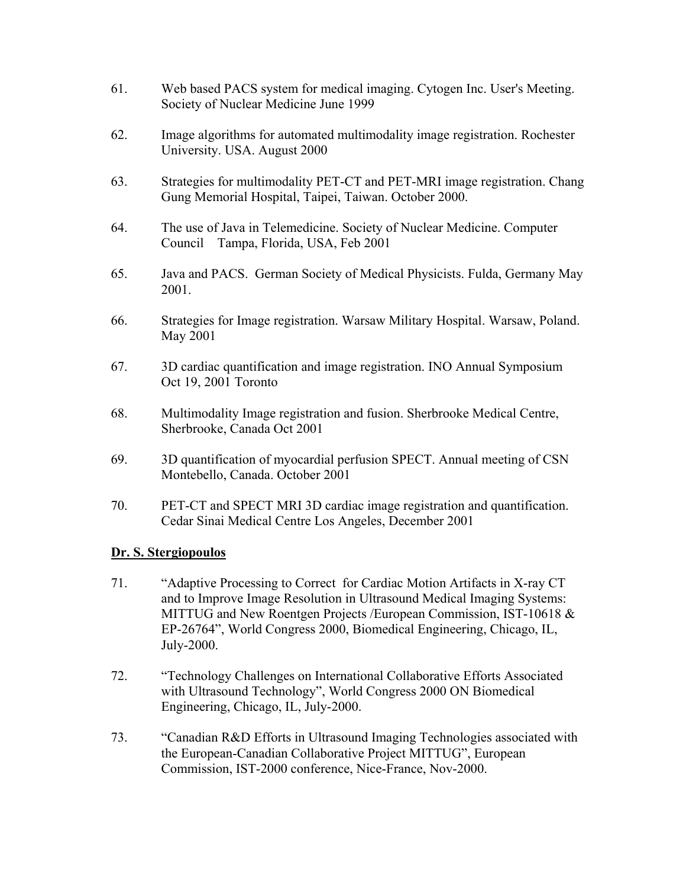61. Web based PACS system for medical imaging. Cytogen Inc. User's Meeting. Society of Nuclear Medicine June 1999

62. Image algorithms for automated multimodality image registration. Rochester University. USA. August 2000

63. Strategies for multimodality PET-CT and PET-MRI image registration. Chang Gung Memorial Hospital, Taipei, Taiwan. October 2000.

64. The use of Java in Telemedicine. Society of Nuclear Medicine. Computer Council Tampa, Florida, USA, Feb 2001

65. Java and PACS. German Society of Medical Physicists. Fulda, Germany May 2001.

66. Strategies for Image registration. Warsaw Military Hospital. Warsaw, Poland. May 2001

67. 3D cardiac quantification and image registration. INO Annual Symposium Oct 19, 2001 Toronto

68. Multimodality Image registration and fusion. Sherbrooke Medical Centre, Sherbrooke, Canada Oct 2001

69. 3D quantification of myocardial perfusion SPECT. Annual meeting of CSN Montebello, Canada. October 2001

70. PET-CT and SPECT MRI 3D cardiac image registration and quantification. Cedar Sinai Medical Centre Los Angeles, December 2001

**<u>Dr. S. Stergiopoulos</u>**

71. "Adaptive Processing to Correct for Cardiac Motion Artifacts in X-ray CT and to Improve Image Resolution in Ultrasound Medical Imaging Systems: MITTUG and New Roentgen Projects /European Commission, IST-10618 & EP-26764", World Congress 2000, Biomedical Engineering, Chicago, IL, July-2000.

72. "Technology Challenges on International Collaborative Efforts Associated with Ultrasound Technology", World Congress 2000 ON Biomedical Engineering, Chicago, IL, July-2000.

73. "Canadian R&D Efforts in Ultrasound Imaging Technologies associated with the European-Canadian Collaborative Project MITTUG", European Commission, IST-2000 conference, Nice-France, Nov-2000.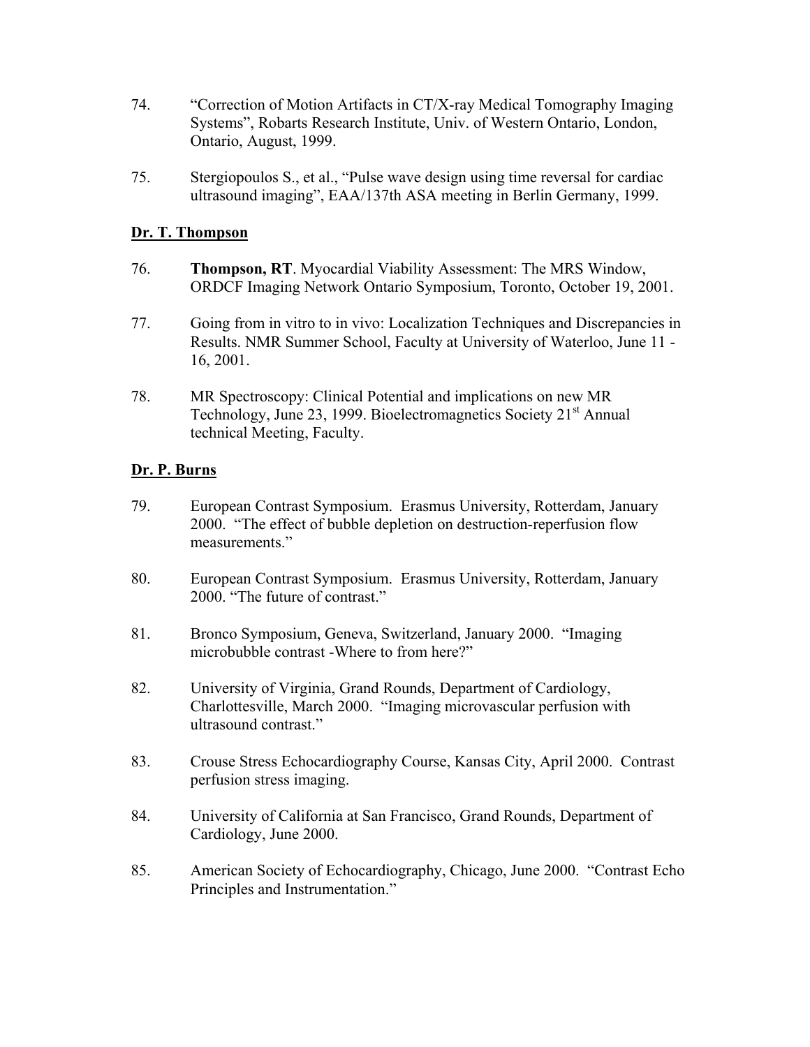74. "Correction of Motion Artifacts in CT/X-ray Medical Tomography Imaging Systems", Robarts Research Institute, Univ. of Western Ontario, London, Ontario, August, 1999.

75. Stergiopoulos S., et al., "Pulse wave design using time reversal for cardiac ultrasound imaging", EAA/137th ASA meeting in Berlin Germany, 1999.

**Dr. T. Thompson**

76. **Thompson, RT**. Myocardial Viability Assessment: The MRS Window, ORDCF Imaging Network Ontario Symposium, Toronto, October 19, 2001.

77. Going from in vitro to in vivo: Localization Techniques and Discrepancies in Results. NMR Summer School, Faculty at University of Waterloo, June 11 - 16, 2001.

78. MR Spectroscopy: Clinical Potential and implications on new MR Technology, June 23, 1999. Bioelectromagnetics Society 21st Annual technical Meeting, Faculty.

**Dr. P. Burns**

79. European Contrast Symposium. Erasmus University, Rotterdam, January 2000. "The effect of bubble depletion on destruction-reperfusion flow measurements."

80. European Contrast Symposium. Erasmus University, Rotterdam, January 2000. "The future of contrast."

81. Bronco Symposium, Geneva, Switzerland, January 2000. "Imaging microbubble contrast -Where to from here?"

82. University of Virginia, Grand Rounds, Department of Cardiology, Charlottesville, March 2000. "Imaging microvascular perfusion with ultrasound contrast."

83. Crouse Stress Echocardiography Course, Kansas City, April 2000. Contrast perfusion stress imaging.

84. University of California at San Francisco, Grand Rounds, Department of Cardiology, June 2000.

85. American Society of Echocardiography, Chicago, June 2000. "Contrast Echo Principles and Instrumentation."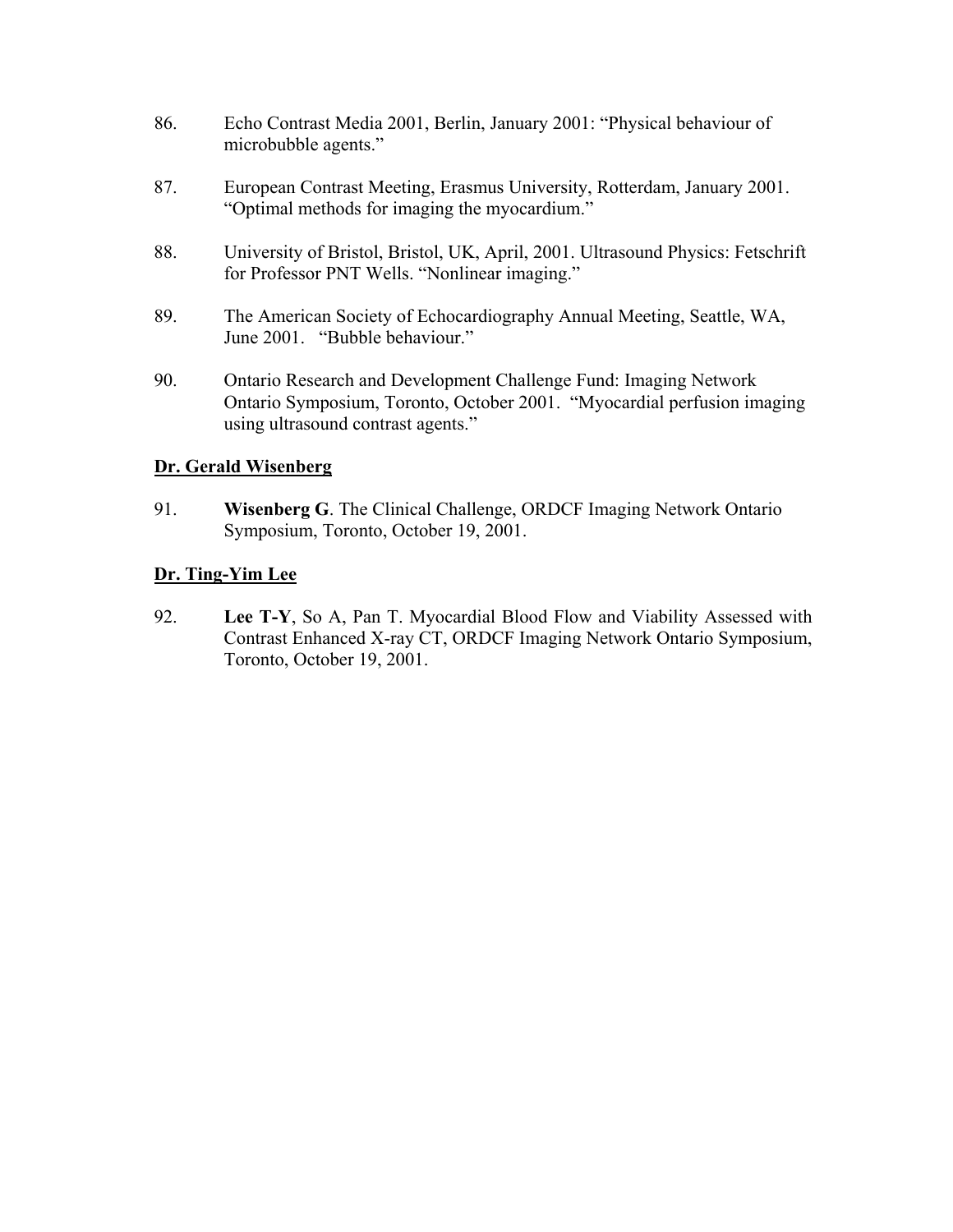86. Echo Contrast Media 2001, Berlin, January 2001: "Physical behaviour of microbubble agents."

87. European Contrast Meeting, Erasmus University, Rotterdam, January 2001. "Optimal methods for imaging the myocardium."

88. University of Bristol, Bristol, UK, April, 2001. Ultrasound Physics: Fetschrift for Professor PNT Wells. "Nonlinear imaging."

89. The American Society of Echocardiography Annual Meeting, Seattle, WA, June 2001. "Bubble behaviour."

90. Ontario Research and Development Challenge Fund: Imaging Network Ontario Symposium, Toronto, October 2001. "Myocardial perfusion imaging using ultrasound contrast agents."

**Dr. Gerald Wisenberg**

91. **Wisenberg G**. The Clinical Challenge, ORDCF Imaging Network Ontario Symposium, Toronto, October 19, 2001.

**Dr. Ting-Yim Lee**

92. **Lee T-Y**, So A, Pan T. Myocardial Blood Flow and Viability Assessed with Contrast Enhanced X-ray CT, ORDCF Imaging Network Ontario Symposium, Toronto, October 19, 2001.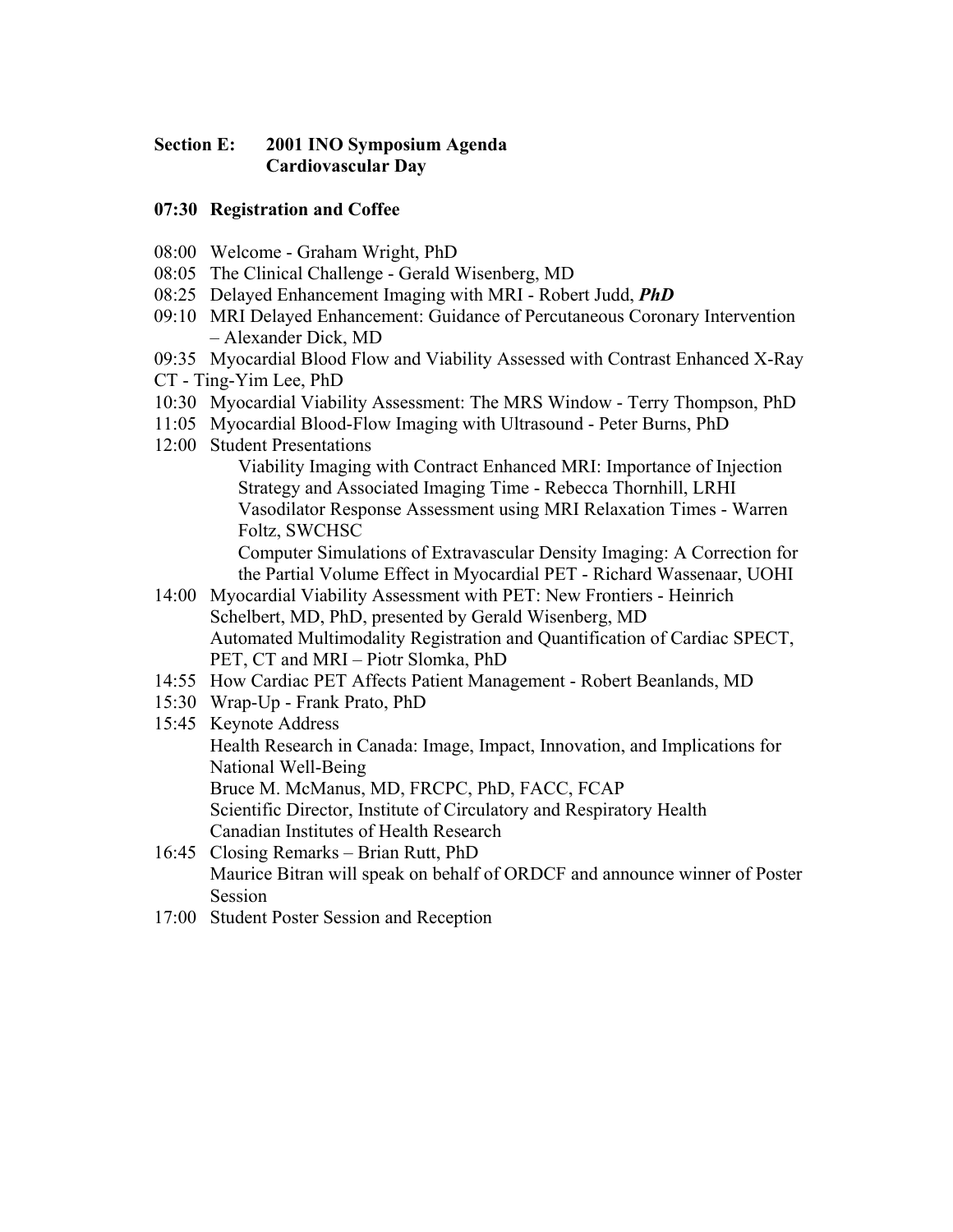## Section E: 2001 INO Symposium Agenda
## Cardiovascular Day

**07:30 Registration and Coffee**

08:00 Welcome - Graham Wright, PhD

08:05 The Clinical Challenge - Gerald Wisenberg, MD

08:25 Delayed Enhancement Imaging with MRI - Robert Judd, ***PhD***

09:10 MRI Delayed Enhancement: Guidance of Percutaneous Coronary Intervention – Alexander Dick, MD

09:35 Myocardial Blood Flow and Viability Assessed with Contrast Enhanced X-Ray CT - Ting-Yim Lee, PhD

10:30 Myocardial Viability Assessment: The MRS Window - Terry Thompson, PhD

11:05 Myocardial Blood-Flow Imaging with Ultrasound - Peter Burns, PhD

12:00 Student Presentations

- Viability Imaging with Contract Enhanced MRI: Importance of Injection Strategy and Associated Imaging Time - Rebecca Thornhill, LRHI
- Vasodilator Response Assessment using MRI Relaxation Times - Warren Foltz, SWCHSC
- Computer Simulations of Extravascular Density Imaging: A Correction for the Partial Volume Effect in Myocardial PET - Richard Wassenaar, UOHI

14:00 Myocardial Viability Assessment with PET: New Frontiers - Heinrich Schelbert, MD, PhD, presented by Gerald Wisenberg, MD
Automated Multimodality Registration and Quantification of Cardiac SPECT, PET, CT and MRI – Piotr Slomka, PhD

14:55 How Cardiac PET Affects Patient Management - Robert Beanlands, MD

15:30 Wrap-Up - Frank Prato, PhD

15:45 Keynote Address
Health Research in Canada: Image, Impact, Innovation, and Implications for National Well-Being
Bruce M. McManus, MD, FRCPC, PhD, FACC, FCAP
Scientific Director, Institute of Circulatory and Respiratory Health
Canadian Institutes of Health Research

16:45 Closing Remarks – Brian Rutt, PhD
Maurice Bitran will speak on behalf of ORDCF and announce winner of Poster Session

17:00 Student Poster Session and Reception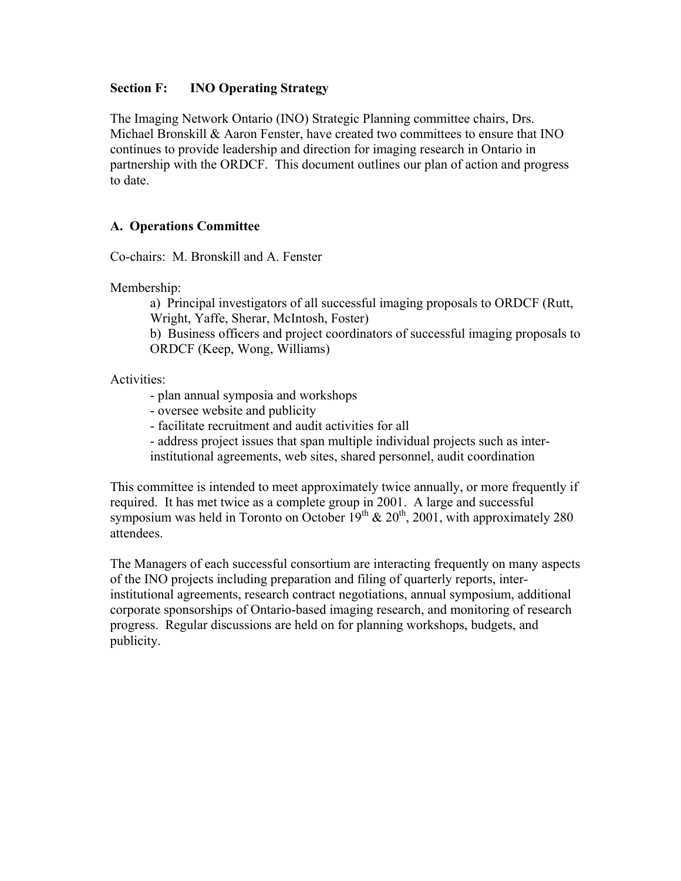## Section F: INO Operating Strategy

The Imaging Network Ontario (INO) Strategic Planning committee chairs, Drs. Michael Bronskill & Aaron Fenster, have created two committees to ensure that INO continues to provide leadership and direction for imaging research in Ontario in partnership with the ORDCF. This document outlines our plan of action and progress to date.

### A. Operations Committee

Co-chairs: M. Bronskill and A. Fenster

Membership:

a) Principal investigators of all successful imaging proposals to ORDCF (Rutt, Wright, Yaffe, Sherar, McIntosh, Foster)

b) Business officers and project coordinators of successful imaging proposals to ORDCF (Keep, Wong, Williams)

Activities:

- plan annual symposia and workshops
- oversee website and publicity
- facilitate recruitment and audit activities for all
- address project issues that span multiple individual projects such as inter-institutional agreements, web sites, shared personnel, audit coordination

This committee is intended to meet approximately twice annually, or more frequently if required. It has met twice as a complete group in 2001. A large and successful symposium was held in Toronto on October 19th & 20th, 2001, with approximately 280 attendees.

The Managers of each successful consortium are interacting frequently on many aspects of the INO projects including preparation and filing of quarterly reports, inter-institutional agreements, research contract negotiations, annual symposium, additional corporate sponsorships of Ontario-based imaging research, and monitoring of research progress. Regular discussions are held on for planning workshops, budgets, and publicity.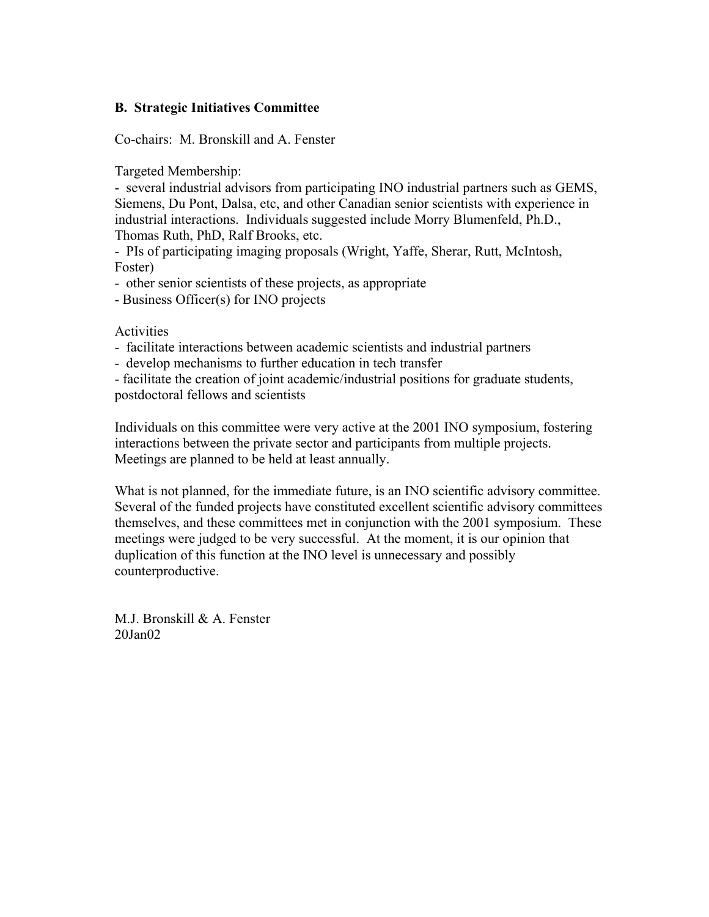### B. Strategic Initiatives Committee

Co-chairs: M. Bronskill and A. Fenster

Targeted Membership:

- several industrial advisors from participating INO industrial partners such as GEMS, Siemens, Du Pont, Dalsa, etc, and other Canadian senior scientists with experience in industrial interactions. Individuals suggested include Morry Blumenfeld, Ph.D., Thomas Ruth, PhD, Ralf Brooks, etc.
- PIs of participating imaging proposals (Wright, Yaffe, Sherar, Rutt, McIntosh, Foster)
- other senior scientists of these projects, as appropriate
- Business Officer(s) for INO projects

Activities

- facilitate interactions between academic scientists and industrial partners
- develop mechanisms to further education in tech transfer
- facilitate the creation of joint academic/industrial positions for graduate students, postdoctoral fellows and scientists

Individuals on this committee were very active at the 2001 INO symposium, fostering interactions between the private sector and participants from multiple projects. Meetings are planned to be held at least annually.

What is not planned, for the immediate future, is an INO scientific advisory committee. Several of the funded projects have constituted excellent scientific advisory committees themselves, and these committees met in conjunction with the 2001 symposium. These meetings were judged to be very successful. At the moment, it is our opinion that duplication of this function at the INO level is unnecessary and possibly counterproductive.

M.J. Bronskill & A. Fenster
20Jan02